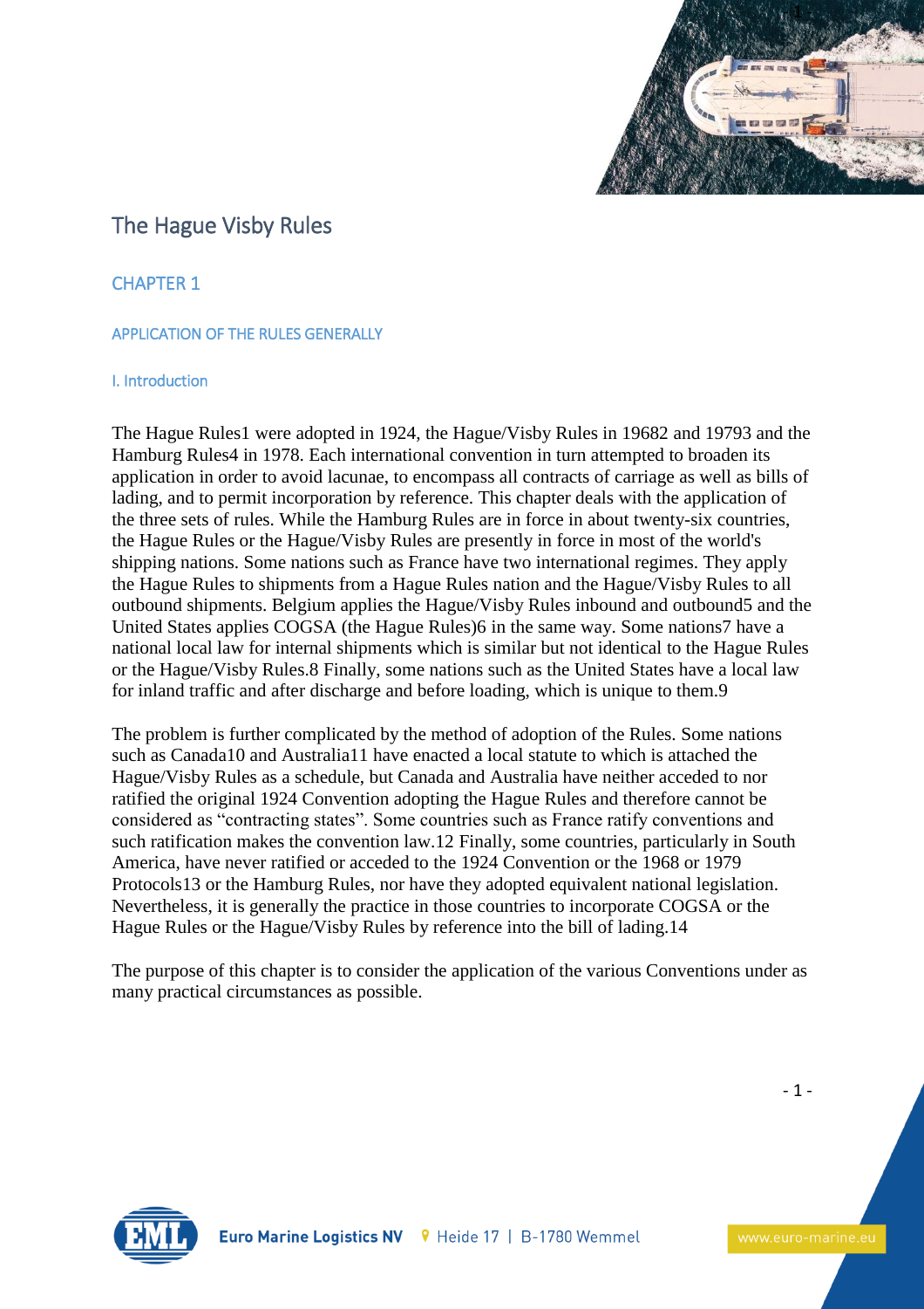# The Hague Visby Rules

## CHAPTER 1

### APPLICATION OF THE RULES GENERALLY

#### I. Introduction

The Hague Rules[1] were adopted in 1924, the Hague/Visby Rules in 1968[2] and 1979[3] and the Hamburg Rules[4] in 1978. Each international convention in turn attempted to broaden its application in order to avoid lacunae, to encompass all contracts of carriage as well as bills of lading, and to permit incorporation by reference. This chapter deals with the application of the three sets of rules. While the Hamburg Rules are in force in about twenty-six countries, the Hague Rules or the Hague/Visby Rules are presently in force in most of the world's shipping nations. Some nations such as France have two international regimes. They apply the Hague Rules to shipments from a Hague Rules nation and the Hague/Visby Rules to all outbound shipments. Belgium applies the Hague/Visby Rules inbound and outbound[5] and the United States applies COGSA (the Hague Rules)[6] in the same way. Some nations[7] have a national local law for internal shipments which is similar but not identical to the Hague Rules or the Hague/Visby Rules.[8] Finally, some nations such as the United States have a local law for inland traffic and after discharge and before loading, which is unique to them.[9]

The problem is further complicated by the method of adoption of the Rules. Some nations such as Canada[10] and Australia[11] have enacted a local statute to which is attached the Hague/Visby Rules as a schedule, but Canada and Australia have neither acceded to nor ratified the original 1924 Convention adopting the Hague Rules and therefore cannot be considered as "contracting states". Some countries such as France ratify conventions and such ratification makes the convention law.[12] Finally, some countries, particularly in South America, have never ratified or acceded to the 1924 Convention or the 1968 or 1979 Protocols[13] or the Hamburg Rules, nor have they adopted equivalent national legislation. Nevertheless, it is generally the practice in those countries to incorporate COGSA or the Hague Rules or the Hague/Visby Rules by reference into the bill of lading.[14]

The purpose of this chapter is to consider the application of the various Conventions under as many practical circumstances as possible.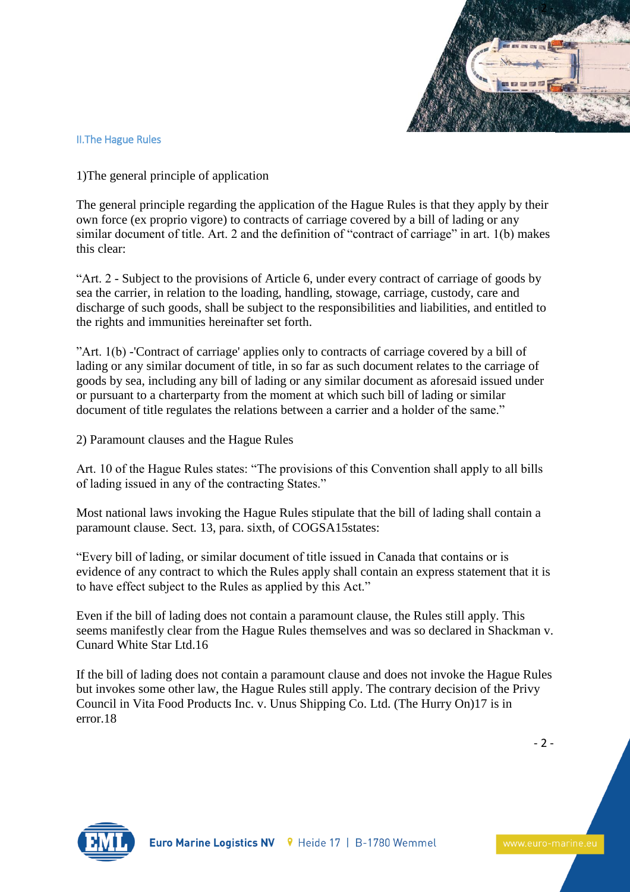## II.The Hague Rules

### 1)The general principle of application

The general principle regarding the application of the Hague Rules is that they apply by their own force (ex proprio vigore) to contracts of carriage covered by a bill of lading or any similar document of title. Art. 2 and the definition of "contract of carriage" in art. 1(b) makes this clear:

"Art. 2 - Subject to the provisions of Article 6, under every contract of carriage of goods by sea the carrier, in relation to the loading, handling, stowage, carriage, custody, care and discharge of such goods, shall be subject to the responsibilities and liabilities, and entitled to the rights and immunities hereinafter set forth.

"Art. 1(b) -'Contract of carriage' applies only to contracts of carriage covered by a bill of lading or any similar document of title, in so far as such document relates to the carriage of goods by sea, including any bill of lading or any similar document as aforesaid issued under or pursuant to a charterparty from the moment at which such bill of lading or similar document of title regulates the relations between a carrier and a holder of the same."

### 2) Paramount clauses and the Hague Rules

Art. 10 of the Hague Rules states: "The provisions of this Convention shall apply to all bills of lading issued in any of the contracting States."

Most national laws invoking the Hague Rules stipulate that the bill of lading shall contain a paramount clause. Sect. 13, para. sixth, of COGSA[15] states:

"Every bill of lading, or similar document of title issued in Canada that contains or is evidence of any contract to which the Rules apply shall contain an express statement that it is to have effect subject to the Rules as applied by this Act."

Even if the bill of lading does not contain a paramount clause, the Rules still apply. This seems manifestly clear from the Hague Rules themselves and was so declared in Shackman v. Cunard White Star Ltd.[16]

If the bill of lading does not contain a paramount clause and does not invoke the Hague Rules but invokes some other law, the Hague Rules still apply. The contrary decision of the Privy Council in Vita Food Products Inc. v. Unus Shipping Co. Ltd. (The Hurry On)[17] is in error.[18]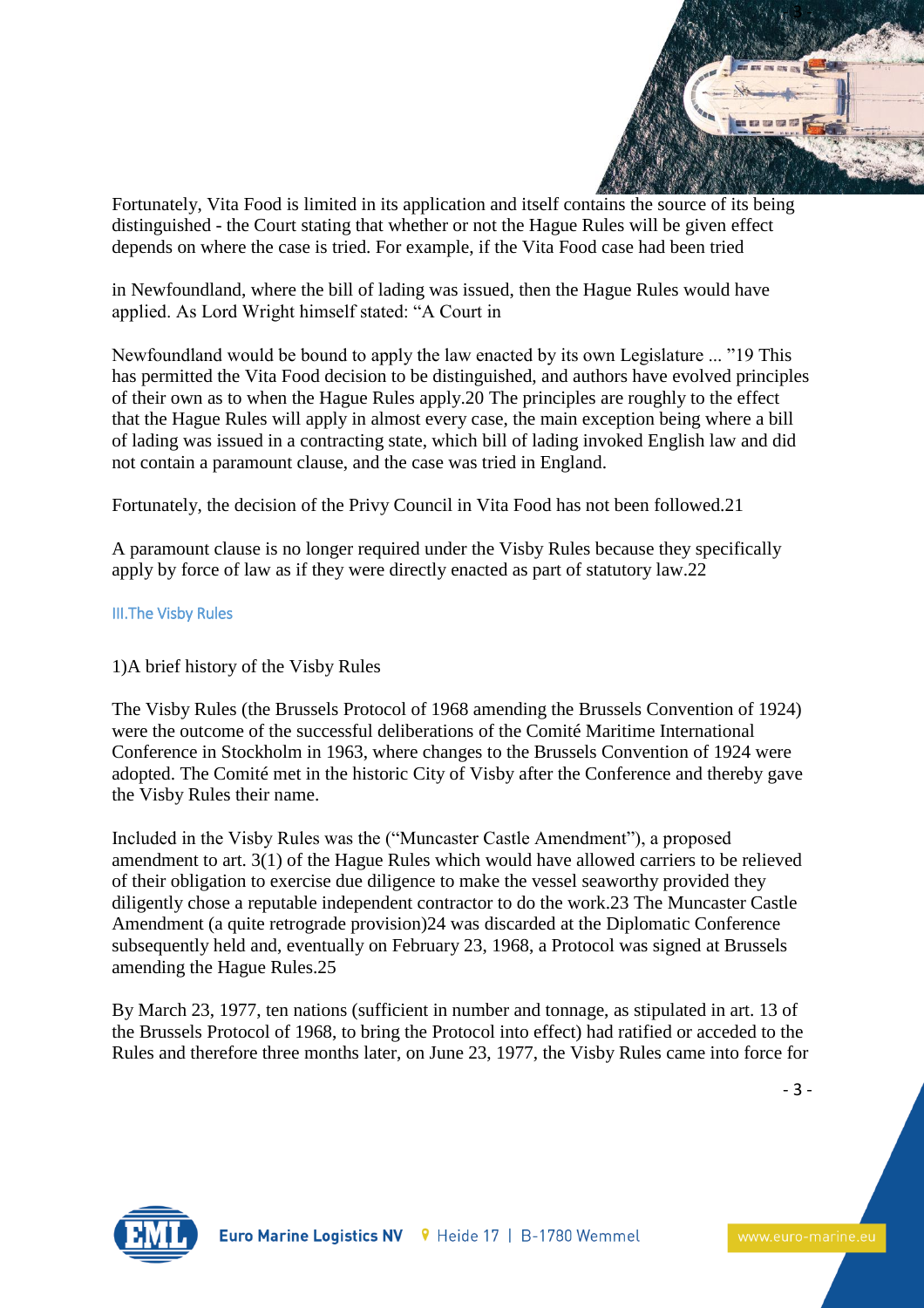Fortunately, Vita Food is limited in its application and itself contains the source of its being distinguished - the Court stating that whether or not the Hague Rules will be given effect depends on where the case is tried. For example, if the Vita Food case had been tried

in Newfoundland, where the bill of lading was issued, then the Hague Rules would have applied. As Lord Wright himself stated: "A Court in

Newfoundland would be bound to apply the law enacted by its own Legislature ... "[19] This has permitted the Vita Food decision to be distinguished, and authors have evolved principles of their own as to when the Hague Rules apply.[20] The principles are roughly to the effect that the Hague Rules will apply in almost every case, the main exception being where a bill of lading was issued in a contracting state, which bill of lading invoked English law and did not contain a paramount clause, and the case was tried in England.

Fortunately, the decision of the Privy Council in Vita Food has not been followed.[21]

A paramount clause is no longer required under the Visby Rules because they specifically apply by force of law as if they were directly enacted as part of statutory law.[22]

## III.The Visby Rules

### 1)A brief history of the Visby Rules

The Visby Rules (the Brussels Protocol of 1968 amending the Brussels Convention of 1924) were the outcome of the successful deliberations of the Comité Maritime International Conference in Stockholm in 1963, where changes to the Brussels Convention of 1924 were adopted. The Comité met in the historic City of Visby after the Conference and thereby gave the Visby Rules their name.

Included in the Visby Rules was the ("Muncaster Castle Amendment"), a proposed amendment to art. 3(1) of the Hague Rules which would have allowed carriers to be relieved of their obligation to exercise due diligence to make the vessel seaworthy provided they diligently chose a reputable independent contractor to do the work.[23] The Muncaster Castle Amendment (a quite retrograde provision)[24] was discarded at the Diplomatic Conference subsequently held and, eventually on February 23, 1968, a Protocol was signed at Brussels amending the Hague Rules.[25]

By March 23, 1977, ten nations (sufficient in number and tonnage, as stipulated in art. 13 of the Brussels Protocol of 1968, to bring the Protocol into effect) had ratified or acceded to the Rules and therefore three months later, on June 23, 1977, the Visby Rules came into force for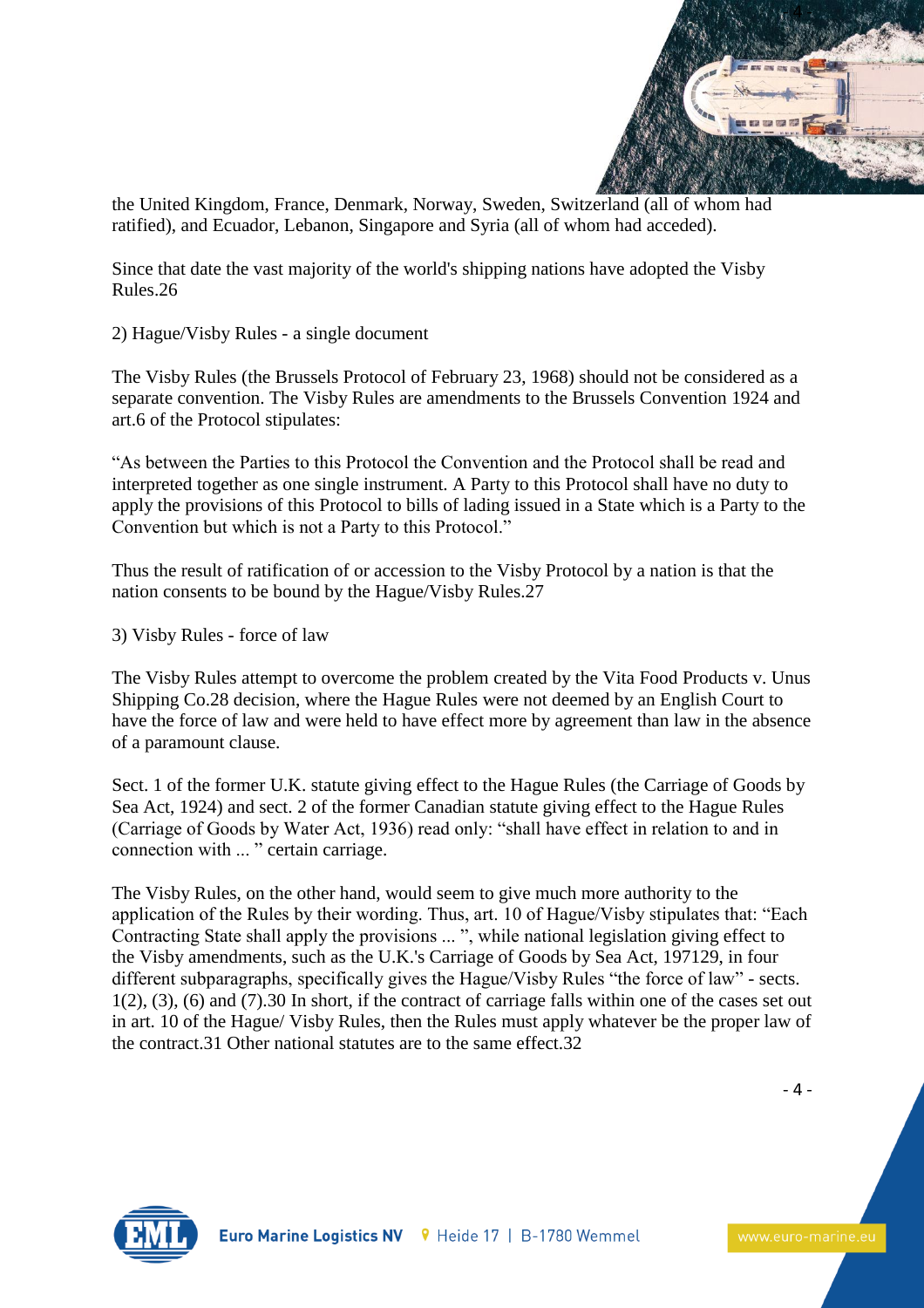the United Kingdom, France, Denmark, Norway, Sweden, Switzerland (all of whom had ratified), and Ecuador, Lebanon, Singapore and Syria (all of whom had acceded).

Since that date the vast majority of the world's shipping nations have adopted the Visby Rules.[26]

2) Hague/Visby Rules - a single document

The Visby Rules (the Brussels Protocol of February 23, 1968) should not be considered as a separate convention. The Visby Rules are amendments to the Brussels Convention 1924 and art.6 of the Protocol stipulates:

"As between the Parties to this Protocol the Convention and the Protocol shall be read and interpreted together as one single instrument. A Party to this Protocol shall have no duty to apply the provisions of this Protocol to bills of lading issued in a State which is a Party to the Convention but which is not a Party to this Protocol."

Thus the result of ratification of or accession to the Visby Protocol by a nation is that the nation consents to be bound by the Hague/Visby Rules.[27]

3) Visby Rules - force of law

The Visby Rules attempt to overcome the problem created by the Vita Food Products v. Unus Shipping Co.[28] decision, where the Hague Rules were not deemed by an English Court to have the force of law and were held to have effect more by agreement than law in the absence of a paramount clause.

Sect. 1 of the former U.K. statute giving effect to the Hague Rules (the Carriage of Goods by Sea Act, 1924) and sect. 2 of the former Canadian statute giving effect to the Hague Rules (Carriage of Goods by Water Act, 1936) read only: "shall have effect in relation to and in connection with ... " certain carriage.

The Visby Rules, on the other hand, would seem to give much more authority to the application of the Rules by their wording. Thus, art. 10 of Hague/Visby stipulates that: "Each Contracting State shall apply the provisions ... ", while national legislation giving effect to the Visby amendments, such as the U.K.'s Carriage of Goods by Sea Act, 1971[29], in four different subparagraphs, specifically gives the Hague/Visby Rules "the force of law" - sects. 1(2), (3), (6) and (7).[30] In short, if the contract of carriage falls within one of the cases set out in art. 10 of the Hague/ Visby Rules, then the Rules must apply whatever be the proper law of the contract.[31] Other national statutes are to the same effect.[32]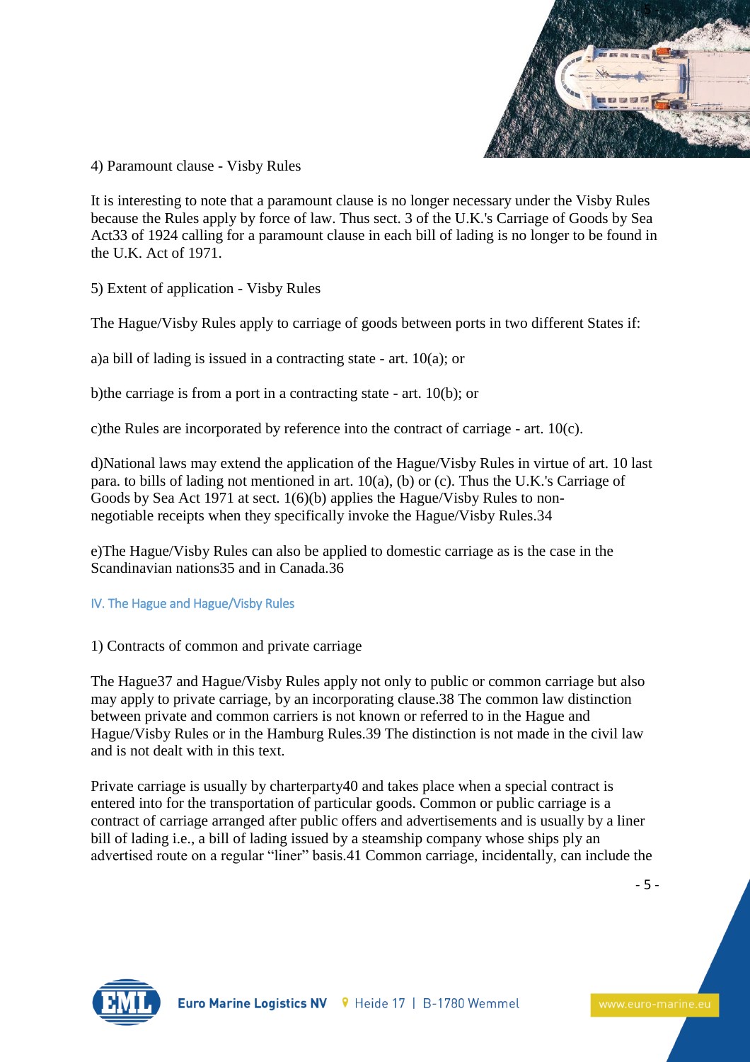4) Paramount clause - Visby Rules

It is interesting to note that a paramount clause is no longer necessary under the Visby Rules because the Rules apply by force of law. Thus sect. 3 of the U.K.'s Carriage of Goods by Sea Act[33] of 1924 calling for a paramount clause in each bill of lading is no longer to be found in the U.K. Act of 1971.

5) Extent of application - Visby Rules

The Hague/Visby Rules apply to carriage of goods between ports in two different States if:

a)a bill of lading is issued in a contracting state - art. 10(a); or

b)the carriage is from a port in a contracting state - art. 10(b); or

c)the Rules are incorporated by reference into the contract of carriage - art. 10(c).

d)National laws may extend the application of the Hague/Visby Rules in virtue of art. 10 last para. to bills of lading not mentioned in art. 10(a), (b) or (c). Thus the U.K.'s Carriage of Goods by Sea Act 1971 at sect. 1(6)(b) applies the Hague/Visby Rules to non-negotiable receipts when they specifically invoke the Hague/Visby Rules.[34]

e)The Hague/Visby Rules can also be applied to domestic carriage as is the case in the Scandinavian nations[35] and in Canada.[36]

## IV. The Hague and Hague/Visby Rules

1) Contracts of common and private carriage

The Hague[37] and Hague/Visby Rules apply not only to public or common carriage but also may apply to private carriage, by an incorporating clause.[38] The common law distinction between private and common carriers is not known or referred to in the Hague and Hague/Visby Rules or in the Hamburg Rules.[39] The distinction is not made in the civil law and is not dealt with in this text.

Private carriage is usually by charterparty[40] and takes place when a special contract is entered into for the transportation of particular goods. Common or public carriage is a contract of carriage arranged after public offers and advertisements and is usually by a liner bill of lading i.e., a bill of lading issued by a steamship company whose ships ply an advertised route on a regular "liner" basis.[41] Common carriage, incidentally, can include the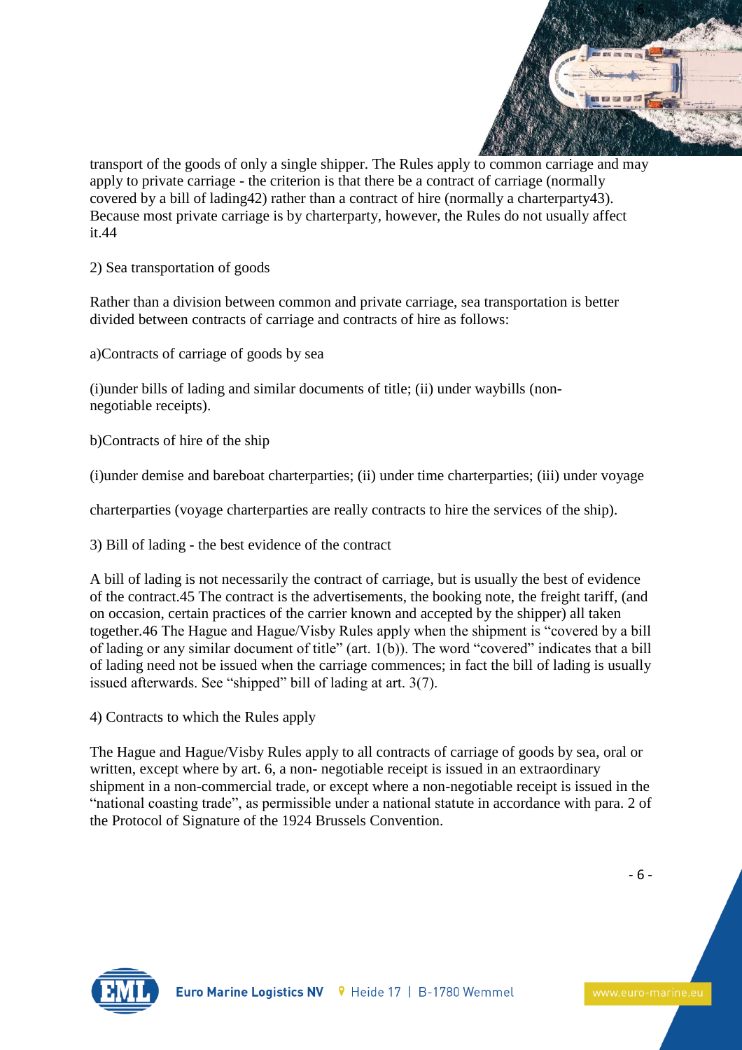transport of the goods of only a single shipper. The Rules apply to common carriage and may apply to private carriage - the criterion is that there be a contract of carriage (normally covered by a bill of lading[42]) rather than a contract of hire (normally a charterparty[43]). Because most private carriage is by charterparty, however, the Rules do not usually affect it.[44]

2) Sea transportation of goods

Rather than a division between common and private carriage, sea transportation is better divided between contracts of carriage and contracts of hire as follows:

a)Contracts of carriage of goods by sea

(i)under bills of lading and similar documents of title; (ii) under waybills (non-negotiable receipts).

b)Contracts of hire of the ship

(i)under demise and bareboat charterparties; (ii) under time charterparties; (iii) under voyage

charterparties (voyage charterparties are really contracts to hire the services of the ship).

3) Bill of lading - the best evidence of the contract

A bill of lading is not necessarily the contract of carriage, but is usually the best of evidence of the contract.[45] The contract is the advertisements, the booking note, the freight tariff, (and on occasion, certain practices of the carrier known and accepted by the shipper) all taken together.[46] The Hague and Hague/Visby Rules apply when the shipment is "covered by a bill of lading or any similar document of title" (art. 1(b)). The word "covered" indicates that a bill of lading need not be issued when the carriage commences; in fact the bill of lading is usually issued afterwards. See "shipped" bill of lading at art. 3(7).

4) Contracts to which the Rules apply

The Hague and Hague/Visby Rules apply to all contracts of carriage of goods by sea, oral or written, except where by art. 6, a non- negotiable receipt is issued in an extraordinary shipment in a non-commercial trade, or except where a non-negotiable receipt is issued in the "national coasting trade", as permissible under a national statute in accordance with para. 2 of the Protocol of Signature of the 1924 Brussels Convention.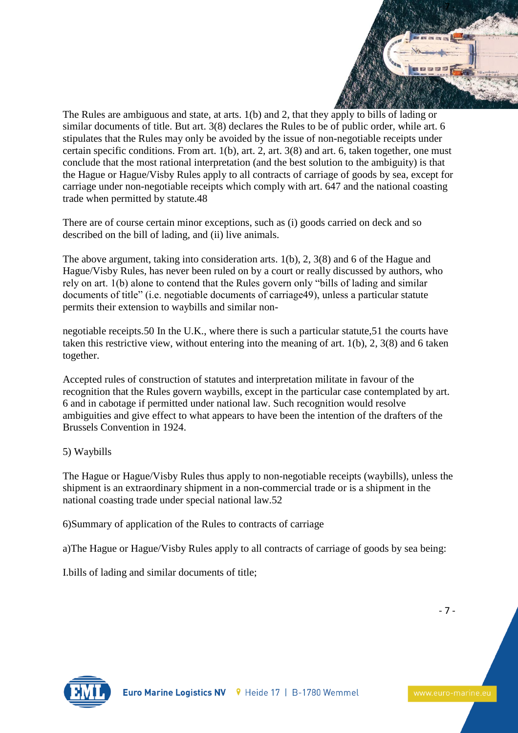The Rules are ambiguous and state, at arts. 1(b) and 2, that they apply to bills of lading or similar documents of title. But art. 3(8) declares the Rules to be of public order, while art. 6 stipulates that the Rules may only be avoided by the issue of non-negotiable receipts under certain specific conditions. From art. 1(b), art. 2, art. 3(8) and art. 6, taken together, one must conclude that the most rational interpretation (and the best solution to the ambiguity) is that the Hague or Hague/Visby Rules apply to all contracts of carriage of goods by sea, except for carriage under non-negotiable receipts which comply with art. 647 and the national coasting trade when permitted by statute.48

There are of course certain minor exceptions, such as (i) goods carried on deck and so described on the bill of lading, and (ii) live animals.

The above argument, taking into consideration arts. 1(b), 2, 3(8) and 6 of the Hague and Hague/Visby Rules, has never been ruled on by a court or really discussed by authors, who rely on art. 1(b) alone to contend that the Rules govern only "bills of lading and similar documents of title" (i.e. negotiable documents of carriage49), unless a particular statute permits their extension to waybills and similar non-negotiable receipts.50 In the U.K., where there is such a particular statute,51 the courts have taken this restrictive view, without entering into the meaning of art. 1(b), 2, 3(8) and 6 taken together.

Accepted rules of construction of statutes and interpretation militate in favour of the recognition that the Rules govern waybills, except in the particular case contemplated by art. 6 and in cabotage if permitted under national law. Such recognition would resolve ambiguities and give effect to what appears to have been the intention of the drafters of the Brussels Convention in 1924.

5) Waybills

The Hague or Hague/Visby Rules thus apply to non-negotiable receipts (waybills), unless the shipment is an extraordinary shipment in a non-commercial trade or is a shipment in the national coasting trade under special national law.52

6)Summary of application of the Rules to contracts of carriage

a)The Hague or Hague/Visby Rules apply to all contracts of carriage of goods by sea being:

I.bills of lading and similar documents of title;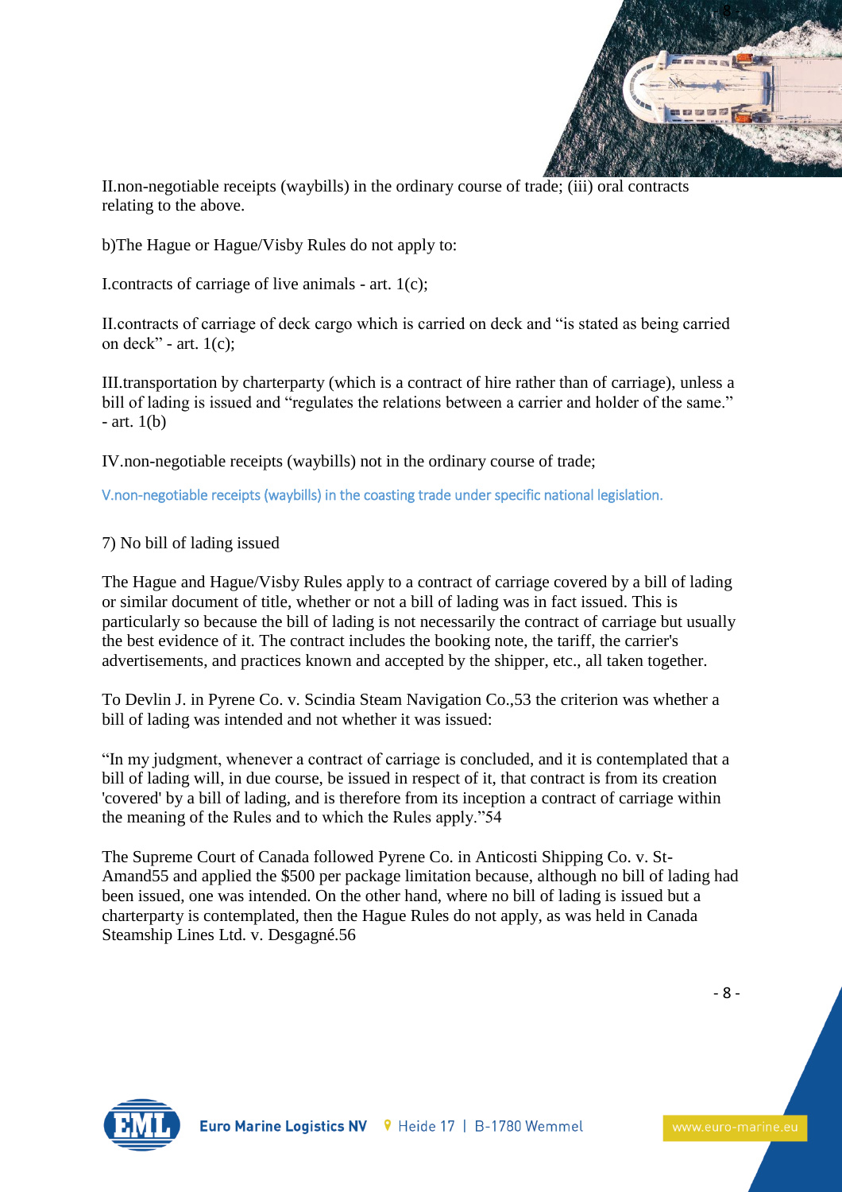II.non-negotiable receipts (waybills) in the ordinary course of trade; (iii) oral contracts relating to the above.

b)The Hague or Hague/Visby Rules do not apply to:

I.contracts of carriage of live animals - art. 1(c);

II.contracts of carriage of deck cargo which is carried on deck and "is stated as being carried on deck" - art. 1(c);

III.transportation by charterparty (which is a contract of hire rather than of carriage), unless a bill of lading is issued and "regulates the relations between a carrier and holder of the same." - art. 1(b)

IV.non-negotiable receipts (waybills) not in the ordinary course of trade;

V.non-negotiable receipts (waybills) in the coasting trade under specific national legislation.

7) No bill of lading issued

The Hague and Hague/Visby Rules apply to a contract of carriage covered by a bill of lading or similar document of title, whether or not a bill of lading was in fact issued. This is particularly so because the bill of lading is not necessarily the contract of carriage but usually the best evidence of it. The contract includes the booking note, the tariff, the carrier's advertisements, and practices known and accepted by the shipper, etc., all taken together.

To Devlin J. in Pyrene Co. v. Scindia Steam Navigation Co.,53 the criterion was whether a bill of lading was intended and not whether it was issued:

"In my judgment, whenever a contract of carriage is concluded, and it is contemplated that a bill of lading will, in due course, be issued in respect of it, that contract is from its creation 'covered' by a bill of lading, and is therefore from its inception a contract of carriage within the meaning of the Rules and to which the Rules apply."54

The Supreme Court of Canada followed Pyrene Co. in Anticosti Shipping Co. v. St-Amand55 and applied the $500 per package limitation because, although no bill of lading had been issued, one was intended. On the other hand, where no bill of lading is issued but a charterparty is contemplated, then the Hague Rules do not apply, as was held in Canada Steamship Lines Ltd. v. Desgagné.56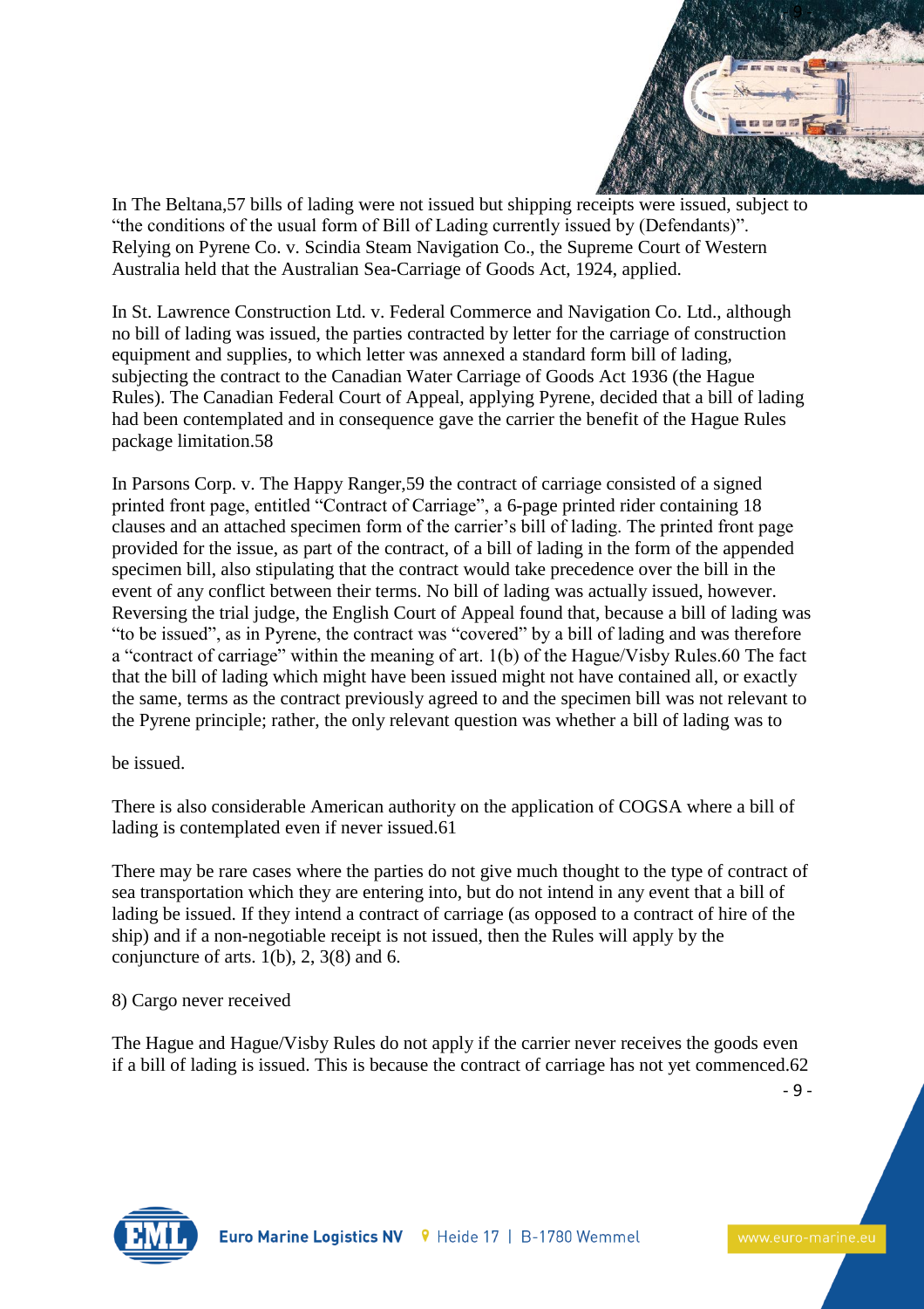In The Beltana,[57] bills of lading were not issued but shipping receipts were issued, subject to "the conditions of the usual form of Bill of Lading currently issued by (Defendants)". Relying on Pyrene Co. v. Scindia Steam Navigation Co., the Supreme Court of Western Australia held that the Australian Sea-Carriage of Goods Act, 1924, applied.

In St. Lawrence Construction Ltd. v. Federal Commerce and Navigation Co. Ltd., although no bill of lading was issued, the parties contracted by letter for the carriage of construction equipment and supplies, to which letter was annexed a standard form bill of lading, subjecting the contract to the Canadian Water Carriage of Goods Act 1936 (the Hague Rules). The Canadian Federal Court of Appeal, applying Pyrene, decided that a bill of lading had been contemplated and in consequence gave the carrier the benefit of the Hague Rules package limitation.[58]

In Parsons Corp. v. The Happy Ranger,[59] the contract of carriage consisted of a signed printed front page, entitled "Contract of Carriage", a 6-page printed rider containing 18 clauses and an attached specimen form of the carrier's bill of lading. The printed front page provided for the issue, as part of the contract, of a bill of lading in the form of the appended specimen bill, also stipulating that the contract would take precedence over the bill in the event of any conflict between their terms. No bill of lading was actually issued, however. Reversing the trial judge, the English Court of Appeal found that, because a bill of lading was "to be issued", as in Pyrene, the contract was "covered" by a bill of lading and was therefore a "contract of carriage" within the meaning of art. 1(b) of the Hague/Visby Rules.[60] The fact that the bill of lading which might have been issued might not have contained all, or exactly the same, terms as the contract previously agreed to and the specimen bill was not relevant to the Pyrene principle; rather, the only relevant question was whether a bill of lading was to be issued.

There is also considerable American authority on the application of COGSA where a bill of lading is contemplated even if never issued.[61]

There may be rare cases where the parties do not give much thought to the type of contract of sea transportation which they are entering into, but do not intend in any event that a bill of lading be issued. If they intend a contract of carriage (as opposed to a contract of hire of the ship) and if a non-negotiable receipt is not issued, then the Rules will apply by the conjuncture of arts. 1(b), 2, 3(8) and 6.

8) Cargo never received

The Hague and Hague/Visby Rules do not apply if the carrier never receives the goods even if a bill of lading is issued. This is because the contract of carriage has not yet commenced.[62]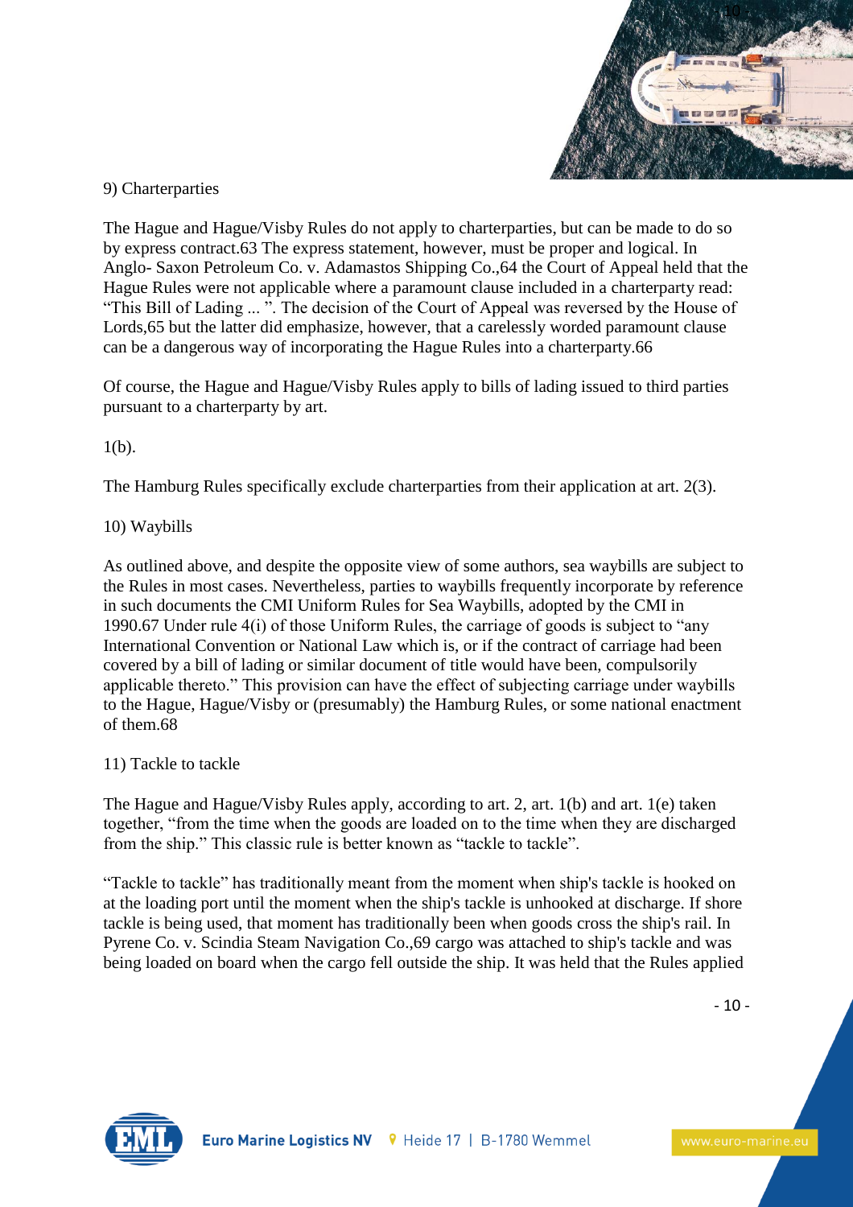9) Charterparties

The Hague and Hague/Visby Rules do not apply to charterparties, but can be made to do so by express contract.63 The express statement, however, must be proper and logical. In Anglo- Saxon Petroleum Co. v. Adamastos Shipping Co.,64 the Court of Appeal held that the Hague Rules were not applicable where a paramount clause included in a charterparty read: "This Bill of Lading ... ". The decision of the Court of Appeal was reversed by the House of Lords,65 but the latter did emphasize, however, that a carelessly worded paramount clause can be a dangerous way of incorporating the Hague Rules into a charterparty.66

Of course, the Hague and Hague/Visby Rules apply to bills of lading issued to third parties pursuant to a charterparty by art.

1(b).

The Hamburg Rules specifically exclude charterparties from their application at art. 2(3).

10) Waybills

As outlined above, and despite the opposite view of some authors, sea waybills are subject to the Rules in most cases. Nevertheless, parties to waybills frequently incorporate by reference in such documents the CMI Uniform Rules for Sea Waybills, adopted by the CMI in 1990.67 Under rule 4(i) of those Uniform Rules, the carriage of goods is subject to "any International Convention or National Law which is, or if the contract of carriage had been covered by a bill of lading or similar document of title would have been, compulsorily applicable thereto." This provision can have the effect of subjecting carriage under waybills to the Hague, Hague/Visby or (presumably) the Hamburg Rules, or some national enactment of them.68

11) Tackle to tackle

The Hague and Hague/Visby Rules apply, according to art. 2, art. 1(b) and art. 1(e) taken together, "from the time when the goods are loaded on to the time when they are discharged from the ship." This classic rule is better known as "tackle to tackle".

"Tackle to tackle" has traditionally meant from the moment when ship's tackle is hooked on at the loading port until the moment when the ship's tackle is unhooked at discharge. If shore tackle is being used, that moment has traditionally been when goods cross the ship's rail. In Pyrene Co. v. Scindia Steam Navigation Co.,69 cargo was attached to ship's tackle and was being loaded on board when the cargo fell outside the ship. It was held that the Rules applied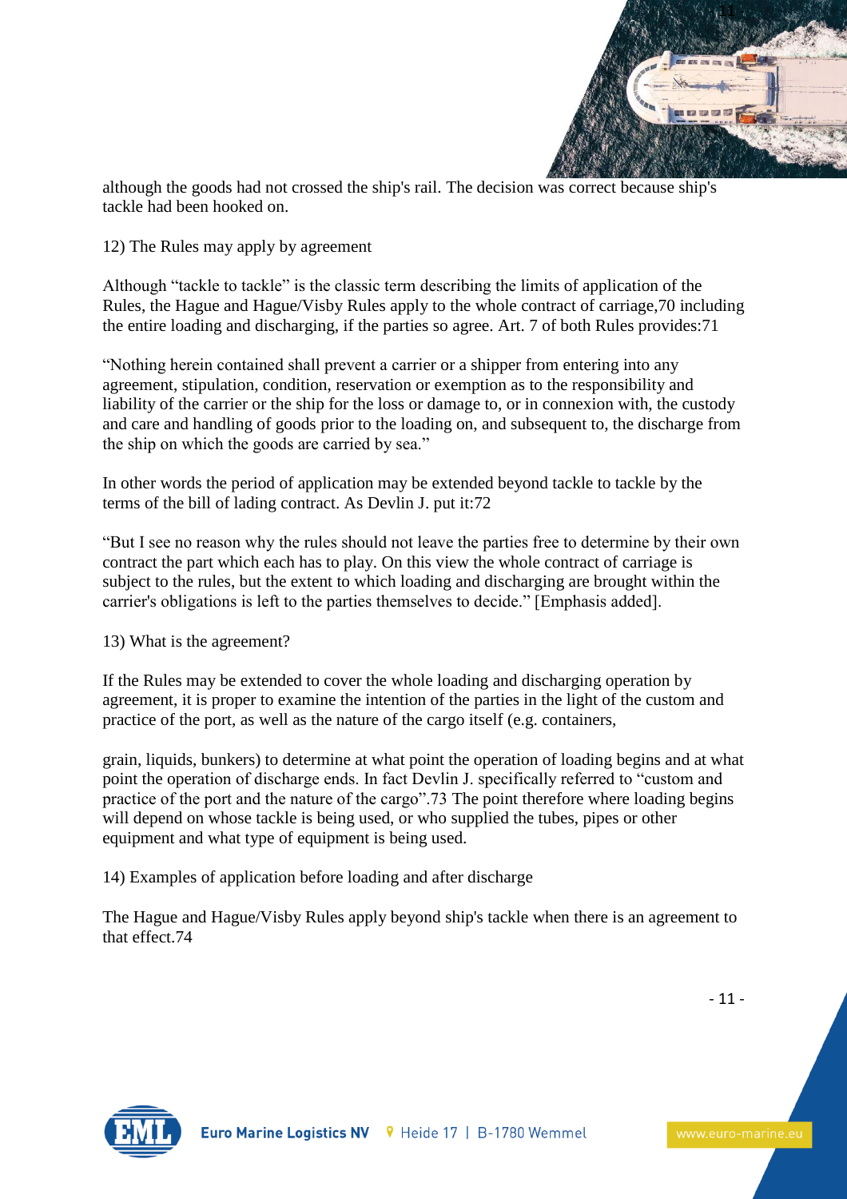although the goods had not crossed the ship's rail. The decision was correct because ship's tackle had been hooked on.

12) The Rules may apply by agreement

Although "tackle to tackle" is the classic term describing the limits of application of the Rules, the Hague and Hague/Visby Rules apply to the whole contract of carriage,70 including the entire loading and discharging, if the parties so agree. Art. 7 of both Rules provides:71

"Nothing herein contained shall prevent a carrier or a shipper from entering into any agreement, stipulation, condition, reservation or exemption as to the responsibility and liability of the carrier or the ship for the loss or damage to, or in connexion with, the custody and care and handling of goods prior to the loading on, and subsequent to, the discharge from the ship on which the goods are carried by sea."

In other words the period of application may be extended beyond tackle to tackle by the terms of the bill of lading contract. As Devlin J. put it:72

"But I see no reason why the rules should not leave the parties free to determine by their own contract the part which each has to play. On this view the whole contract of carriage is subject to the rules, but the extent to which loading and discharging are brought within the carrier's obligations is left to the parties themselves to decide." [Emphasis added].

13) What is the agreement?

If the Rules may be extended to cover the whole loading and discharging operation by agreement, it is proper to examine the intention of the parties in the light of the custom and practice of the port, as well as the nature of the cargo itself (e.g. containers, grain, liquids, bunkers) to determine at what point the operation of loading begins and at what point the operation of discharge ends. In fact Devlin J. specifically referred to "custom and practice of the port and the nature of the cargo".73 The point therefore where loading begins will depend on whose tackle is being used, or who supplied the tubes, pipes or other equipment and what type of equipment is being used.

14) Examples of application before loading and after discharge

The Hague and Hague/Visby Rules apply beyond ship's tackle when there is an agreement to that effect.74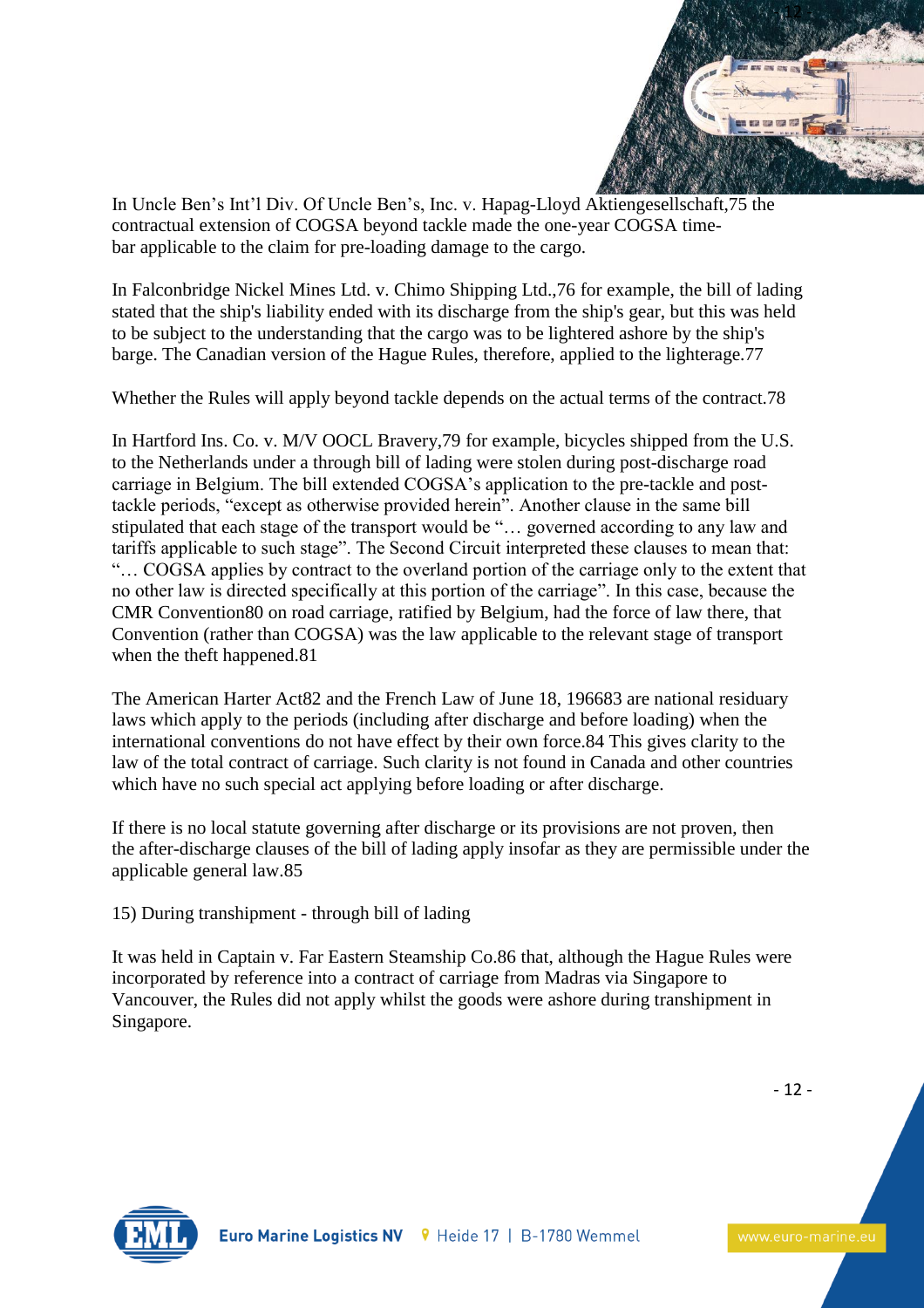In Uncle Ben's Int'l Div. Of Uncle Ben's, Inc. v. Hapag-Lloyd Aktiengesellschaft,75 the contractual extension of COGSA beyond tackle made the one-year COGSA time-bar applicable to the claim for pre-loading damage to the cargo.

In Falconbridge Nickel Mines Ltd. v. Chimo Shipping Ltd.,76 for example, the bill of lading stated that the ship's liability ended with its discharge from the ship's gear, but this was held to be subject to the understanding that the cargo was to be lightered ashore by the ship's barge. The Canadian version of the Hague Rules, therefore, applied to the lighterage.77

Whether the Rules will apply beyond tackle depends on the actual terms of the contract.78

In Hartford Ins. Co. v. M/V OOCL Bravery,79 for example, bicycles shipped from the U.S. to the Netherlands under a through bill of lading were stolen during post-discharge road carriage in Belgium. The bill extended COGSA's application to the pre-tackle and post-tackle periods, "except as otherwise provided herein". Another clause in the same bill stipulated that each stage of the transport would be "… governed according to any law and tariffs applicable to such stage". The Second Circuit interpreted these clauses to mean that: "… COGSA applies by contract to the overland portion of the carriage only to the extent that no other law is directed specifically at this portion of the carriage". In this case, because the CMR Convention80 on road carriage, ratified by Belgium, had the force of law there, that Convention (rather than COGSA) was the law applicable to the relevant stage of transport when the theft happened.81

The American Harter Act82 and the French Law of June 18, 196683 are national residuary laws which apply to the periods (including after discharge and before loading) when the international conventions do not have effect by their own force.84 This gives clarity to the law of the total contract of carriage. Such clarity is not found in Canada and other countries which have no such special act applying before loading or after discharge.

If there is no local statute governing after discharge or its provisions are not proven, then the after-discharge clauses of the bill of lading apply insofar as they are permissible under the applicable general law.85

15) During transhipment - through bill of lading

It was held in Captain v. Far Eastern Steamship Co.86 that, although the Hague Rules were incorporated by reference into a contract of carriage from Madras via Singapore to Vancouver, the Rules did not apply whilst the goods were ashore during transhipment in Singapore.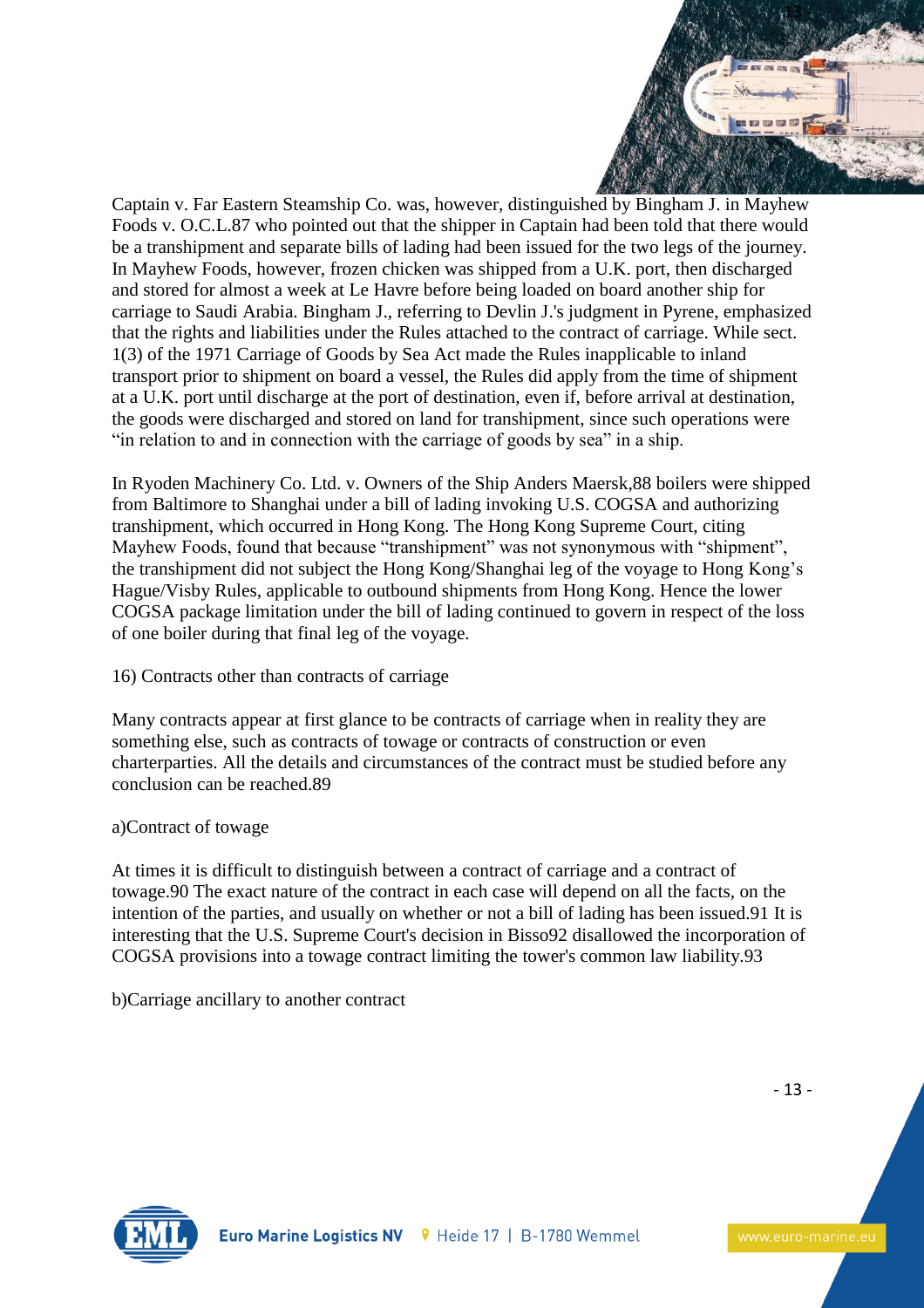Captain v. Far Eastern Steamship Co. was, however, distinguished by Bingham J. in Mayhew Foods v. O.C.L.87 who pointed out that the shipper in Captain had been told that there would be a transhipment and separate bills of lading had been issued for the two legs of the journey. In Mayhew Foods, however, frozen chicken was shipped from a U.K. port, then discharged and stored for almost a week at Le Havre before being loaded on board another ship for carriage to Saudi Arabia. Bingham J., referring to Devlin J.'s judgment in Pyrene, emphasized that the rights and liabilities under the Rules attached to the contract of carriage. While sect. 1(3) of the 1971 Carriage of Goods by Sea Act made the Rules inapplicable to inland transport prior to shipment on board a vessel, the Rules did apply from the time of shipment at a U.K. port until discharge at the port of destination, even if, before arrival at destination, the goods were discharged and stored on land for transhipment, since such operations were "in relation to and in connection with the carriage of goods by sea" in a ship.

In Ryoden Machinery Co. Ltd. v. Owners of the Ship Anders Maersk,88 boilers were shipped from Baltimore to Shanghai under a bill of lading invoking U.S. COGSA and authorizing transhipment, which occurred in Hong Kong. The Hong Kong Supreme Court, citing Mayhew Foods, found that because "transhipment" was not synonymous with "shipment", the transhipment did not subject the Hong Kong/Shanghai leg of the voyage to Hong Kong's Hague/Visby Rules, applicable to outbound shipments from Hong Kong. Hence the lower COGSA package limitation under the bill of lading continued to govern in respect of the loss of one boiler during that final leg of the voyage.

## 16) Contracts other than contracts of carriage

Many contracts appear at first glance to be contracts of carriage when in reality they are something else, such as contracts of towage or contracts of construction or even charterparties. All the details and circumstances of the contract must be studied before any conclusion can be reached.89

### a)Contract of towage

At times it is difficult to distinguish between a contract of carriage and a contract of towage.90 The exact nature of the contract in each case will depend on all the facts, on the intention of the parties, and usually on whether or not a bill of lading has been issued.91 It is interesting that the U.S. Supreme Court's decision in Bisso92 disallowed the incorporation of COGSA provisions into a towage contract limiting the tower's common law liability.93

### b)Carriage ancillary to another contract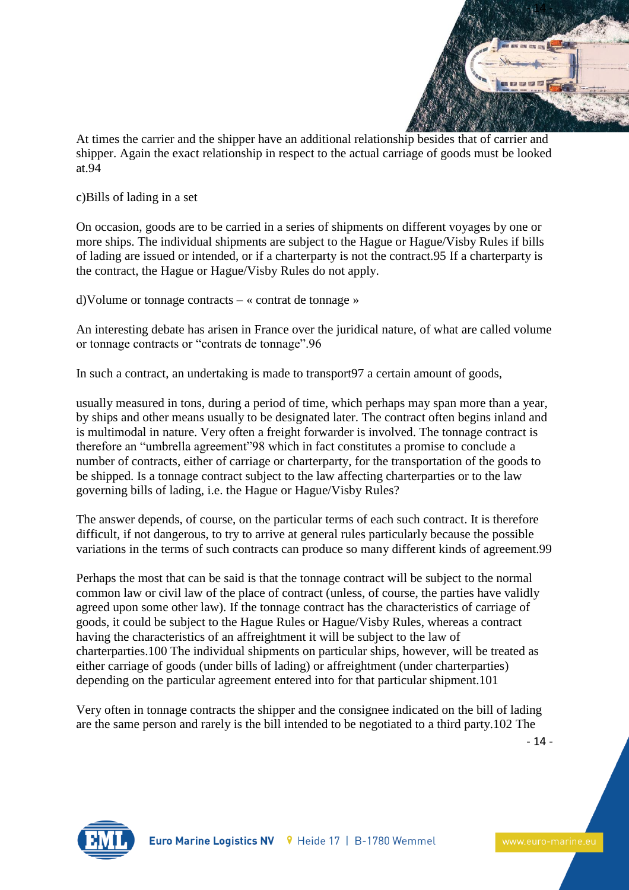At times the carrier and the shipper have an additional relationship besides that of carrier and shipper. Again the exact relationship in respect to the actual carriage of goods must be looked at.94

c)Bills of lading in a set

On occasion, goods are to be carried in a series of shipments on different voyages by one or more ships. The individual shipments are subject to the Hague or Hague/Visby Rules if bills of lading are issued or intended, or if a charterparty is not the contract.95 If a charterparty is the contract, the Hague or Hague/Visby Rules do not apply.

d)Volume or tonnage contracts – « contrat de tonnage »

An interesting debate has arisen in France over the juridical nature, of what are called volume or tonnage contracts or "contrats de tonnage".96

In such a contract, an undertaking is made to transport97 a certain amount of goods,

usually measured in tons, during a period of time, which perhaps may span more than a year, by ships and other means usually to be designated later. The contract often begins inland and is multimodal in nature. Very often a freight forwarder is involved. The tonnage contract is therefore an "umbrella agreement"98 which in fact constitutes a promise to conclude a number of contracts, either of carriage or charterparty, for the transportation of the goods to be shipped. Is a tonnage contract subject to the law affecting charterparties or to the law governing bills of lading, i.e. the Hague or Hague/Visby Rules?

The answer depends, of course, on the particular terms of each such contract. It is therefore difficult, if not dangerous, to try to arrive at general rules particularly because the possible variations in the terms of such contracts can produce so many different kinds of agreement.99

Perhaps the most that can be said is that the tonnage contract will be subject to the normal common law or civil law of the place of contract (unless, of course, the parties have validly agreed upon some other law). If the tonnage contract has the characteristics of carriage of goods, it could be subject to the Hague Rules or Hague/Visby Rules, whereas a contract having the characteristics of an affreightment it will be subject to the law of charterparties.100 The individual shipments on particular ships, however, will be treated as either carriage of goods (under bills of lading) or affreightment (under charterparties) depending on the particular agreement entered into for that particular shipment.101

Very often in tonnage contracts the shipper and the consignee indicated on the bill of lading are the same person and rarely is the bill intended to be negotiated to a third party.102 The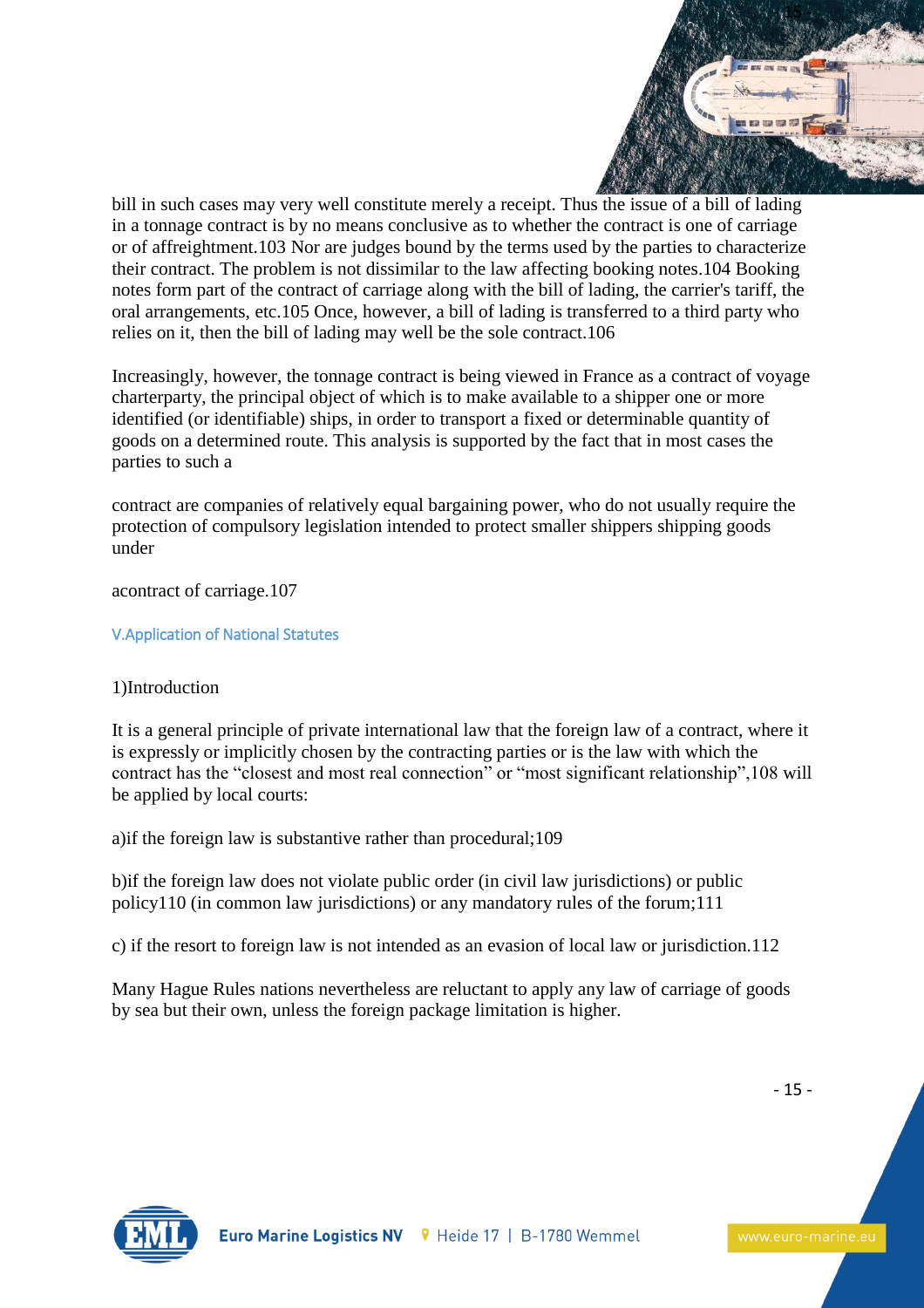bill in such cases may very well constitute merely a receipt. Thus the issue of a bill of lading in a tonnage contract is by no means conclusive as to whether the contract is one of carriage or of affreightment.103 Nor are judges bound by the terms used by the parties to characterize their contract. The problem is not dissimilar to the law affecting booking notes.104 Booking notes form part of the contract of carriage along with the bill of lading, the carrier's tariff, the oral arrangements, etc.105 Once, however, a bill of lading is transferred to a third party who relies on it, then the bill of lading may well be the sole contract.106

Increasingly, however, the tonnage contract is being viewed in France as a contract of voyage charterparty, the principal object of which is to make available to a shipper one or more identified (or identifiable) ships, in order to transport a fixed or determinable quantity of goods on a determined route. This analysis is supported by the fact that in most cases the parties to such a

contract are companies of relatively equal bargaining power, who do not usually require the protection of compulsory legislation intended to protect smaller shippers shipping goods under

acontract of carriage.107

## V.Application of National Statutes

1)Introduction

It is a general principle of private international law that the foreign law of a contract, where it is expressly or implicitly chosen by the contracting parties or is the law with which the contract has the “closest and most real connection” or “most significant relationship”,108 will be applied by local courts:

a)if the foreign law is substantive rather than procedural;109

b)if the foreign law does not violate public order (in civil law jurisdictions) or public policy110 (in common law jurisdictions) or any mandatory rules of the forum;111

c) if the resort to foreign law is not intended as an evasion of local law or jurisdiction.112

Many Hague Rules nations nevertheless are reluctant to apply any law of carriage of goods by sea but their own, unless the foreign package limitation is higher.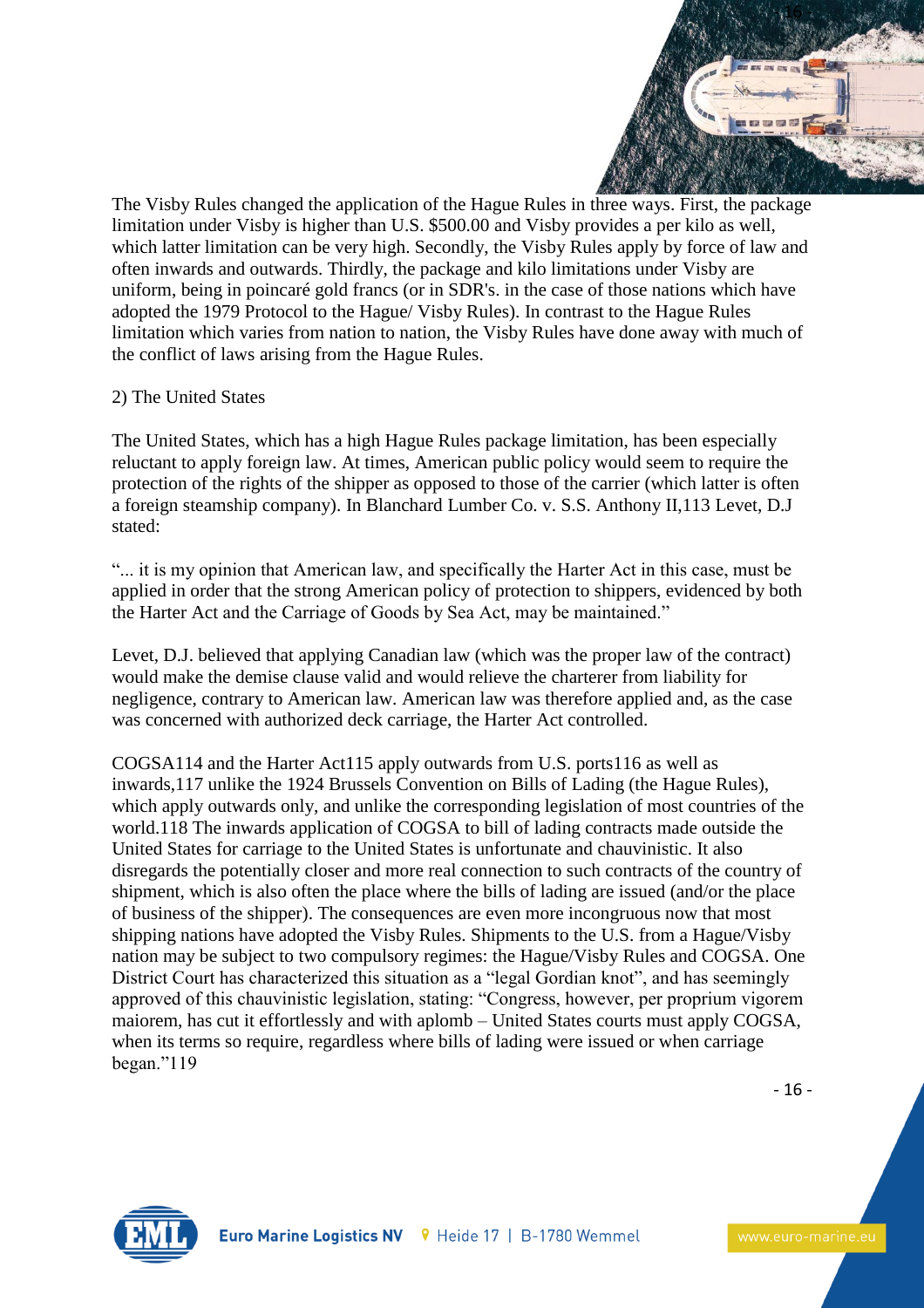The Visby Rules changed the application of the Hague Rules in three ways. First, the package limitation under Visby is higher than U.S. $500.00 and Visby provides a per kilo as well, which latter limitation can be very high. Secondly, the Visby Rules apply by force of law and often inwards and outwards. Thirdly, the package and kilo limitations under Visby are uniform, being in poincaré gold francs (or in SDR's. in the case of those nations which have adopted the 1979 Protocol to the Hague/ Visby Rules). In contrast to the Hague Rules limitation which varies from nation to nation, the Visby Rules have done away with much of the conflict of laws arising from the Hague Rules.

2) The United States

The United States, which has a high Hague Rules package limitation, has been especially reluctant to apply foreign law. At times, American public policy would seem to require the protection of the rights of the shipper as opposed to those of the carrier (which latter is often a foreign steamship company). In Blanchard Lumber Co. v. S.S. Anthony II,113 Levet, D.J stated:

"... it is my opinion that American law, and specifically the Harter Act in this case, must be applied in order that the strong American policy of protection to shippers, evidenced by both the Harter Act and the Carriage of Goods by Sea Act, may be maintained."

Levet, D.J. believed that applying Canadian law (which was the proper law of the contract) would make the demise clause valid and would relieve the charterer from liability for negligence, contrary to American law. American law was therefore applied and, as the case was concerned with authorized deck carriage, the Harter Act controlled.

COGSA114 and the Harter Act115 apply outwards from U.S. ports116 as well as inwards,117 unlike the 1924 Brussels Convention on Bills of Lading (the Hague Rules), which apply outwards only, and unlike the corresponding legislation of most countries of the world.118 The inwards application of COGSA to bill of lading contracts made outside the United States for carriage to the United States is unfortunate and chauvinistic. It also disregards the potentially closer and more real connection to such contracts of the country of shipment, which is also often the place where the bills of lading are issued (and/or the place of business of the shipper). The consequences are even more incongruous now that most shipping nations have adopted the Visby Rules. Shipments to the U.S. from a Hague/Visby nation may be subject to two compulsory regimes: the Hague/Visby Rules and COGSA. One District Court has characterized this situation as a "legal Gordian knot", and has seemingly approved of this chauvinistic legislation, stating: "Congress, however, per proprium vigorem maiorem, has cut it effortlessly and with aplomb – United States courts must apply COGSA, when its terms so require, regardless where bills of lading were issued or when carriage began."119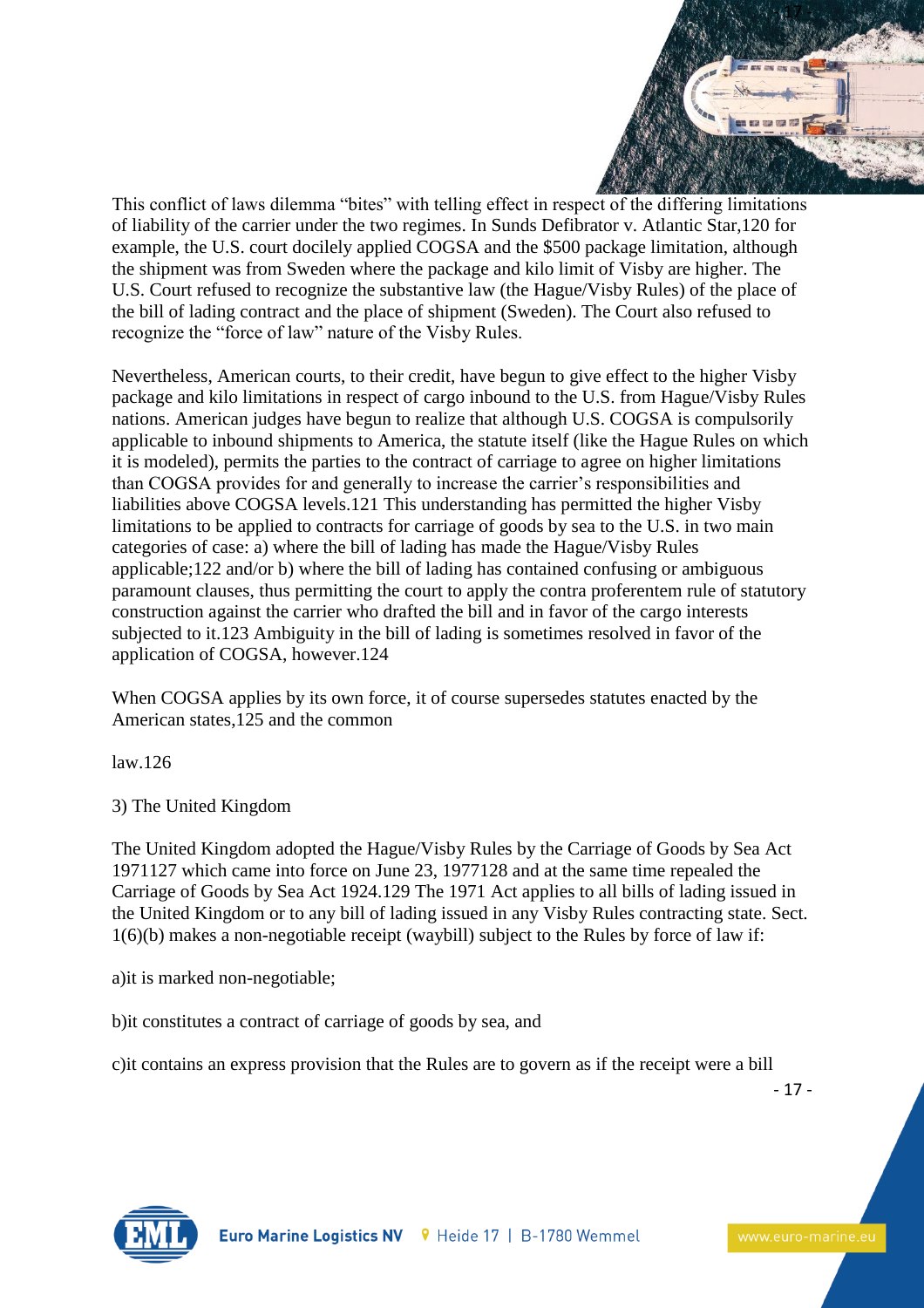This conflict of laws dilemma "bites" with telling effect in respect of the differing limitations of liability of the carrier under the two regimes. In Sunds Defibrator v. Atlantic Star,120 for example, the U.S. court docilely applied COGSA and the $500 package limitation, although the shipment was from Sweden where the package and kilo limit of Visby are higher. The U.S. Court refused to recognize the substantive law (the Hague/Visby Rules) of the place of the bill of lading contract and the place of shipment (Sweden). The Court also refused to recognize the "force of law" nature of the Visby Rules.

Nevertheless, American courts, to their credit, have begun to give effect to the higher Visby package and kilo limitations in respect of cargo inbound to the U.S. from Hague/Visby Rules nations. American judges have begun to realize that although U.S. COGSA is compulsorily applicable to inbound shipments to America, the statute itself (like the Hague Rules on which it is modeled), permits the parties to the contract of carriage to agree on higher limitations than COGSA provides for and generally to increase the carrier's responsibilities and liabilities above COGSA levels.121 This understanding has permitted the higher Visby limitations to be applied to contracts for carriage of goods by sea to the U.S. in two main categories of case: a) where the bill of lading has made the Hague/Visby Rules applicable;122 and/or b) where the bill of lading has contained confusing or ambiguous paramount clauses, thus permitting the court to apply the contra proferentem rule of statutory construction against the carrier who drafted the bill and in favor of the cargo interests subjected to it.123 Ambiguity in the bill of lading is sometimes resolved in favor of the application of COGSA, however.124

When COGSA applies by its own force, it of course supersedes statutes enacted by the American states,125 and the common

law.126

### 3) The United Kingdom

The United Kingdom adopted the Hague/Visby Rules by the Carriage of Goods by Sea Act 1971127 which came into force on June 23, 1977128 and at the same time repealed the Carriage of Goods by Sea Act 1924.129 The 1971 Act applies to all bills of lading issued in the United Kingdom or to any bill of lading issued in any Visby Rules contracting state. Sect. 1(6)(b) makes a non-negotiable receipt (waybill) subject to the Rules by force of law if:

a)it is marked non-negotiable;

b)it constitutes a contract of carriage of goods by sea, and

c)it contains an express provision that the Rules are to govern as if the receipt were a bill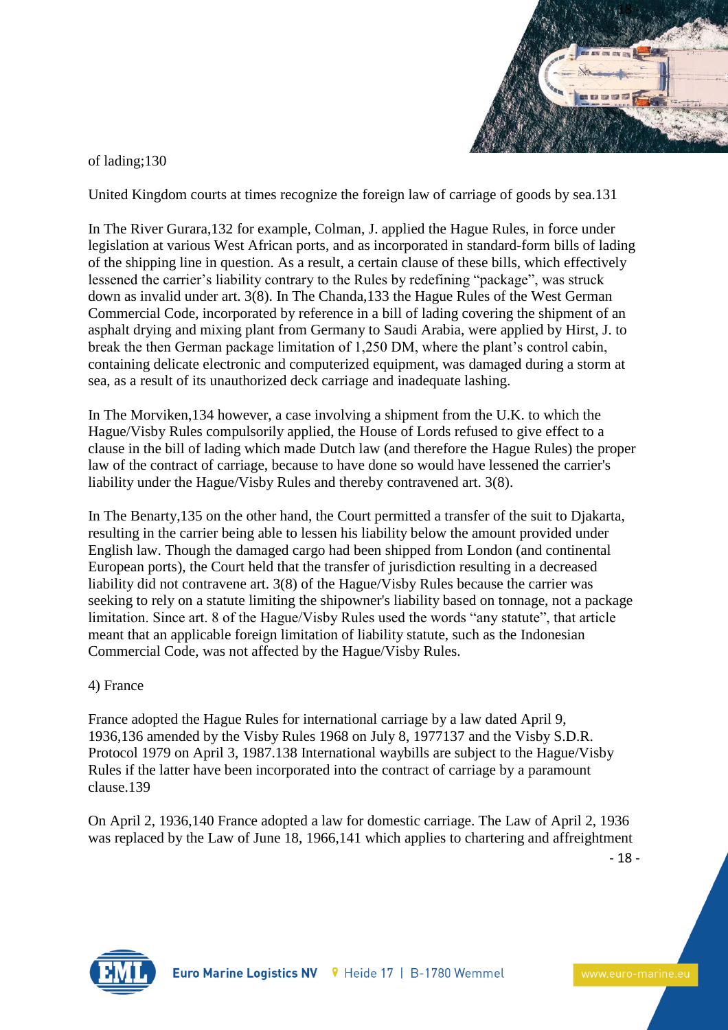of lading;130

United Kingdom courts at times recognize the foreign law of carriage of goods by sea.131

In The River Gurara,132 for example, Colman, J. applied the Hague Rules, in force under legislation at various West African ports, and as incorporated in standard-form bills of lading of the shipping line in question. As a result, a certain clause of these bills, which effectively lessened the carrier's liability contrary to the Rules by redefining "package", was struck down as invalid under art. 3(8). In The Chanda,133 the Hague Rules of the West German Commercial Code, incorporated by reference in a bill of lading covering the shipment of an asphalt drying and mixing plant from Germany to Saudi Arabia, were applied by Hirst, J. to break the then German package limitation of 1,250 DM, where the plant's control cabin, containing delicate electronic and computerized equipment, was damaged during a storm at sea, as a result of its unauthorized deck carriage and inadequate lashing.

In The Morviken,134 however, a case involving a shipment from the U.K. to which the Hague/Visby Rules compulsorily applied, the House of Lords refused to give effect to a clause in the bill of lading which made Dutch law (and therefore the Hague Rules) the proper law of the contract of carriage, because to have done so would have lessened the carrier's liability under the Hague/Visby Rules and thereby contravened art. 3(8).

In The Benarty,135 on the other hand, the Court permitted a transfer of the suit to Djakarta, resulting in the carrier being able to lessen his liability below the amount provided under English law. Though the damaged cargo had been shipped from London (and continental European ports), the Court held that the transfer of jurisdiction resulting in a decreased liability did not contravene art. 3(8) of the Hague/Visby Rules because the carrier was seeking to rely on a statute limiting the shipowner's liability based on tonnage, not a package limitation. Since art. 8 of the Hague/Visby Rules used the words "any statute", that article meant that an applicable foreign limitation of liability statute, such as the Indonesian Commercial Code, was not affected by the Hague/Visby Rules.

4) France

France adopted the Hague Rules for international carriage by a law dated April 9, 1936,136 amended by the Visby Rules 1968 on July 8, 1977137 and the Visby S.D.R. Protocol 1979 on April 3, 1987.138 International waybills are subject to the Hague/Visby Rules if the latter have been incorporated into the contract of carriage by a paramount clause.139

On April 2, 1936,140 France adopted a law for domestic carriage. The Law of April 2, 1936 was replaced by the Law of June 18, 1966,141 which applies to chartering and affreightment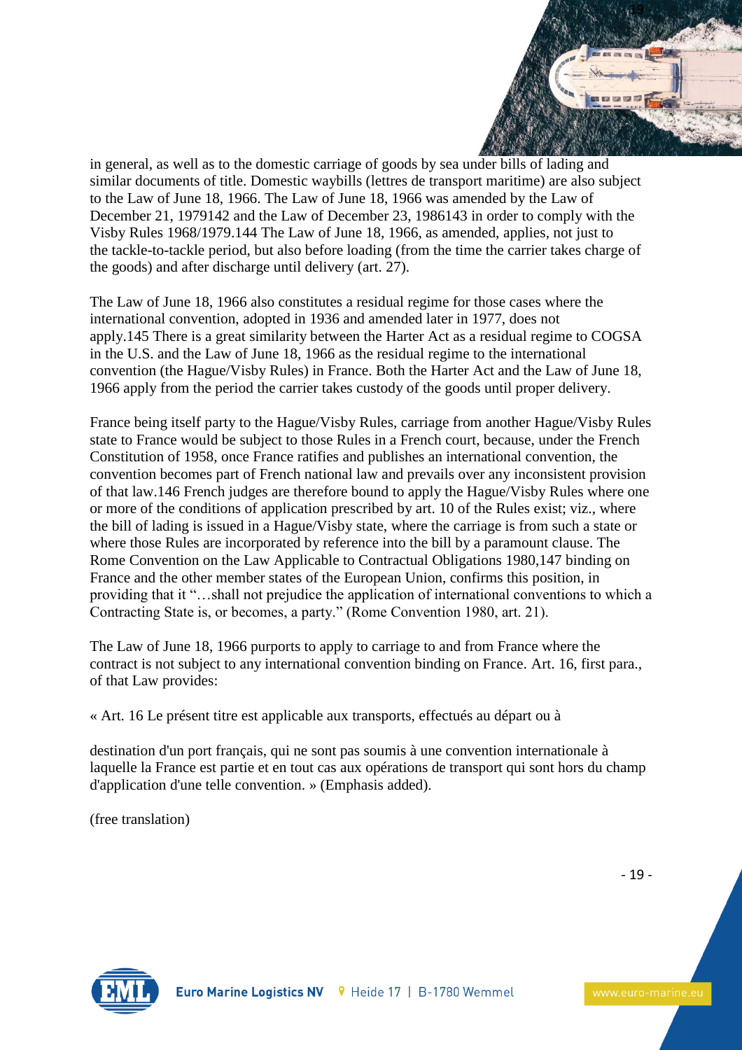in general, as well as to the domestic carriage of goods by sea under bills of lading and similar documents of title. Domestic waybills (lettres de transport maritime) are also subject to the Law of June 18, 1966. The Law of June 18, 1966 was amended by the Law of December 21, 1979[142] and the Law of December 23, 1986[143] in order to comply with the Visby Rules 1968/1979.[144] The Law of June 18, 1966, as amended, applies, not just to the tackle-to-tackle period, but also before loading (from the time the carrier takes charge of the goods) and after discharge until delivery (art. 27).

The Law of June 18, 1966 also constitutes a residual regime for those cases where the international convention, adopted in 1936 and amended later in 1977, does not apply.[145] There is a great similarity between the Harter Act as a residual regime to COGSA in the U.S. and the Law of June 18, 1966 as the residual regime to the international convention (the Hague/Visby Rules) in France. Both the Harter Act and the Law of June 18, 1966 apply from the period the carrier takes custody of the goods until proper delivery.

France being itself party to the Hague/Visby Rules, carriage from another Hague/Visby Rules state to France would be subject to those Rules in a French court, because, under the French Constitution of 1958, once France ratifies and publishes an international convention, the convention becomes part of French national law and prevails over any inconsistent provision of that law.[146] French judges are therefore bound to apply the Hague/Visby Rules where one or more of the conditions of application prescribed by art. 10 of the Rules exist; viz., where the bill of lading is issued in a Hague/Visby state, where the carriage is from such a state or where those Rules are incorporated by reference into the bill by a paramount clause. The Rome Convention on the Law Applicable to Contractual Obligations 1980,[147] binding on France and the other member states of the European Union, confirms this position, in providing that it "…shall not prejudice the application of international conventions to which a Contracting State is, or becomes, a party." (Rome Convention 1980, art. 21).

The Law of June 18, 1966 purports to apply to carriage to and from France where the contract is not subject to any international convention binding on France. Art. 16, first para., of that Law provides:

« Art. 16 Le présent titre est applicable aux transports, effectués au départ ou à

destination d'un port français, qui ne sont pas soumis à une convention internationale à laquelle la France est partie et en tout cas aux opérations de transport qui sont hors du champ d'application d'une telle convention. » (Emphasis added).

(free translation)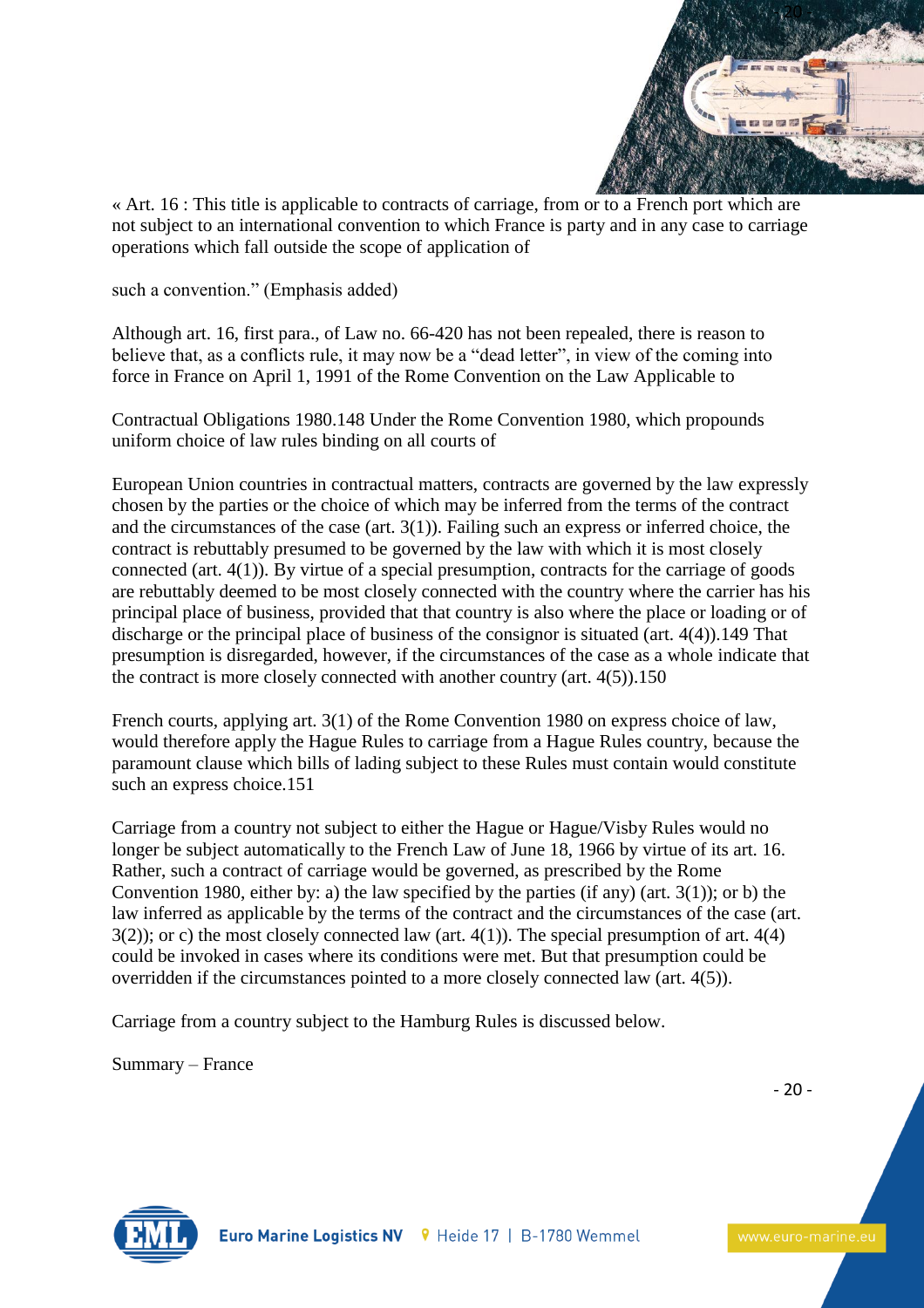« Art. 16 : This title is applicable to contracts of carriage, from or to a French port which are not subject to an international convention to which France is party and in any case to carriage operations which fall outside the scope of application of

such a convention." (Emphasis added)

Although art. 16, first para., of Law no. 66-420 has not been repealed, there is reason to believe that, as a conflicts rule, it may now be a "dead letter", in view of the coming into force in France on April 1, 1991 of the Rome Convention on the Law Applicable to

Contractual Obligations 1980.148 Under the Rome Convention 1980, which propounds uniform choice of law rules binding on all courts of

European Union countries in contractual matters, contracts are governed by the law expressly chosen by the parties or the choice of which may be inferred from the terms of the contract and the circumstances of the case (art. 3(1)). Failing such an express or inferred choice, the contract is rebuttably presumed to be governed by the law with which it is most closely connected (art. 4(1)). By virtue of a special presumption, contracts for the carriage of goods are rebuttably deemed to be most closely connected with the country where the carrier has his principal place of business, provided that that country is also where the place or loading or of discharge or the principal place of business of the consignor is situated (art. 4(4)).149 That presumption is disregarded, however, if the circumstances of the case as a whole indicate that the contract is more closely connected with another country (art. 4(5)).150

French courts, applying art. 3(1) of the Rome Convention 1980 on express choice of law, would therefore apply the Hague Rules to carriage from a Hague Rules country, because the paramount clause which bills of lading subject to these Rules must contain would constitute such an express choice.151

Carriage from a country not subject to either the Hague or Hague/Visby Rules would no longer be subject automatically to the French Law of June 18, 1966 by virtue of its art. 16. Rather, such a contract of carriage would be governed, as prescribed by the Rome Convention 1980, either by: a) the law specified by the parties (if any) (art. 3(1)); or b) the law inferred as applicable by the terms of the contract and the circumstances of the case (art. 3(2)); or c) the most closely connected law (art. 4(1)). The special presumption of art. 4(4) could be invoked in cases where its conditions were met. But that presumption could be overridden if the circumstances pointed to a more closely connected law (art. 4(5)).

Carriage from a country subject to the Hamburg Rules is discussed below.

Summary – France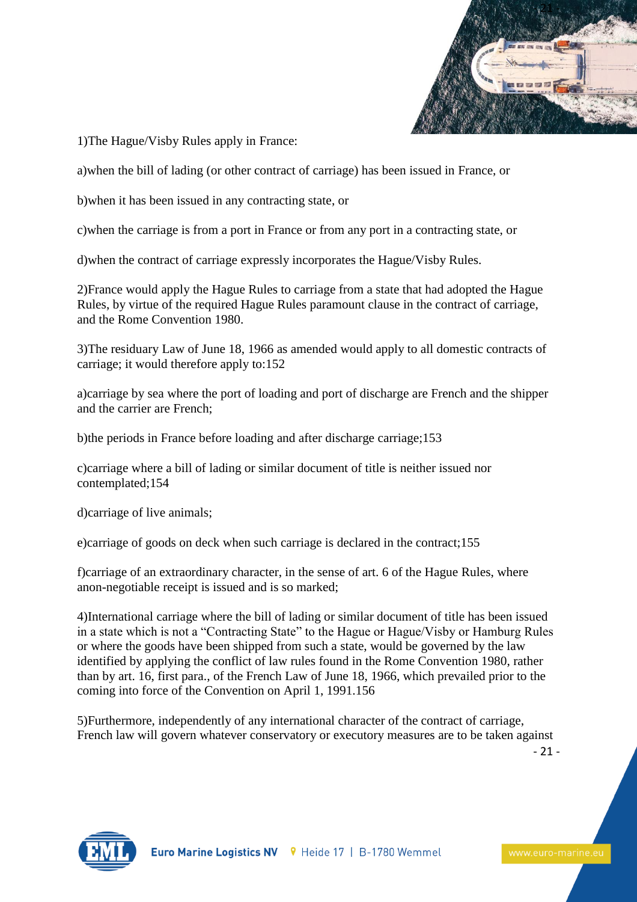1)The Hague/Visby Rules apply in France:

a)when the bill of lading (or other contract of carriage) has been issued in France, or

b)when it has been issued in any contracting state, or

c)when the carriage is from a port in France or from any port in a contracting state, or

d)when the contract of carriage expressly incorporates the Hague/Visby Rules.

2)France would apply the Hague Rules to carriage from a state that had adopted the Hague Rules, by virtue of the required Hague Rules paramount clause in the contract of carriage, and the Rome Convention 1980.

3)The residuary Law of June 18, 1966 as amended would apply to all domestic contracts of carriage; it would therefore apply to:152

a)carriage by sea where the port of loading and port of discharge are French and the shipper and the carrier are French;

b)the periods in France before loading and after discharge carriage;153

c)carriage where a bill of lading or similar document of title is neither issued nor contemplated;154

d)carriage of live animals;

e)carriage of goods on deck when such carriage is declared in the contract;155

f)carriage of an extraordinary character, in the sense of art. 6 of the Hague Rules, where anon-negotiable receipt is issued and is so marked;

4)International carriage where the bill of lading or similar document of title has been issued in a state which is not a "Contracting State" to the Hague or Hague/Visby or Hamburg Rules or where the goods have been shipped from such a state, would be governed by the law identified by applying the conflict of law rules found in the Rome Convention 1980, rather than by art. 16, first para., of the French Law of June 18, 1966, which prevailed prior to the coming into force of the Convention on April 1, 1991.156

5)Furthermore, independently of any international character of the contract of carriage, French law will govern whatever conservatory or executory measures are to be taken against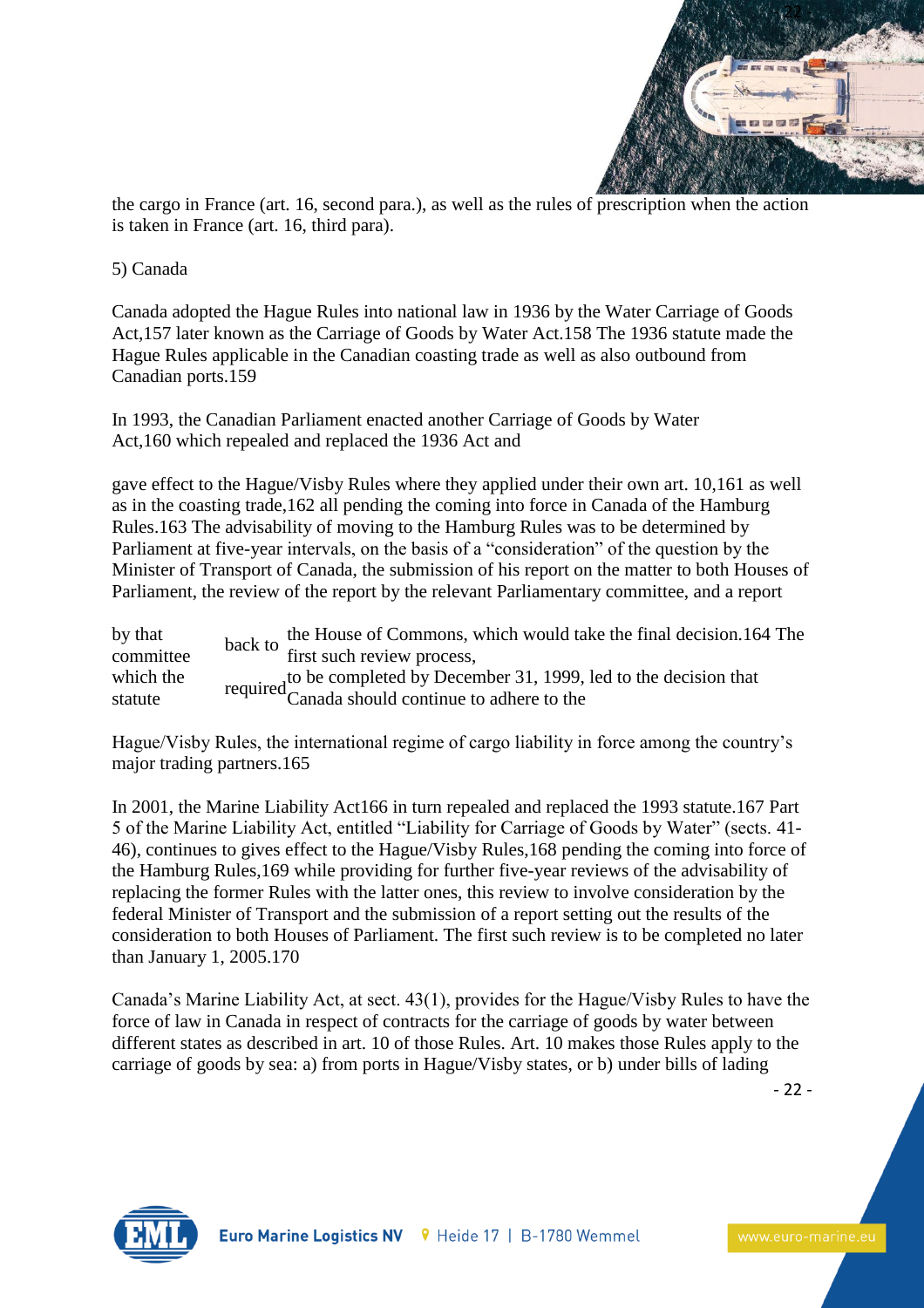the cargo in France (art. 16, second para.), as well as the rules of prescription when the action is taken in France (art. 16, third para).

5) Canada

Canada adopted the Hague Rules into national law in 1936 by the Water Carriage of Goods Act,157 later known as the Carriage of Goods by Water Act.158 The 1936 statute made the Hague Rules applicable in the Canadian coasting trade as well as also outbound from Canadian ports.159

In 1993, the Canadian Parliament enacted another Carriage of Goods by Water Act,160 which repealed and replaced the 1936 Act and

gave effect to the Hague/Visby Rules where they applied under their own art. 10,161 as well as in the coasting trade,162 all pending the coming into force in Canada of the Hamburg Rules.163 The advisability of moving to the Hamburg Rules was to be determined by Parliament at five-year intervals, on the basis of a "consideration" of the question by the Minister of Transport of Canada, the submission of his report on the matter to both Houses of Parliament, the review of the report by the relevant Parliamentary committee, and a report by that committee back to the House of Commons, which would take the final decision.164 The first such review process, which the statute required to be completed by December 31, 1999, led to the decision that Canada should continue to adhere to the Hague/Visby Rules, the international regime of cargo liability in force among the country's major trading partners.165

In 2001, the Marine Liability Act166 in turn repealed and replaced the 1993 statute.167 Part 5 of the Marine Liability Act, entitled "Liability for Carriage of Goods by Water" (sects. 41-46), continues to gives effect to the Hague/Visby Rules,168 pending the coming into force of the Hamburg Rules,169 while providing for further five-year reviews of the advisability of replacing the former Rules with the latter ones, this review to involve consideration by the federal Minister of Transport and the submission of a report setting out the results of the consideration to both Houses of Parliament. The first such review is to be completed no later than January 1, 2005.170

Canada's Marine Liability Act, at sect. 43(1), provides for the Hague/Visby Rules to have the force of law in Canada in respect of contracts for the carriage of goods by water between different states as described in art. 10 of those Rules. Art. 10 makes those Rules apply to the carriage of goods by sea: a) from ports in Hague/Visby states, or b) under bills of lading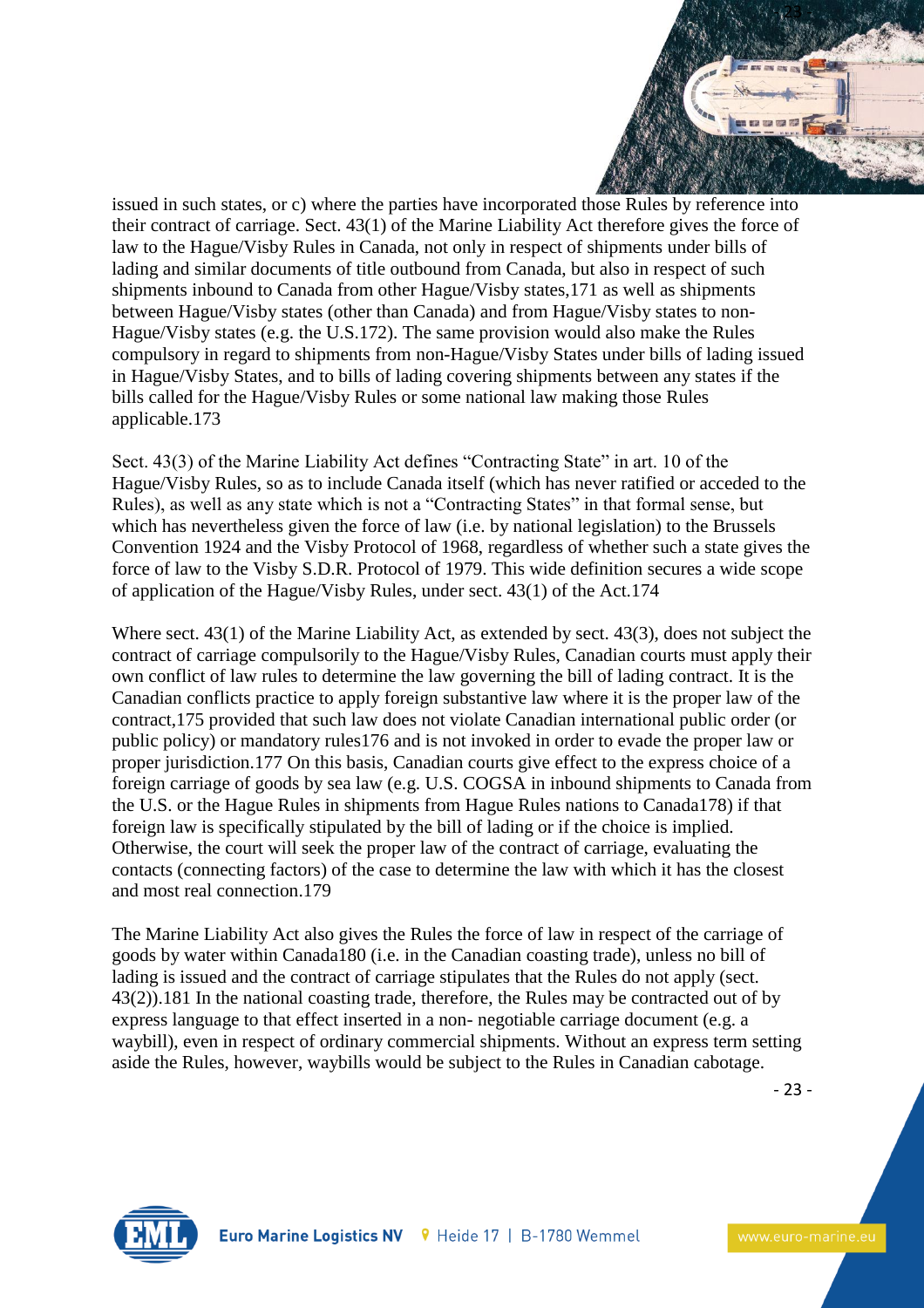issued in such states, or c) where the parties have incorporated those Rules by reference into their contract of carriage. Sect. 43(1) of the Marine Liability Act therefore gives the force of law to the Hague/Visby Rules in Canada, not only in respect of shipments under bills of lading and similar documents of title outbound from Canada, but also in respect of such shipments inbound to Canada from other Hague/Visby states,[171] as well as shipments between Hague/Visby states (other than Canada) and from Hague/Visby states to non-Hague/Visby states (e.g. the U.S.[172]). The same provision would also make the Rules compulsory in regard to shipments from non-Hague/Visby States under bills of lading issued in Hague/Visby States, and to bills of lading covering shipments between any states if the bills called for the Hague/Visby Rules or some national law making those Rules applicable.[173]

Sect. 43(3) of the Marine Liability Act defines "Contracting State" in art. 10 of the Hague/Visby Rules, so as to include Canada itself (which has never ratified or acceded to the Rules), as well as any state which is not a "Contracting States" in that formal sense, but which has nevertheless given the force of law (i.e. by national legislation) to the Brussels Convention 1924 and the Visby Protocol of 1968, regardless of whether such a state gives the force of law to the Visby S.D.R. Protocol of 1979. This wide definition secures a wide scope of application of the Hague/Visby Rules, under sect. 43(1) of the Act.[174]

Where sect. 43(1) of the Marine Liability Act, as extended by sect. 43(3), does not subject the contract of carriage compulsorily to the Hague/Visby Rules, Canadian courts must apply their own conflict of law rules to determine the law governing the bill of lading contract. It is the Canadian conflicts practice to apply foreign substantive law where it is the proper law of the contract,[175] provided that such law does not violate Canadian international public order (or public policy) or mandatory rules[176] and is not invoked in order to evade the proper law or proper jurisdiction.[177] On this basis, Canadian courts give effect to the express choice of a foreign carriage of goods by sea law (e.g. U.S. COGSA in inbound shipments to Canada from the U.S. or the Hague Rules in shipments from Hague Rules nations to Canada[178]) if that foreign law is specifically stipulated by the bill of lading or if the choice is implied. Otherwise, the court will seek the proper law of the contract of carriage, evaluating the contacts (connecting factors) of the case to determine the law with which it has the closest and most real connection.[179]

The Marine Liability Act also gives the Rules the force of law in respect of the carriage of goods by water within Canada[180] (i.e. in the Canadian coasting trade), unless no bill of lading is issued and the contract of carriage stipulates that the Rules do not apply (sect. 43(2)).[181] In the national coasting trade, therefore, the Rules may be contracted out of by express language to that effect inserted in a non- negotiable carriage document (e.g. a waybill), even in respect of ordinary commercial shipments. Without an express term setting aside the Rules, however, waybills would be subject to the Rules in Canadian cabotage.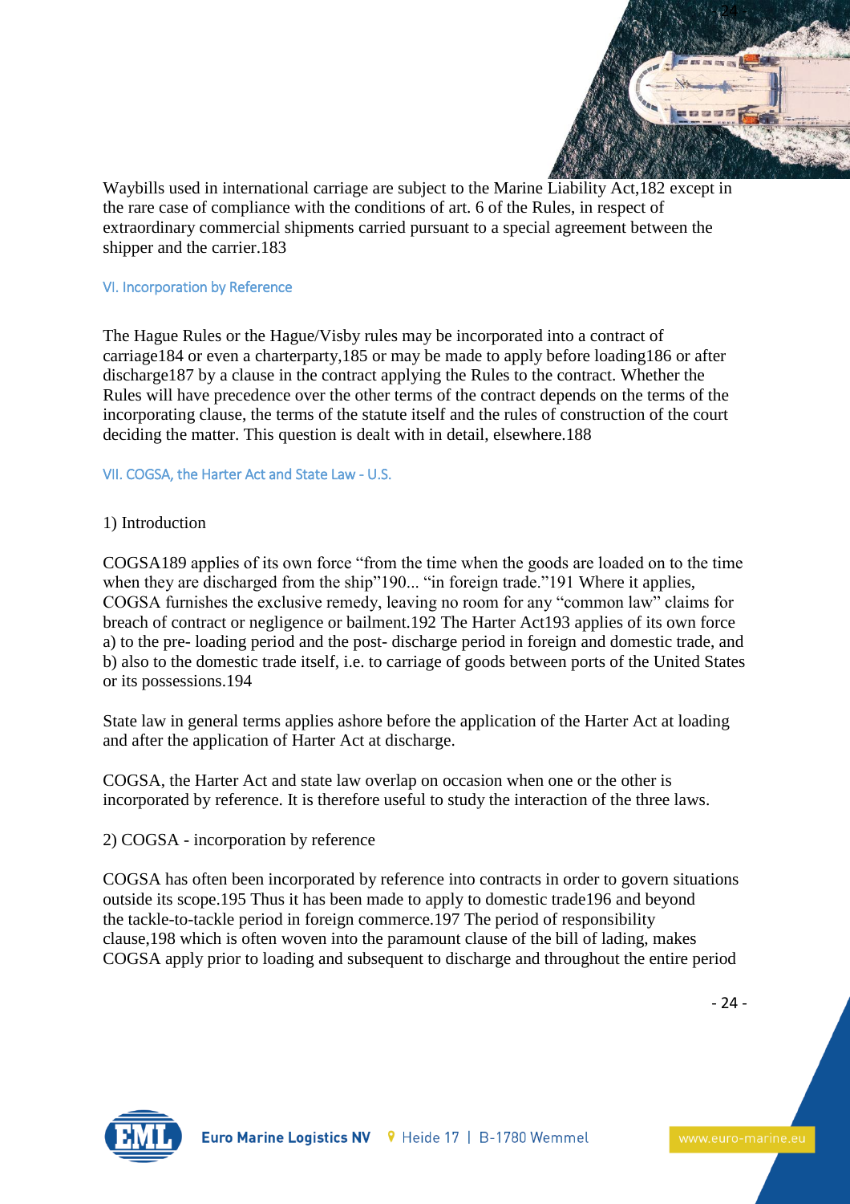Waybills used in international carriage are subject to the Marine Liability Act,182 except in the rare case of compliance with the conditions of art. 6 of the Rules, in respect of extraordinary commercial shipments carried pursuant to a special agreement between the shipper and the carrier.183

## VI. Incorporation by Reference

The Hague Rules or the Hague/Visby rules may be incorporated into a contract of carriage184 or even a charterparty,185 or may be made to apply before loading186 or after discharge187 by a clause in the contract applying the Rules to the contract. Whether the Rules will have precedence over the other terms of the contract depends on the terms of the incorporating clause, the terms of the statute itself and the rules of construction of the court deciding the matter. This question is dealt with in detail, elsewhere.188

## VII. COGSA, the Harter Act and State Law - U.S.

### 1) Introduction

COGSA189 applies of its own force "from the time when the goods are loaded on to the time when they are discharged from the ship"190... "in foreign trade."191 Where it applies, COGSA furnishes the exclusive remedy, leaving no room for any "common law" claims for breach of contract or negligence or bailment.192 The Harter Act193 applies of its own force a) to the pre- loading period and the post- discharge period in foreign and domestic trade, and b) also to the domestic trade itself, i.e. to carriage of goods between ports of the United States or its possessions.194

State law in general terms applies ashore before the application of the Harter Act at loading and after the application of Harter Act at discharge.

COGSA, the Harter Act and state law overlap on occasion when one or the other is incorporated by reference. It is therefore useful to study the interaction of the three laws.

### 2) COGSA - incorporation by reference

COGSA has often been incorporated by reference into contracts in order to govern situations outside its scope.195 Thus it has been made to apply to domestic trade196 and beyond the tackle-to-tackle period in foreign commerce.197 The period of responsibility clause,198 which is often woven into the paramount clause of the bill of lading, makes COGSA apply prior to loading and subsequent to discharge and throughout the entire period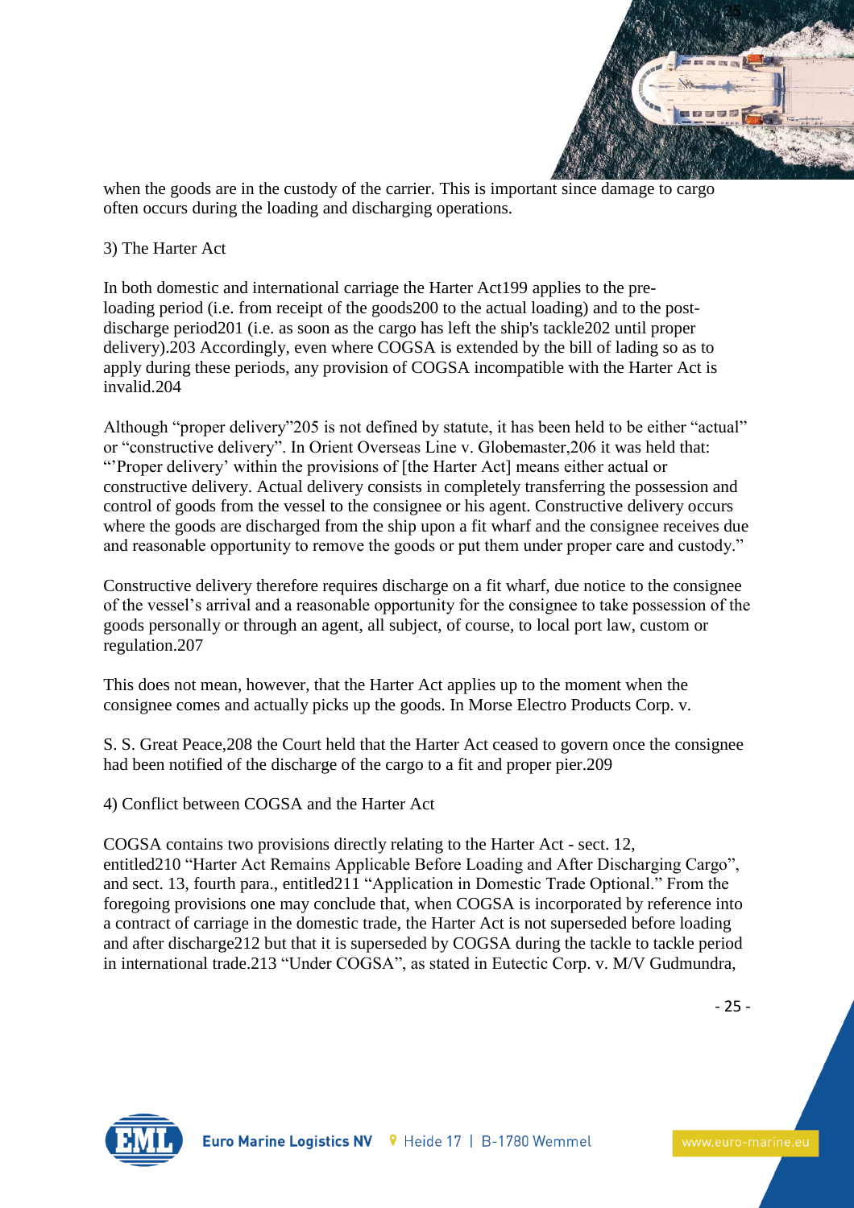when the goods are in the custody of the carrier. This is important since damage to cargo often occurs during the loading and discharging operations.

3) The Harter Act

In both domestic and international carriage the Harter Act199 applies to the pre-loading period (i.e. from receipt of the goods200 to the actual loading) and to the post-discharge period201 (i.e. as soon as the cargo has left the ship's tackle202 until proper delivery).203 Accordingly, even where COGSA is extended by the bill of lading so as to apply during these periods, any provision of COGSA incompatible with the Harter Act is invalid.204

Although "proper delivery"205 is not defined by statute, it has been held to be either "actual" or "constructive delivery". In Orient Overseas Line v. Globemaster,206 it was held that: "'Proper delivery' within the provisions of [the Harter Act] means either actual or constructive delivery. Actual delivery consists in completely transferring the possession and control of goods from the vessel to the consignee or his agent. Constructive delivery occurs where the goods are discharged from the ship upon a fit wharf and the consignee receives due and reasonable opportunity to remove the goods or put them under proper care and custody."

Constructive delivery therefore requires discharge on a fit wharf, due notice to the consignee of the vessel's arrival and a reasonable opportunity for the consignee to take possession of the goods personally or through an agent, all subject, of course, to local port law, custom or regulation.207

This does not mean, however, that the Harter Act applies up to the moment when the consignee comes and actually picks up the goods. In Morse Electro Products Corp. v.

S. S. Great Peace,208 the Court held that the Harter Act ceased to govern once the consignee had been notified of the discharge of the cargo to a fit and proper pier.209

4) Conflict between COGSA and the Harter Act

COGSA contains two provisions directly relating to the Harter Act - sect. 12, entitled210 "Harter Act Remains Applicable Before Loading and After Discharging Cargo", and sect. 13, fourth para., entitled211 "Application in Domestic Trade Optional." From the foregoing provisions one may conclude that, when COGSA is incorporated by reference into a contract of carriage in the domestic trade, the Harter Act is not superseded before loading and after discharge212 but that it is superseded by COGSA during the tackle to tackle period in international trade.213 "Under COGSA", as stated in Eutectic Corp. v. M/V Gudmundra,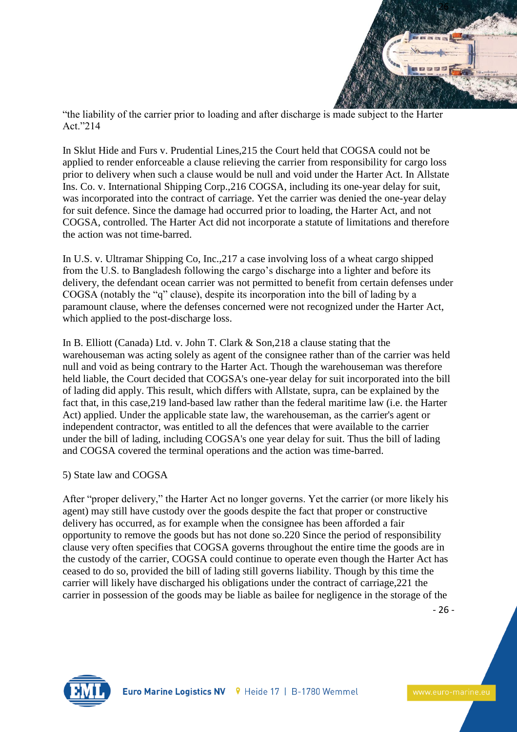"the liability of the carrier prior to loading and after discharge is made subject to the Harter Act."214

In Sklut Hide and Furs v. Prudential Lines,215 the Court held that COGSA could not be applied to render enforceable a clause relieving the carrier from responsibility for cargo loss prior to delivery when such a clause would be null and void under the Harter Act. In Allstate Ins. Co. v. International Shipping Corp.,216 COGSA, including its one-year delay for suit, was incorporated into the contract of carriage. Yet the carrier was denied the one-year delay for suit defence. Since the damage had occurred prior to loading, the Harter Act, and not COGSA, controlled. The Harter Act did not incorporate a statute of limitations and therefore the action was not time-barred.

In U.S. v. Ultramar Shipping Co, Inc.,217 a case involving loss of a wheat cargo shipped from the U.S. to Bangladesh following the cargo's discharge into a lighter and before its delivery, the defendant ocean carrier was not permitted to benefit from certain defenses under COGSA (notably the "q" clause), despite its incorporation into the bill of lading by a paramount clause, where the defenses concerned were not recognized under the Harter Act, which applied to the post-discharge loss.

In B. Elliott (Canada) Ltd. v. John T. Clark & Son,218 a clause stating that the warehouseman was acting solely as agent of the consignee rather than of the carrier was held null and void as being contrary to the Harter Act. Though the warehouseman was therefore held liable, the Court decided that COGSA's one-year delay for suit incorporated into the bill of lading did apply. This result, which differs with Allstate, supra, can be explained by the fact that, in this case,219 land-based law rather than the federal maritime law (i.e. the Harter Act) applied. Under the applicable state law, the warehouseman, as the carrier's agent or independent contractor, was entitled to all the defences that were available to the carrier under the bill of lading, including COGSA's one year delay for suit. Thus the bill of lading and COGSA covered the terminal operations and the action was time-barred.

5) State law and COGSA

After "proper delivery," the Harter Act no longer governs. Yet the carrier (or more likely his agent) may still have custody over the goods despite the fact that proper or constructive delivery has occurred, as for example when the consignee has been afforded a fair opportunity to remove the goods but has not done so.220 Since the period of responsibility clause very often specifies that COGSA governs throughout the entire time the goods are in the custody of the carrier, COGSA could continue to operate even though the Harter Act has ceased to do so, provided the bill of lading still governs liability. Though by this time the carrier will likely have discharged his obligations under the contract of carriage,221 the carrier in possession of the goods may be liable as bailee for negligence in the storage of the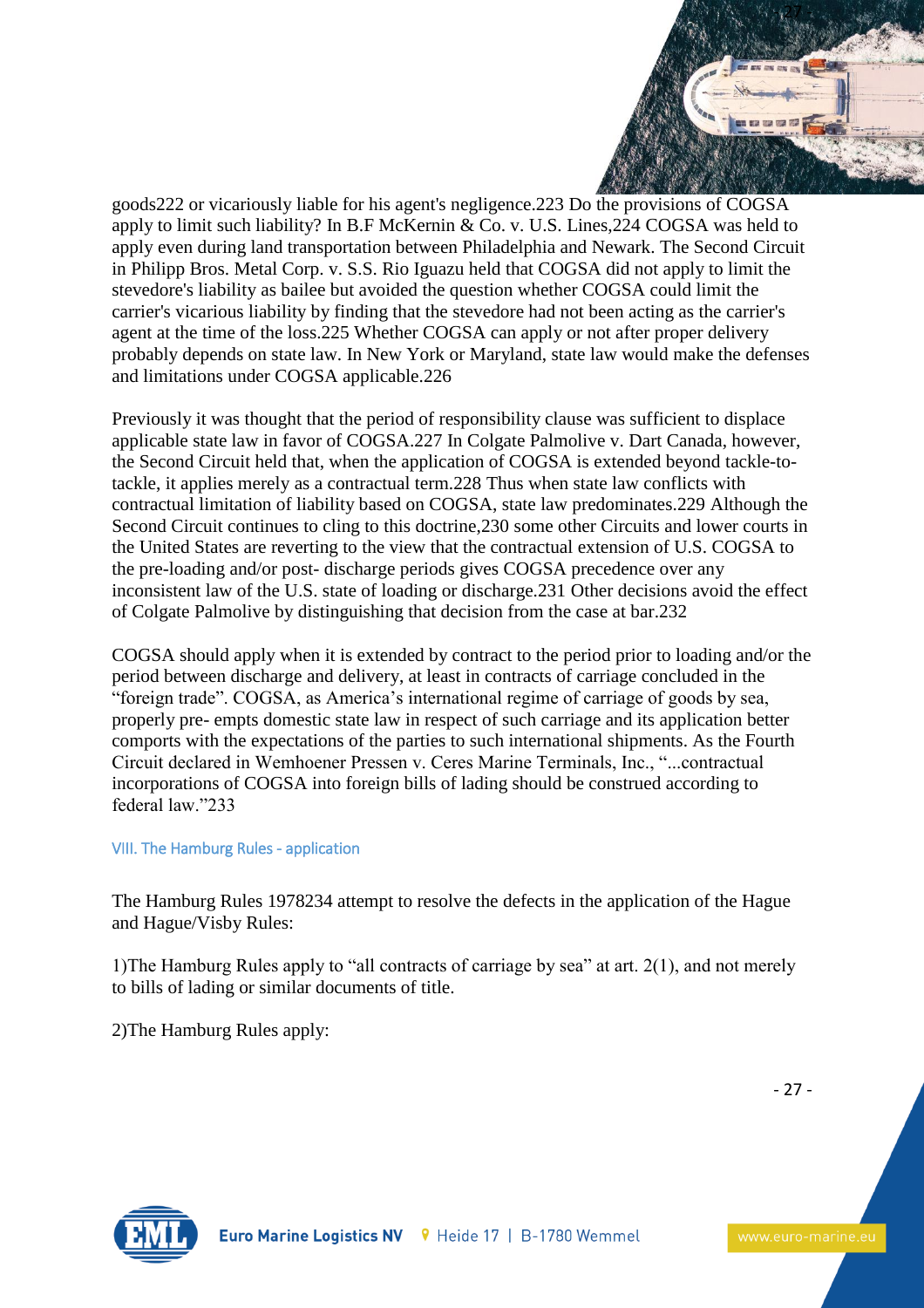goods[222] or vicariously liable for his agent's negligence.[223] Do the provisions of COGSA apply to limit such liability? In B.F McKernin & Co. v. U.S. Lines,[224] COGSA was held to apply even during land transportation between Philadelphia and Newark. The Second Circuit in Philipp Bros. Metal Corp. v. S.S. Rio Iguazu held that COGSA did not apply to limit the stevedore's liability as bailee but avoided the question whether COGSA could limit the carrier's vicarious liability by finding that the stevedore had not been acting as the carrier's agent at the time of the loss.[225] Whether COGSA can apply or not after proper delivery probably depends on state law. In New York or Maryland, state law would make the defenses and limitations under COGSA applicable.[226]

Previously it was thought that the period of responsibility clause was sufficient to displace applicable state law in favor of COGSA.[227] In Colgate Palmolive v. Dart Canada, however, the Second Circuit held that, when the application of COGSA is extended beyond tackle-to-tackle, it applies merely as a contractual term.[228] Thus when state law conflicts with contractual limitation of liability based on COGSA, state law predominates.[229] Although the Second Circuit continues to cling to this doctrine,[230] some other Circuits and lower courts in the United States are reverting to the view that the contractual extension of U.S. COGSA to the pre-loading and/or post- discharge periods gives COGSA precedence over any inconsistent law of the U.S. state of loading or discharge.[231] Other decisions avoid the effect of Colgate Palmolive by distinguishing that decision from the case at bar.[232]

COGSA should apply when it is extended by contract to the period prior to loading and/or the period between discharge and delivery, at least in contracts of carriage concluded in the "foreign trade". COGSA, as America's international regime of carriage of goods by sea, properly pre- empts domestic state law in respect of such carriage and its application better comports with the expectations of the parties to such international shipments. As the Fourth Circuit declared in Wemhoener Pressen v. Ceres Marine Terminals, Inc., "...contractual incorporations of COGSA into foreign bills of lading should be construed according to federal law."[233]

## VIII. The Hamburg Rules - application

The Hamburg Rules 1978[234] attempt to resolve the defects in the application of the Hague and Hague/Visby Rules:

1)The Hamburg Rules apply to "all contracts of carriage by sea" at art. 2(1), and not merely to bills of lading or similar documents of title.

2)The Hamburg Rules apply: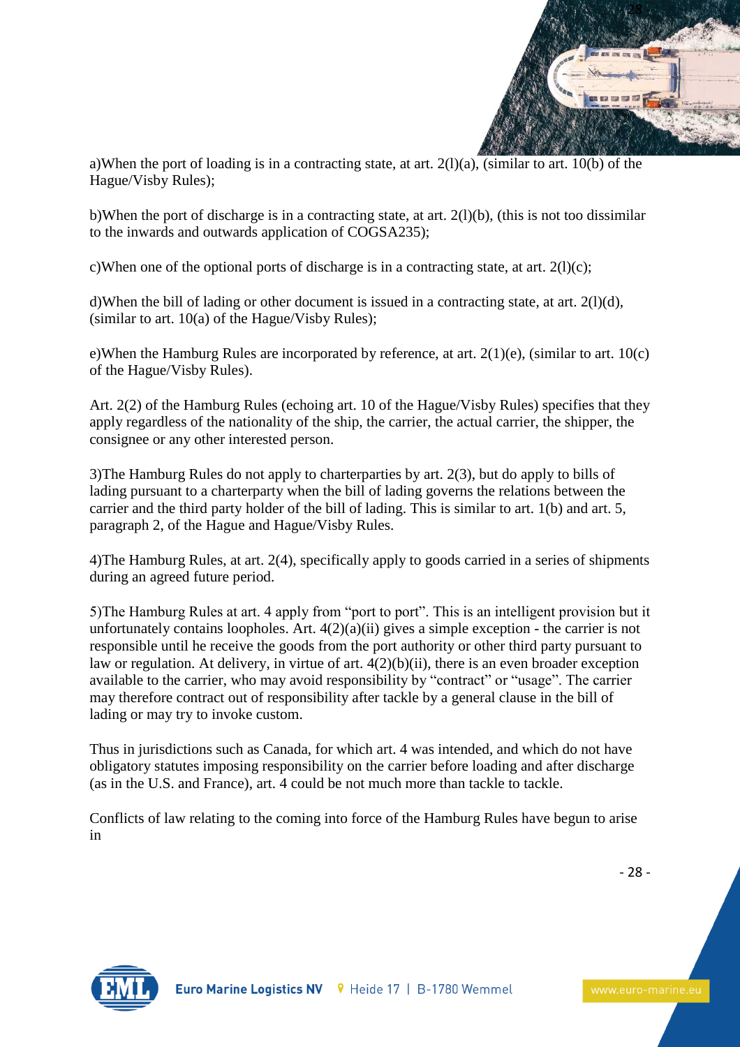a)When the port of loading is in a contracting state, at art. 2(l)(a), (similar to art. 10(b) of the Hague/Visby Rules);

b)When the port of discharge is in a contracting state, at art. 2(l)(b), (this is not too dissimilar to the inwards and outwards application of COGSA235);

c)When one of the optional ports of discharge is in a contracting state, at art. 2(l)(c);

d)When the bill of lading or other document is issued in a contracting state, at art. 2(l)(d), (similar to art. 10(a) of the Hague/Visby Rules);

e)When the Hamburg Rules are incorporated by reference, at art. 2(1)(e), (similar to art. 10(c) of the Hague/Visby Rules).

Art. 2(2) of the Hamburg Rules (echoing art. 10 of the Hague/Visby Rules) specifies that they apply regardless of the nationality of the ship, the carrier, the actual carrier, the shipper, the consignee or any other interested person.

3)The Hamburg Rules do not apply to charterparties by art. 2(3), but do apply to bills of lading pursuant to a charterparty when the bill of lading governs the relations between the carrier and the third party holder of the bill of lading. This is similar to art. 1(b) and art. 5, paragraph 2, of the Hague and Hague/Visby Rules.

4)The Hamburg Rules, at art. 2(4), specifically apply to goods carried in a series of shipments during an agreed future period.

5)The Hamburg Rules at art. 4 apply from “port to port”. This is an intelligent provision but it unfortunately contains loopholes. Art. 4(2)(a)(ii) gives a simple exception - the carrier is not responsible until he receive the goods from the port authority or other third party pursuant to law or regulation. At delivery, in virtue of art. 4(2)(b)(ii), there is an even broader exception available to the carrier, who may avoid responsibility by “contract” or “usage”. The carrier may therefore contract out of responsibility after tackle by a general clause in the bill of lading or may try to invoke custom.

Thus in jurisdictions such as Canada, for which art. 4 was intended, and which do not have obligatory statutes imposing responsibility on the carrier before loading and after discharge (as in the U.S. and France), art. 4 could be not much more than tackle to tackle.

Conflicts of law relating to the coming into force of the Hamburg Rules have begun to arise in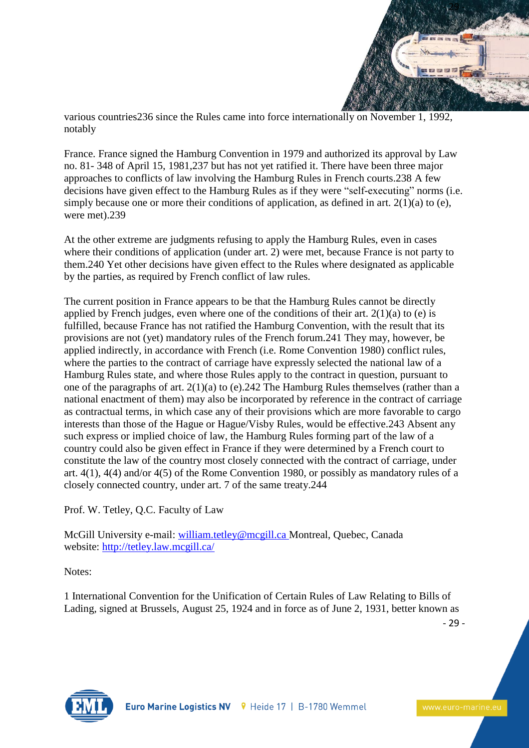various countries236 since the Rules came into force internationally on November 1, 1992, notably

France. France signed the Hamburg Convention in 1979 and authorized its approval by Law no. 81- 348 of April 15, 1981,237 but has not yet ratified it. There have been three major approaches to conflicts of law involving the Hamburg Rules in French courts.238 A few decisions have given effect to the Hamburg Rules as if they were "self-executing" norms (i.e. simply because one or more their conditions of application, as defined in art. 2(1)(a) to (e), were met).239

At the other extreme are judgments refusing to apply the Hamburg Rules, even in cases where their conditions of application (under art. 2) were met, because France is not party to them.240 Yet other decisions have given effect to the Rules where designated as applicable by the parties, as required by French conflict of law rules.

The current position in France appears to be that the Hamburg Rules cannot be directly applied by French judges, even where one of the conditions of their art. 2(1)(a) to (e) is fulfilled, because France has not ratified the Hamburg Convention, with the result that its provisions are not (yet) mandatory rules of the French forum.241 They may, however, be applied indirectly, in accordance with French (i.e. Rome Convention 1980) conflict rules, where the parties to the contract of carriage have expressly selected the national law of a Hamburg Rules state, and where those Rules apply to the contract in question, pursuant to one of the paragraphs of art. 2(1)(a) to (e).242 The Hamburg Rules themselves (rather than a national enactment of them) may also be incorporated by reference in the contract of carriage as contractual terms, in which case any of their provisions which are more favorable to cargo interests than those of the Hague or Hague/Visby Rules, would be effective.243 Absent any such express or implied choice of law, the Hamburg Rules forming part of the law of a country could also be given effect in France if they were determined by a French court to constitute the law of the country most closely connected with the contract of carriage, under art. 4(1), 4(4) and/or 4(5) of the Rome Convention 1980, or possibly as mandatory rules of a closely connected country, under art. 7 of the same treaty.244

Prof. W. Tetley, Q.C. Faculty of Law

McGill University e-mail: [william.tetley@mcgill.ca](mailto:william.tetley@mcgill.ca) Montreal, Quebec, Canada website: [http://tetley.law.mcgill.ca/](http://tetley.law.mcgill.ca/)

Notes:

1 International Convention for the Unification of Certain Rules of Law Relating to Bills of Lading, signed at Brussels, August 25, 1924 and in force as of June 2, 1931, better known as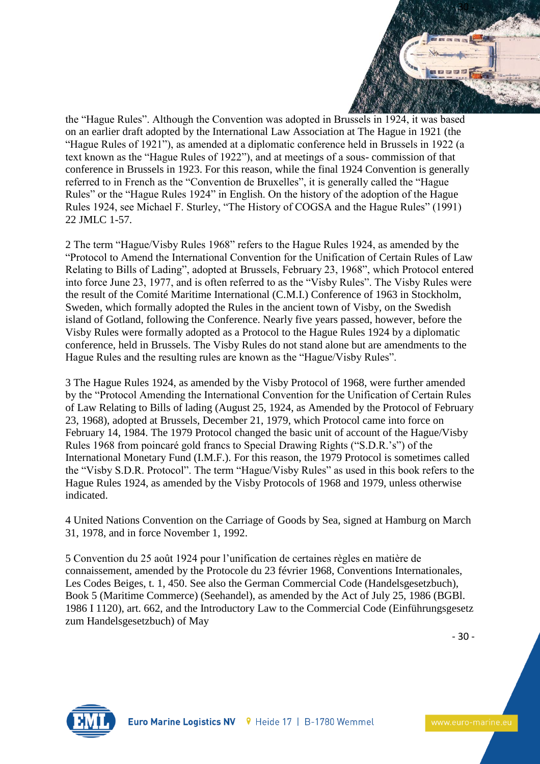the "Hague Rules". Although the Convention was adopted in Brussels in 1924, it was based on an earlier draft adopted by the International Law Association at The Hague in 1921 (the "Hague Rules of 1921"), as amended at a diplomatic conference held in Brussels in 1922 (a text known as the "Hague Rules of 1922"), and at meetings of a sous- commission of that conference in Brussels in 1923. For this reason, while the final 1924 Convention is generally referred to in French as the "Convention de Bruxelles", it is generally called the "Hague Rules" or the "Hague Rules 1924" in English. On the history of the adoption of the Hague Rules 1924, see Michael F. Sturley, "The History of COGSA and the Hague Rules" (1991) 22 JMLC 1-57.

2 The term "Hague/Visby Rules 1968" refers to the Hague Rules 1924, as amended by the "Protocol to Amend the International Convention for the Unification of Certain Rules of Law Relating to Bills of Lading", adopted at Brussels, February 23, 1968", which Protocol entered into force June 23, 1977, and is often referred to as the "Visby Rules". The Visby Rules were the result of the Comité Maritime International (C.M.I.) Conference of 1963 in Stockholm, Sweden, which formally adopted the Rules in the ancient town of Visby, on the Swedish island of Gotland, following the Conference. Nearly five years passed, however, before the Visby Rules were formally adopted as a Protocol to the Hague Rules 1924 by a diplomatic conference, held in Brussels. The Visby Rules do not stand alone but are amendments to the Hague Rules and the resulting rules are known as the "Hague/Visby Rules".

3 The Hague Rules 1924, as amended by the Visby Protocol of 1968, were further amended by the "Protocol Amending the International Convention for the Unification of Certain Rules of Law Relating to Bills of lading (August 25, 1924, as Amended by the Protocol of February 23, 1968), adopted at Brussels, December 21, 1979, which Protocol came into force on February 14, 1984. The 1979 Protocol changed the basic unit of account of the Hague/Visby Rules 1968 from poincaré gold francs to Special Drawing Rights ("S.D.R.'s") of the International Monetary Fund (I.M.F.). For this reason, the 1979 Protocol is sometimes called the "Visby S.D.R. Protocol". The term "Hague/Visby Rules" as used in this book refers to the Hague Rules 1924, as amended by the Visby Protocols of 1968 and 1979, unless otherwise indicated.

4 United Nations Convention on the Carriage of Goods by Sea, signed at Hamburg on March 31, 1978, and in force November 1, 1992.

5 Convention du 25 août 1924 pour l'unification de certaines règles en matière de connaissement, amended by the Protocole du 23 février 1968, Conventions Internationales, Les Codes Beiges, t. 1, 450. See also the German Commercial Code (Handelsgesetzbuch), Book 5 (Maritime Commerce) (Seehandel), as amended by the Act of July 25, 1986 (BGBl. 1986 I 1120), art. 662, and the Introductory Law to the Commercial Code (Einführungsgesetz zum Handelsgesetzbuch) of May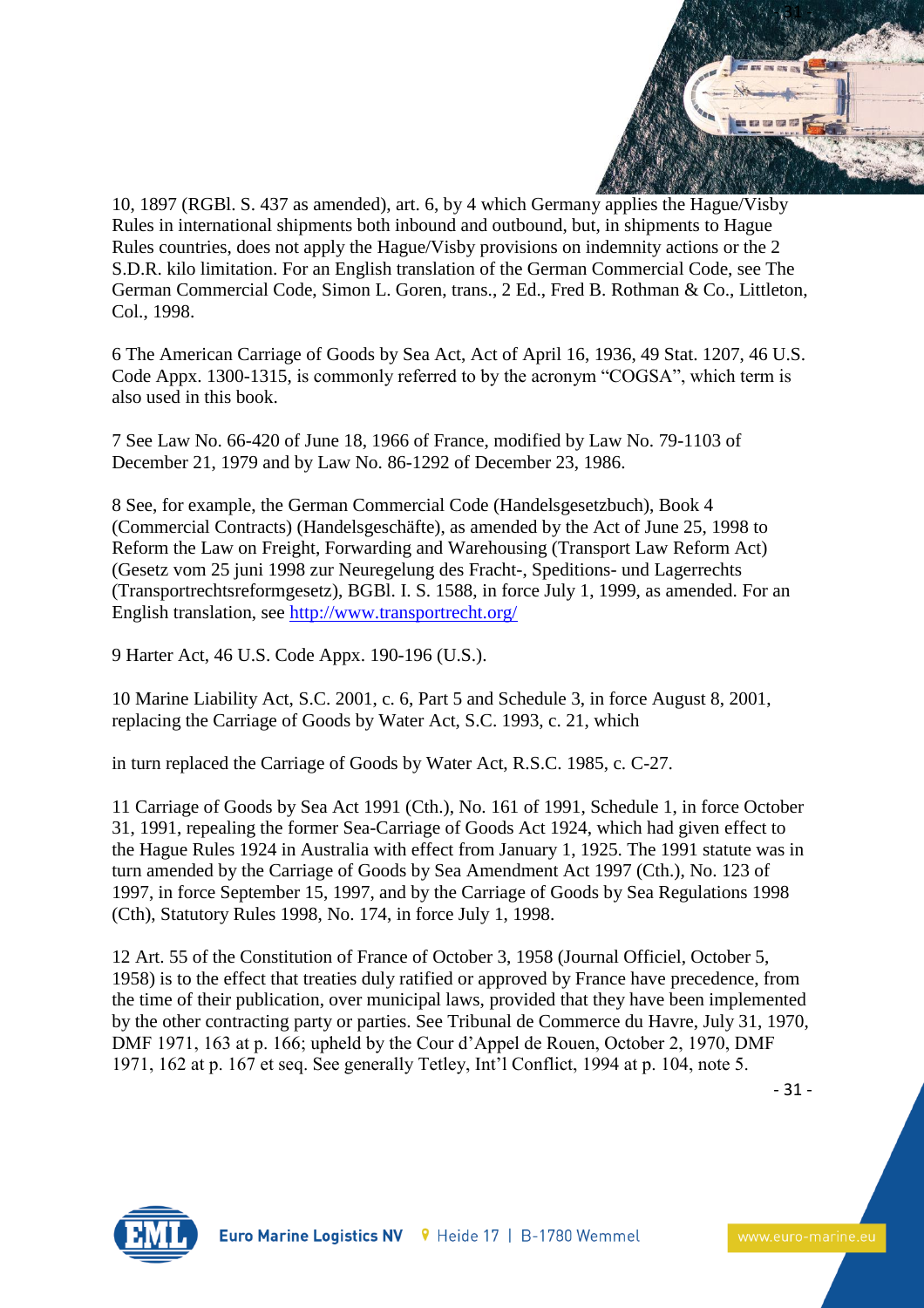10, 1897 (RGBl. S. 437 as amended), art. 6, by 4 which Germany applies the Hague/Visby Rules in international shipments both inbound and outbound, but, in shipments to Hague Rules countries, does not apply the Hague/Visby provisions on indemnity actions or the 2 S.D.R. kilo limitation. For an English translation of the German Commercial Code, see The German Commercial Code, Simon L. Goren, trans., 2 Ed., Fred B. Rothman & Co., Littleton, Col., 1998.

6 The American Carriage of Goods by Sea Act, Act of April 16, 1936, 49 Stat. 1207, 46 U.S. Code Appx. 1300-1315, is commonly referred to by the acronym "COGSA", which term is also used in this book.

7 See Law No. 66-420 of June 18, 1966 of France, modified by Law No. 79-1103 of December 21, 1979 and by Law No. 86-1292 of December 23, 1986.

8 See, for example, the German Commercial Code (Handelsgesetzbuch), Book 4 (Commercial Contracts) (Handelsgeschäfte), as amended by the Act of June 25, 1998 to Reform the Law on Freight, Forwarding and Warehousing (Transport Law Reform Act) (Gesetz vom 25 juni 1998 zur Neuregelung des Fracht-, Speditions- und Lagerrechts (Transportrechtsreformgesetz), BGBl. I. S. 1588, in force July 1, 1999, as amended. For an English translation, see http://www.transportrecht.org/

9 Harter Act, 46 U.S. Code Appx. 190-196 (U.S.).

10 Marine Liability Act, S.C. 2001, c. 6, Part 5 and Schedule 3, in force August 8, 2001, replacing the Carriage of Goods by Water Act, S.C. 1993, c. 21, which

in turn replaced the Carriage of Goods by Water Act, R.S.C. 1985, c. C-27.

11 Carriage of Goods by Sea Act 1991 (Cth.), No. 161 of 1991, Schedule 1, in force October 31, 1991, repealing the former Sea-Carriage of Goods Act 1924, which had given effect to the Hague Rules 1924 in Australia with effect from January 1, 1925. The 1991 statute was in turn amended by the Carriage of Goods by Sea Amendment Act 1997 (Cth.), No. 123 of 1997, in force September 15, 1997, and by the Carriage of Goods by Sea Regulations 1998 (Cth), Statutory Rules 1998, No. 174, in force July 1, 1998.

12 Art. 55 of the Constitution of France of October 3, 1958 (Journal Officiel, October 5, 1958) is to the effect that treaties duly ratified or approved by France have precedence, from the time of their publication, over municipal laws, provided that they have been implemented by the other contracting party or parties. See Tribunal de Commerce du Havre, July 31, 1970, DMF 1971, 163 at p. 166; upheld by the Cour d'Appel de Rouen, October 2, 1970, DMF 1971, 162 at p. 167 et seq. See generally Tetley, Int'l Conflict, 1994 at p. 104, note 5.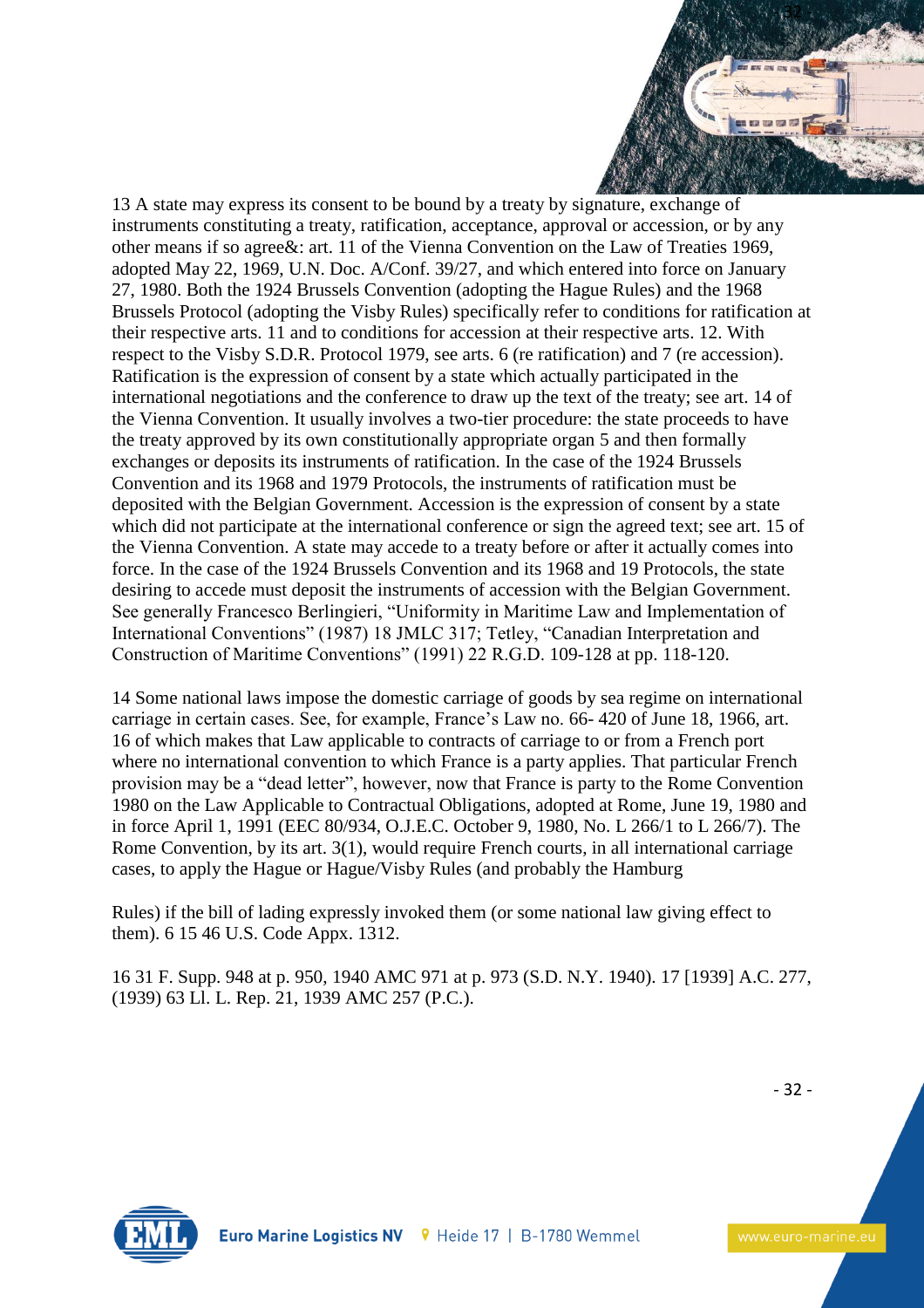13 A state may express its consent to be bound by a treaty by signature, exchange of instruments constituting a treaty, ratification, acceptance, approval or accession, or by any other means if so agree&: art. 11 of the Vienna Convention on the Law of Treaties 1969, adopted May 22, 1969, U.N. Doc. A/Conf. 39/27, and which entered into force on January 27, 1980. Both the 1924 Brussels Convention (adopting the Hague Rules) and the 1968 Brussels Protocol (adopting the Visby Rules) specifically refer to conditions for ratification at their respective arts. 11 and to conditions for accession at their respective arts. 12. With respect to the Visby S.D.R. Protocol 1979, see arts. 6 (re ratification) and 7 (re accession). Ratification is the expression of consent by a state which actually participated in the international negotiations and the conference to draw up the text of the treaty; see art. 14 of the Vienna Convention. It usually involves a two-tier procedure: the state proceeds to have the treaty approved by its own constitutionally appropriate organ 5 and then formally exchanges or deposits its instruments of ratification. In the case of the 1924 Brussels Convention and its 1968 and 1979 Protocols, the instruments of ratification must be deposited with the Belgian Government. Accession is the expression of consent by a state which did not participate at the international conference or sign the agreed text; see art. 15 of the Vienna Convention. A state may accede to a treaty before or after it actually comes into force. In the case of the 1924 Brussels Convention and its 1968 and 19 Protocols, the state desiring to accede must deposit the instruments of accession with the Belgian Government. See generally Francesco Berlingieri, "Uniformity in Maritime Law and Implementation of International Conventions" (1987) 18 JMLC 317; Tetley, "Canadian Interpretation and Construction of Maritime Conventions" (1991) 22 R.G.D. 109-128 at pp. 118-120.

14 Some national laws impose the domestic carriage of goods by sea regime on international carriage in certain cases. See, for example, France's Law no. 66- 420 of June 18, 1966, art. 16 of which makes that Law applicable to contracts of carriage to or from a French port where no international convention to which France is a party applies. That particular French provision may be a "dead letter", however, now that France is party to the Rome Convention 1980 on the Law Applicable to Contractual Obligations, adopted at Rome, June 19, 1980 and in force April 1, 1991 (EEC 80/934, O.J.E.C. October 9, 1980, No. L 266/1 to L 266/7). The Rome Convention, by its art. 3(1), would require French courts, in all international carriage cases, to apply the Hague or Hague/Visby Rules (and probably the Hamburg

Rules) if the bill of lading expressly invoked them (or some national law giving effect to them). 6 15 46 U.S. Code Appx. 1312.

16 31 F. Supp. 948 at p. 950, 1940 AMC 971 at p. 973 (S.D. N.Y. 1940). 17 [1939] A.C. 277, (1939) 63 Ll. L. Rep. 21, 1939 AMC 257 (P.C.).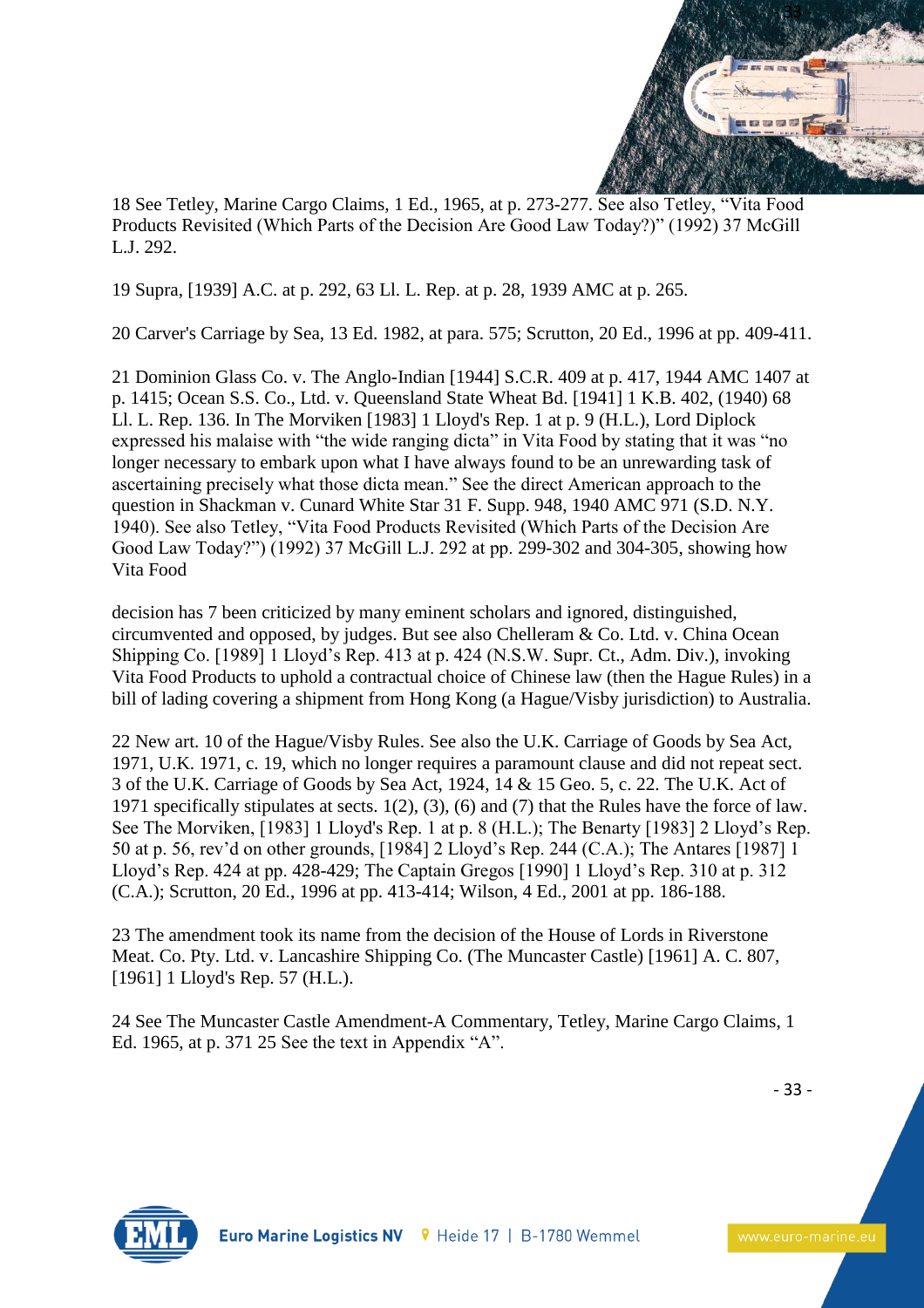18 See Tetley, Marine Cargo Claims, 1 Ed., 1965, at p. 273-277. See also Tetley, "Vita Food Products Revisited (Which Parts of the Decision Are Good Law Today?)" (1992) 37 McGill L.J. 292.

19 Supra, [1939] A.C. at p. 292, 63 Ll. L. Rep. at p. 28, 1939 AMC at p. 265.

20 Carver's Carriage by Sea, 13 Ed. 1982, at para. 575; Scrutton, 20 Ed., 1996 at pp. 409-411.

21 Dominion Glass Co. v. The Anglo-Indian [1944] S.C.R. 409 at p. 417, 1944 AMC 1407 at p. 1415; Ocean S.S. Co., Ltd. v. Queensland State Wheat Bd. [1941] 1 K.B. 402, (1940) 68 Ll. L. Rep. 136. In The Morviken [1983] 1 Lloyd's Rep. 1 at p. 9 (H.L.), Lord Diplock expressed his malaise with "the wide ranging dicta" in Vita Food by stating that it was "no longer necessary to embark upon what I have always found to be an unrewarding task of ascertaining precisely what those dicta mean." See the direct American approach to the question in Shackman v. Cunard White Star 31 F. Supp. 948, 1940 AMC 971 (S.D. N.Y. 1940). See also Tetley, "Vita Food Products Revisited (Which Parts of the Decision Are Good Law Today?") (1992) 37 McGill L.J. 292 at pp. 299-302 and 304-305, showing how Vita Food

decision has 7 been criticized by many eminent scholars and ignored, distinguished, circumvented and opposed, by judges. But see also Chelleram & Co. Ltd. v. China Ocean Shipping Co. [1989] 1 Lloyd's Rep. 413 at p. 424 (N.S.W. Supr. Ct., Adm. Div.), invoking Vita Food Products to uphold a contractual choice of Chinese law (then the Hague Rules) in a bill of lading covering a shipment from Hong Kong (a Hague/Visby jurisdiction) to Australia.

22 New art. 10 of the Hague/Visby Rules. See also the U.K. Carriage of Goods by Sea Act, 1971, U.K. 1971, c. 19, which no longer requires a paramount clause and did not repeat sect. 3 of the U.K. Carriage of Goods by Sea Act, 1924, 14 & 15 Geo. 5, c. 22. The U.K. Act of 1971 specifically stipulates at sects. 1(2), (3), (6) and (7) that the Rules have the force of law. See The Morviken, [1983] 1 Lloyd's Rep. 1 at p. 8 (H.L.); The Benarty [1983] 2 Lloyd's Rep. 50 at p. 56, rev'd on other grounds, [1984] 2 Lloyd's Rep. 244 (C.A.); The Antares [1987] 1 Lloyd's Rep. 424 at pp. 428-429; The Captain Gregos [1990] 1 Lloyd's Rep. 310 at p. 312 (C.A.); Scrutton, 20 Ed., 1996 at pp. 413-414; Wilson, 4 Ed., 2001 at pp. 186-188.

23 The amendment took its name from the decision of the House of Lords in Riverstone Meat. Co. Pty. Ltd. v. Lancashire Shipping Co. (The Muncaster Castle) [1961] A. C. 807, [1961] 1 Lloyd's Rep. 57 (H.L.).

24 See The Muncaster Castle Amendment-A Commentary, Tetley, Marine Cargo Claims, 1 Ed. 1965, at p. 371 25 See the text in Appendix "A".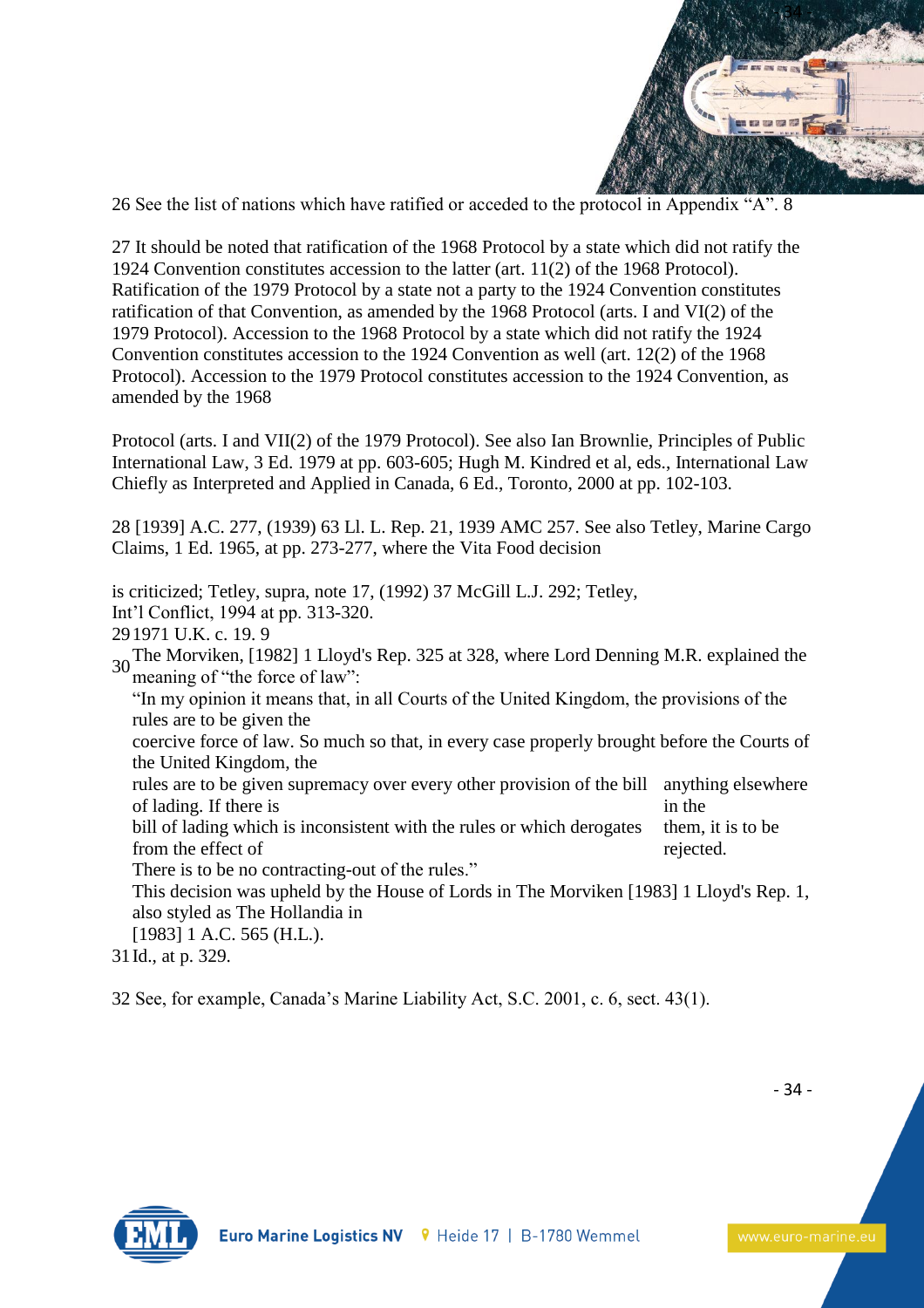26 See the list of nations which have ratified or acceded to the protocol in Appendix "A". 8

27 It should be noted that ratification of the 1968 Protocol by a state which did not ratify the 1924 Convention constitutes accession to the latter (art. 11(2) of the 1968 Protocol). Ratification of the 1979 Protocol by a state not a party to the 1924 Convention constitutes ratification of that Convention, as amended by the 1968 Protocol (arts. I and VI(2) of the 1979 Protocol). Accession to the 1968 Protocol by a state which did not ratify the 1924 Convention constitutes accession to the 1924 Convention as well (art. 12(2) of the 1968 Protocol). Accession to the 1979 Protocol constitutes accession to the 1924 Convention, as amended by the 1968

Protocol (arts. I and VII(2) of the 1979 Protocol). See also Ian Brownlie, Principles of Public International Law, 3 Ed. 1979 at pp. 603-605; Hugh M. Kindred et al, eds., International Law Chiefly as Interpreted and Applied in Canada, 6 Ed., Toronto, 2000 at pp. 102-103.

28 [1939] A.C. 277, (1939) 63 Ll. L. Rep. 21, 1939 AMC 257. See also Tetley, Marine Cargo Claims, 1 Ed. 1965, at pp. 273-277, where the Vita Food decision

is criticized; Tetley, supra, note 17, (1992) 37 McGill L.J. 292; Tetley, Int'l Conflict, 1994 at pp. 313-320.

29 1971 U.K. c. 19. 9

30 The Morviken, [1982] 1 Lloyd's Rep. 325 at 328, where Lord Denning M.R. explained the meaning of "the force of law":

"In my opinion it means that, in all Courts of the United Kingdom, the provisions of the rules are to be given the coercive force of law. So much so that, in every case properly brought before the Courts of the United Kingdom, the rules are to be given supremacy over every other provision of the bill of lading. If there is anything elsewhere in the bill of lading which is inconsistent with the rules or which derogates from the effect of them, it is to be rejected. There is to be no contracting-out of the rules."

This decision was upheld by the House of Lords in The Morviken [1983] 1 Lloyd's Rep. 1, also styled as The Hollandia in [1983] 1 A.C. 565 (H.L.).

31 Id., at p. 329.

32 See, for example, Canada's Marine Liability Act, S.C. 2001, c. 6, sect. 43(1).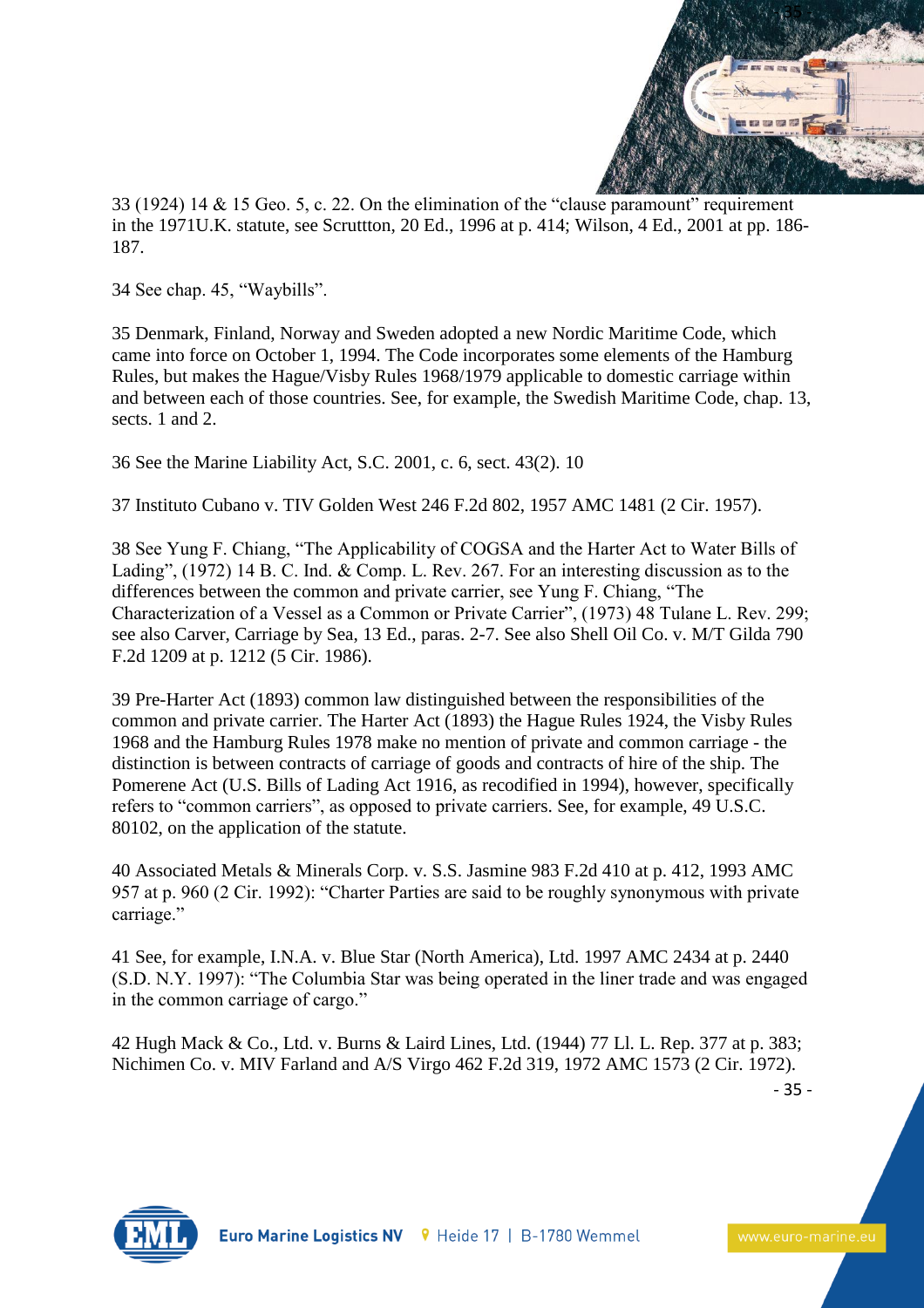33 (1924) 14 & 15 Geo. 5, c. 22. On the elimination of the "clause paramount" requirement in the 1971U.K. statute, see Scruttton, 20 Ed., 1996 at p. 414; Wilson, 4 Ed., 2001 at pp. 186-187.

34 See chap. 45, "Waybills".

35 Denmark, Finland, Norway and Sweden adopted a new Nordic Maritime Code, which came into force on October 1, 1994. The Code incorporates some elements of the Hamburg Rules, but makes the Hague/Visby Rules 1968/1979 applicable to domestic carriage within and between each of those countries. See, for example, the Swedish Maritime Code, chap. 13, sects. 1 and 2.

36 See the Marine Liability Act, S.C. 2001, c. 6, sect. 43(2). 10

37 Instituto Cubano v. TIV Golden West 246 F.2d 802, 1957 AMC 1481 (2 Cir. 1957).

38 See Yung F. Chiang, "The Applicability of COGSA and the Harter Act to Water Bills of Lading", (1972) 14 B. C. Ind. & Comp. L. Rev. 267. For an interesting discussion as to the differences between the common and private carrier, see Yung F. Chiang, "The Characterization of a Vessel as a Common or Private Carrier", (1973) 48 Tulane L. Rev. 299; see also Carver, Carriage by Sea, 13 Ed., paras. 2-7. See also Shell Oil Co. v. M/T Gilda 790 F.2d 1209 at p. 1212 (5 Cir. 1986).

39 Pre-Harter Act (1893) common law distinguished between the responsibilities of the common and private carrier. The Harter Act (1893) the Hague Rules 1924, the Visby Rules 1968 and the Hamburg Rules 1978 make no mention of private and common carriage - the distinction is between contracts of carriage of goods and contracts of hire of the ship. The Pomerene Act (U.S. Bills of Lading Act 1916, as recodified in 1994), however, specifically refers to "common carriers", as opposed to private carriers. See, for example, 49 U.S.C. 80102, on the application of the statute.

40 Associated Metals & Minerals Corp. v. S.S. Jasmine 983 F.2d 410 at p. 412, 1993 AMC 957 at p. 960 (2 Cir. 1992): "Charter Parties are said to be roughly synonymous with private carriage."

41 See, for example, I.N.A. v. Blue Star (North America), Ltd. 1997 AMC 2434 at p. 2440 (S.D. N.Y. 1997): "The Columbia Star was being operated in the liner trade and was engaged in the common carriage of cargo."

42 Hugh Mack & Co., Ltd. v. Burns & Laird Lines, Ltd. (1944) 77 Ll. L. Rep. 377 at p. 383; Nichimen Co. v. MIV Farland and A/S Virgo 462 F.2d 319, 1972 AMC 1573 (2 Cir. 1972).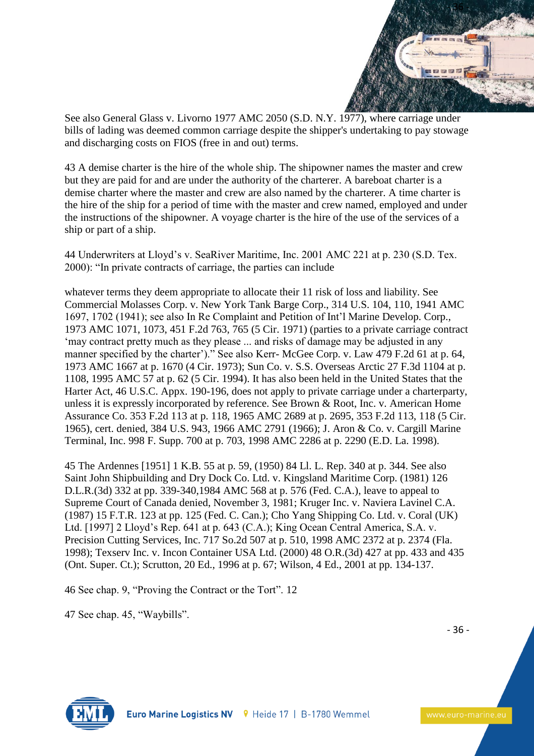See also General Glass v. Livorno 1977 AMC 2050 (S.D. N.Y. 1977), where carriage under bills of lading was deemed common carriage despite the shipper's undertaking to pay stowage and discharging costs on FIOS (free in and out) terms.

43 A demise charter is the hire of the whole ship. The shipowner names the master and crew but they are paid for and are under the authority of the charterer. A bareboat charter is a demise charter where the master and crew are also named by the charterer. A time charter is the hire of the ship for a period of time with the master and crew named, employed and under the instructions of the shipowner. A voyage charter is the hire of the use of the services of a ship or part of a ship.

44 Underwriters at Lloyd's v. SeaRiver Maritime, Inc. 2001 AMC 221 at p. 230 (S.D. Tex. 2000): "In private contracts of carriage, the parties can include

whatever terms they deem appropriate to allocate their 11 risk of loss and liability. See Commercial Molasses Corp. v. New York Tank Barge Corp., 314 U.S. 104, 110, 1941 AMC 1697, 1702 (1941); see also In Re Complaint and Petition of Int'l Marine Develop. Corp., 1973 AMC 1071, 1073, 451 F.2d 763, 765 (5 Cir. 1971) (parties to a private carriage contract 'may contract pretty much as they please ... and risks of damage may be adjusted in any manner specified by the charter')." See also Kerr- McGee Corp. v. Law 479 F.2d 61 at p. 64, 1973 AMC 1667 at p. 1670 (4 Cir. 1973); Sun Co. v. S.S. Overseas Arctic 27 F.3d 1104 at p. 1108, 1995 AMC 57 at p. 62 (5 Cir. 1994). It has also been held in the United States that the Harter Act, 46 U.S.C. Appx. 190-196, does not apply to private carriage under a charterparty, unless it is expressly incorporated by reference. See Brown & Root, Inc. v. American Home Assurance Co. 353 F.2d 113 at p. 118, 1965 AMC 2689 at p. 2695, 353 F.2d 113, 118 (5 Cir. 1965), cert. denied, 384 U.S. 943, 1966 AMC 2791 (1966); J. Aron & Co. v. Cargill Marine Terminal, Inc. 998 F. Supp. 700 at p. 703, 1998 AMC 2286 at p. 2290 (E.D. La. 1998).

45 The Ardennes [1951] 1 K.B. 55 at p. 59, (1950) 84 Ll. L. Rep. 340 at p. 344. See also Saint John Shipbuilding and Dry Dock Co. Ltd. v. Kingsland Maritime Corp. (1981) 126 D.L.R.(3d) 332 at pp. 339-340,1984 AMC 568 at p. 576 (Fed. C.A.), leave to appeal to Supreme Court of Canada denied, November 3, 1981; Kruger Inc. v. Naviera Lavinel C.A. (1987) 15 F.T.R. 123 at pp. 125 (Fed. C. Can.); Cho Yang Shipping Co. Ltd. v. Coral (UK) Ltd. [1997] 2 Lloyd's Rep. 641 at p. 643 (C.A.); King Ocean Central America, S.A. v. Precision Cutting Services, Inc. 717 So.2d 507 at p. 510, 1998 AMC 2372 at p. 2374 (Fla. 1998); Texserv Inc. v. Incon Container USA Ltd. (2000) 48 O.R.(3d) 427 at pp. 433 and 435 (Ont. Super. Ct.); Scrutton, 20 Ed., 1996 at p. 67; Wilson, 4 Ed., 2001 at pp. 134-137.

46 See chap. 9, "Proving the Contract or the Tort". 12

47 See chap. 45, "Waybills".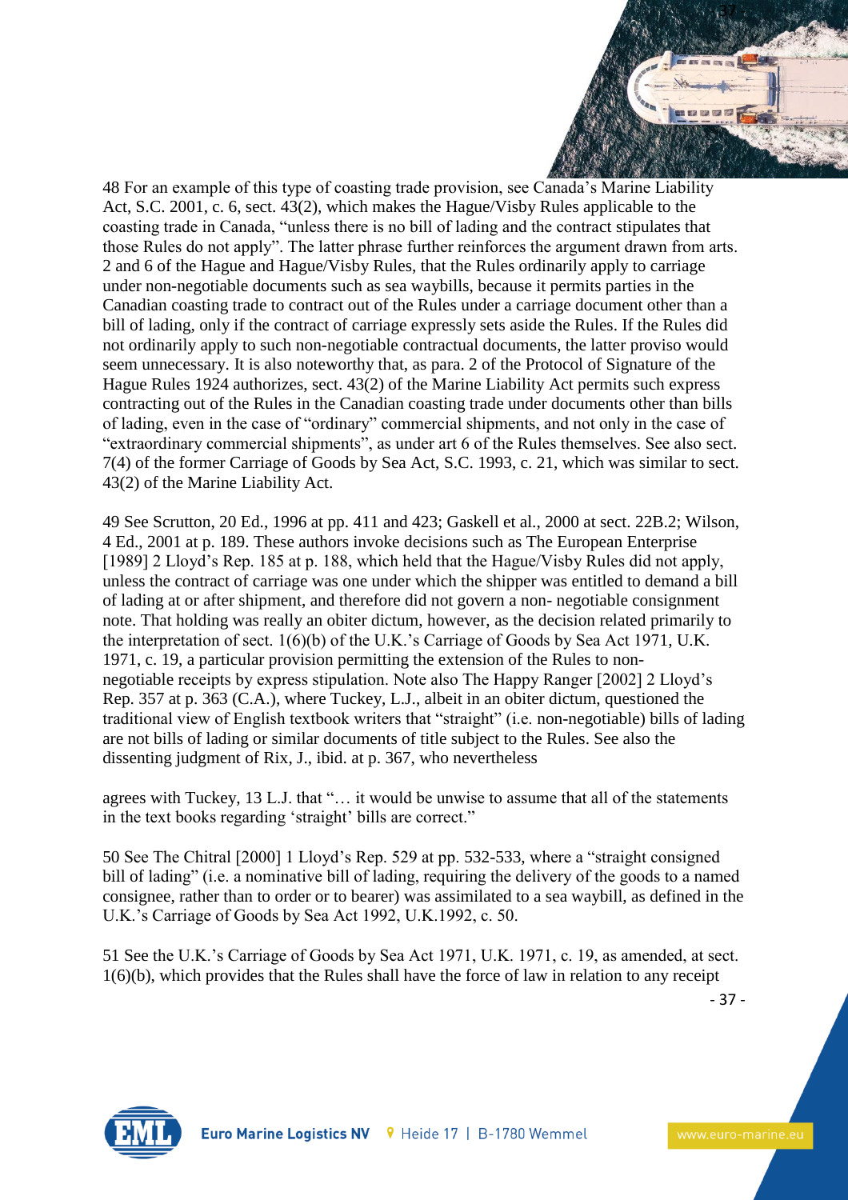48 For an example of this type of coasting trade provision, see Canada's Marine Liability Act, S.C. 2001, c. 6, sect. 43(2), which makes the Hague/Visby Rules applicable to the coasting trade in Canada, "unless there is no bill of lading and the contract stipulates that those Rules do not apply". The latter phrase further reinforces the argument drawn from arts. 2 and 6 of the Hague and Hague/Visby Rules, that the Rules ordinarily apply to carriage under non-negotiable documents such as sea waybills, because it permits parties in the Canadian coasting trade to contract out of the Rules under a carriage document other than a bill of lading, only if the contract of carriage expressly sets aside the Rules. If the Rules did not ordinarily apply to such non-negotiable contractual documents, the latter proviso would seem unnecessary. It is also noteworthy that, as para. 2 of the Protocol of Signature of the Hague Rules 1924 authorizes, sect. 43(2) of the Marine Liability Act permits such express contracting out of the Rules in the Canadian coasting trade under documents other than bills of lading, even in the case of "ordinary" commercial shipments, and not only in the case of "extraordinary commercial shipments", as under art 6 of the Rules themselves. See also sect. 7(4) of the former Carriage of Goods by Sea Act, S.C. 1993, c. 21, which was similar to sect. 43(2) of the Marine Liability Act.

49 See Scrutton, 20 Ed., 1996 at pp. 411 and 423; Gaskell et al., 2000 at sect. 22B.2; Wilson, 4 Ed., 2001 at p. 189. These authors invoke decisions such as The European Enterprise [1989] 2 Lloyd's Rep. 185 at p. 188, which held that the Hague/Visby Rules did not apply, unless the contract of carriage was one under which the shipper was entitled to demand a bill of lading at or after shipment, and therefore did not govern a non- negotiable consignment note. That holding was really an obiter dictum, however, as the decision related primarily to the interpretation of sect. 1(6)(b) of the U.K.'s Carriage of Goods by Sea Act 1971, U.K. 1971, c. 19, a particular provision permitting the extension of the Rules to non-negotiable receipts by express stipulation. Note also The Happy Ranger [2002] 2 Lloyd's Rep. 357 at p. 363 (C.A.), where Tuckey, L.J., albeit in an obiter dictum, questioned the traditional view of English textbook writers that "straight" (i.e. non-negotiable) bills of lading are not bills of lading or similar documents of title subject to the Rules. See also the dissenting judgment of Rix, J., ibid. at p. 367, who nevertheless

agrees with Tuckey, 13 L.J. that "… it would be unwise to assume that all of the statements in the text books regarding 'straight' bills are correct."

50 See The Chitral [2000] 1 Lloyd's Rep. 529 at pp. 532-533, where a "straight consigned bill of lading" (i.e. a nominative bill of lading, requiring the delivery of the goods to a named consignee, rather than to order or to bearer) was assimilated to a sea waybill, as defined in the U.K.'s Carriage of Goods by Sea Act 1992, U.K.1992, c. 50.

51 See the U.K.'s Carriage of Goods by Sea Act 1971, U.K. 1971, c. 19, as amended, at sect. 1(6)(b), which provides that the Rules shall have the force of law in relation to any receipt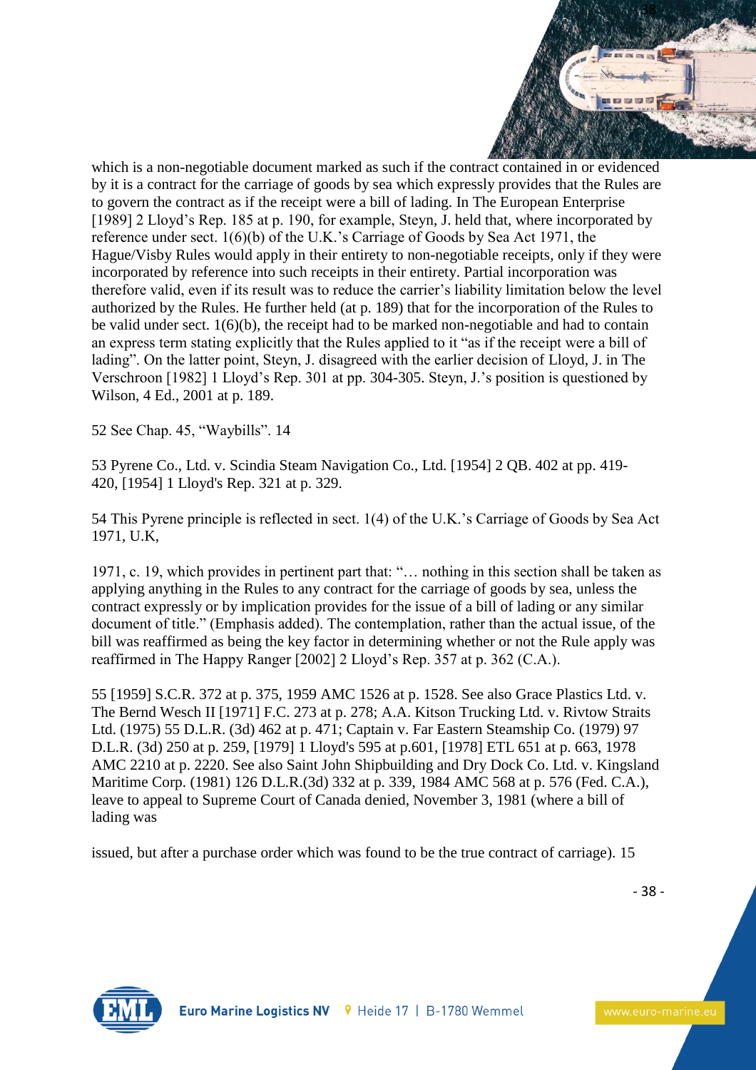which is a non-negotiable document marked as such if the contract contained in or evidenced by it is a contract for the carriage of goods by sea which expressly provides that the Rules are to govern the contract as if the receipt were a bill of lading. In The European Enterprise [1989] 2 Lloyd's Rep. 185 at p. 190, for example, Steyn, J. held that, where incorporated by reference under sect. 1(6)(b) of the U.K.'s Carriage of Goods by Sea Act 1971, the Hague/Visby Rules would apply in their entirety to non-negotiable receipts, only if they were incorporated by reference into such receipts in their entirety. Partial incorporation was therefore valid, even if its result was to reduce the carrier's liability limitation below the level authorized by the Rules. He further held (at p. 189) that for the incorporation of the Rules to be valid under sect. 1(6)(b), the receipt had to be marked non-negotiable and had to contain an express term stating explicitly that the Rules applied to it "as if the receipt were a bill of lading". On the latter point, Steyn, J. disagreed with the earlier decision of Lloyd, J. in The Verschroon [1982] 1 Lloyd's Rep. 301 at pp. 304-305. Steyn, J.'s position is questioned by Wilson, 4 Ed., 2001 at p. 189.

52 See Chap. 45, "Waybills". 14

53 Pyrene Co., Ltd. v. Scindia Steam Navigation Co., Ltd. [1954] 2 QB. 402 at pp. 419-420, [1954] 1 Lloyd's Rep. 321 at p. 329.

54 This Pyrene principle is reflected in sect. 1(4) of the U.K.'s Carriage of Goods by Sea Act 1971, U.K,

1971, c. 19, which provides in pertinent part that: "… nothing in this section shall be taken as applying anything in the Rules to any contract for the carriage of goods by sea, unless the contract expressly or by implication provides for the issue of a bill of lading or any similar document of title." (Emphasis added). The contemplation, rather than the actual issue, of the bill was reaffirmed as being the key factor in determining whether or not the Rule apply was reaffirmed in The Happy Ranger [2002] 2 Lloyd's Rep. 357 at p. 362 (C.A.).

55 [1959] S.C.R. 372 at p. 375, 1959 AMC 1526 at p. 1528. See also Grace Plastics Ltd. v. The Bernd Wesch II [1971] F.C. 273 at p. 278; A.A. Kitson Trucking Ltd. v. Rivtow Straits Ltd. (1975) 55 D.L.R. (3d) 462 at p. 471; Captain v. Far Eastern Steamship Co. (1979) 97 D.L.R. (3d) 250 at p. 259, [1979] 1 Lloyd's 595 at p.601, [1978] ETL 651 at p. 663, 1978 AMC 2210 at p. 2220. See also Saint John Shipbuilding and Dry Dock Co. Ltd. v. Kingsland Maritime Corp. (1981) 126 D.L.R.(3d) 332 at p. 339, 1984 AMC 568 at p. 576 (Fed. C.A.), leave to appeal to Supreme Court of Canada denied, November 3, 1981 (where a bill of lading was

issued, but after a purchase order which was found to be the true contract of carriage). 15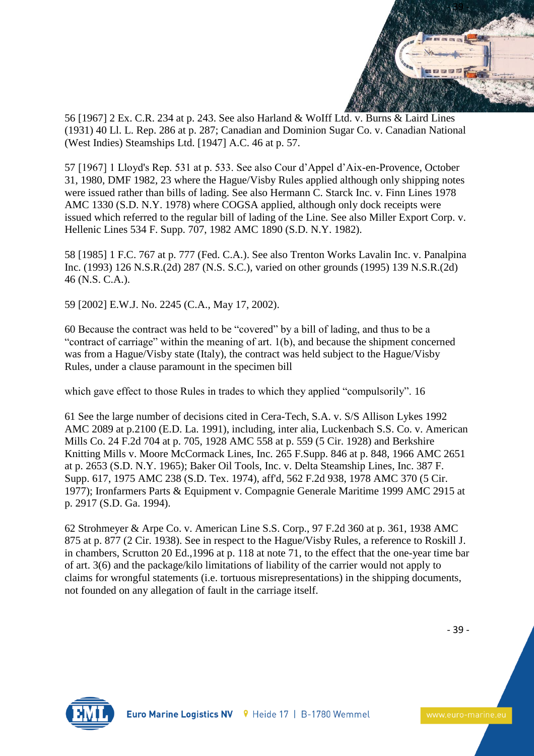56 [1967] 2 Ex. C.R. 234 at p. 243. See also Harland & Wolff Ltd. v. Burns & Laird Lines (1931) 40 Ll. L. Rep. 286 at p. 287; Canadian and Dominion Sugar Co. v. Canadian National (West Indies) Steamships Ltd. [1947] A.C. 46 at p. 57.

57 [1967] 1 Lloyd's Rep. 531 at p. 533. See also Cour d'Appel d'Aix-en-Provence, October 31, 1980, DMF 1982, 23 where the Hague/Visby Rules applied although only shipping notes were issued rather than bills of lading. See also Hermann C. Starck Inc. v. Finn Lines 1978 AMC 1330 (S.D. N.Y. 1978) where COGSA applied, although only dock receipts were issued which referred to the regular bill of lading of the Line. See also Miller Export Corp. v. Hellenic Lines 534 F. Supp. 707, 1982 AMC 1890 (S.D. N.Y. 1982).

58 [1985] 1 F.C. 767 at p. 777 (Fed. C.A.). See also Trenton Works Lavalin Inc. v. Panalpina Inc. (1993) 126 N.S.R.(2d) 287 (N.S. S.C.), varied on other grounds (1995) 139 N.S.R.(2d) 46 (N.S. C.A.).

59 [2002] E.W.J. No. 2245 (C.A., May 17, 2002).

60 Because the contract was held to be "covered" by a bill of lading, and thus to be a "contract of carriage" within the meaning of art. 1(b), and because the shipment concerned was from a Hague/Visby state (Italy), the contract was held subject to the Hague/Visby Rules, under a clause paramount in the specimen bill

which gave effect to those Rules in trades to which they applied "compulsorily". 16

61 See the large number of decisions cited in Cera-Tech, S.A. v. S/S Allison Lykes 1992 AMC 2089 at p.2100 (E.D. La. 1991), including, inter alia, Luckenbach S.S. Co. v. American Mills Co. 24 F.2d 704 at p. 705, 1928 AMC 558 at p. 559 (5 Cir. 1928) and Berkshire Knitting Mills v. Moore McCormack Lines, Inc. 265 F.Supp. 846 at p. 848, 1966 AMC 2651 at p. 2653 (S.D. N.Y. 1965); Baker Oil Tools, Inc. v. Delta Steamship Lines, Inc. 387 F. Supp. 617, 1975 AMC 238 (S.D. Tex. 1974), aff'd, 562 F.2d 938, 1978 AMC 370 (5 Cir. 1977); Ironfarmers Parts & Equipment v. Compagnie Generale Maritime 1999 AMC 2915 at p. 2917 (S.D. Ga. 1994).

62 Strohmeyer & Arpe Co. v. American Line S.S. Corp., 97 F.2d 360 at p. 361, 1938 AMC 875 at p. 877 (2 Cir. 1938). See in respect to the Hague/Visby Rules, a reference to Roskill J. in chambers, Scrutton 20 Ed.,1996 at p. 118 at note 71, to the effect that the one-year time bar of art. 3(6) and the package/kilo limitations of liability of the carrier would not apply to claims for wrongful statements (i.e. tortuous misrepresentations) in the shipping documents, not founded on any allegation of fault in the carriage itself.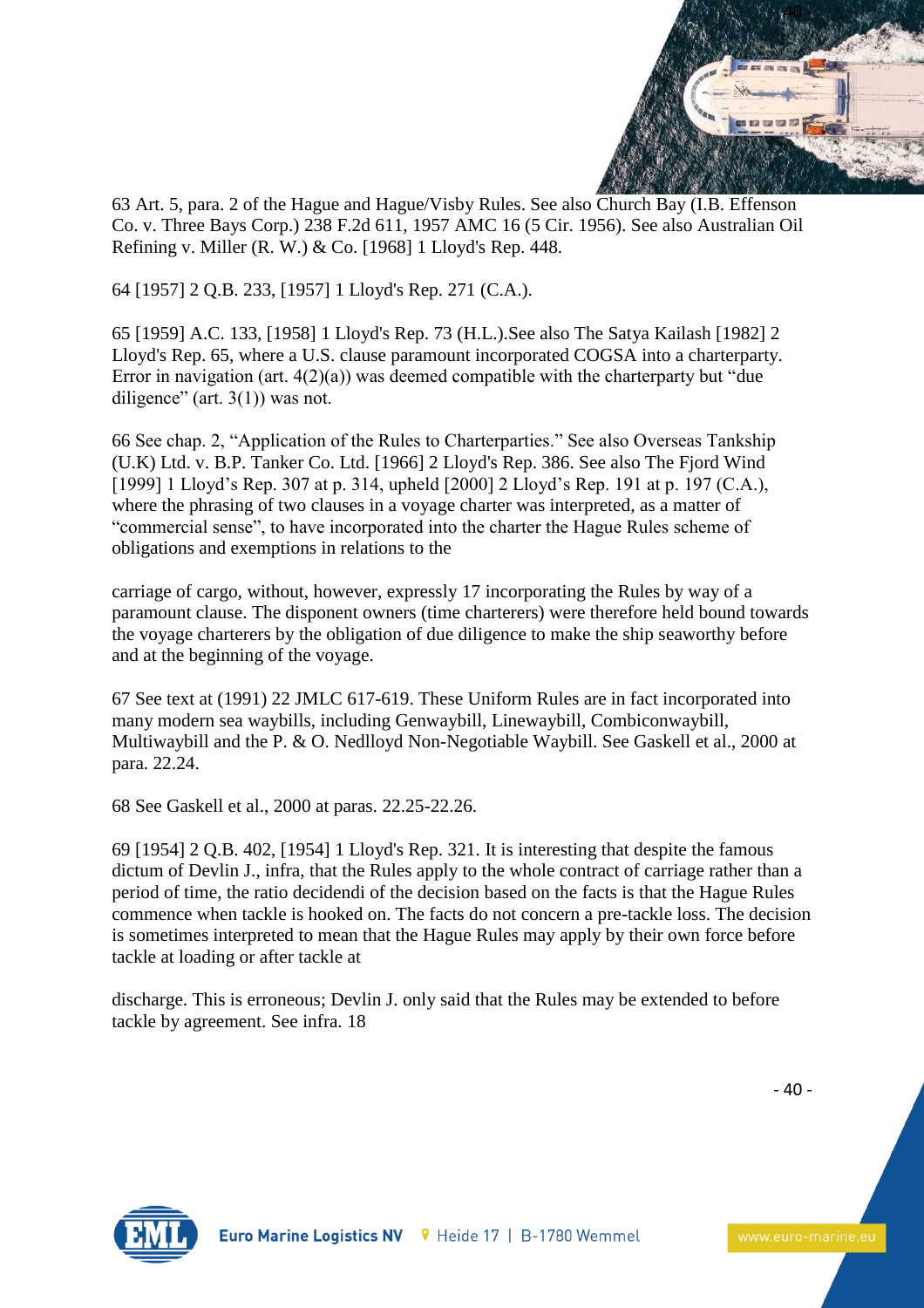63 Art. 5, para. 2 of the Hague and Hague/Visby Rules. See also Church Bay (I.B. Effenson Co. v. Three Bays Corp.) 238 F.2d 611, 1957 AMC 16 (5 Cir. 1956). See also Australian Oil Refining v. Miller (R. W.) & Co. [1968] 1 Lloyd's Rep. 448.

64 [1957] 2 Q.B. 233, [1957] 1 Lloyd's Rep. 271 (C.A.).

65 [1959] A.C. 133, [1958] 1 Lloyd's Rep. 73 (H.L.).See also The Satya Kailash [1982] 2 Lloyd's Rep. 65, where a U.S. clause paramount incorporated COGSA into a charterparty. Error in navigation (art. 4(2)(a)) was deemed compatible with the charterparty but "due diligence" (art. 3(1)) was not.

66 See chap. 2, "Application of the Rules to Charterparties." See also Overseas Tankship (U.K) Ltd. v. B.P. Tanker Co. Ltd. [1966] 2 Lloyd's Rep. 386. See also The Fjord Wind [1999] 1 Lloyd's Rep. 307 at p. 314, upheld [2000] 2 Lloyd's Rep. 191 at p. 197 (C.A.), where the phrasing of two clauses in a voyage charter was interpreted, as a matter of "commercial sense", to have incorporated into the charter the Hague Rules scheme of obligations and exemptions in relations to the

carriage of cargo, without, however, expressly 17 incorporating the Rules by way of a paramount clause. The disponent owners (time charterers) were therefore held bound towards the voyage charterers by the obligation of due diligence to make the ship seaworthy before and at the beginning of the voyage.

67 See text at (1991) 22 JMLC 617-619. These Uniform Rules are in fact incorporated into many modern sea waybills, including Genwaybill, Linewaybill, Combiconwaybill, Multiwaybill and the P. & O. Nedlloyd Non-Negotiable Waybill. See Gaskell et al., 2000 at para. 22.24.

68 See Gaskell et al., 2000 at paras. 22.25-22.26.

69 [1954] 2 Q.B. 402, [1954] 1 Lloyd's Rep. 321. It is interesting that despite the famous dictum of Devlin J., infra, that the Rules apply to the whole contract of carriage rather than a period of time, the ratio decidendi of the decision based on the facts is that the Hague Rules commence when tackle is hooked on. The facts do not concern a pre-tackle loss. The decision is sometimes interpreted to mean that the Hague Rules may apply by their own force before tackle at loading or after tackle at

discharge. This is erroneous; Devlin J. only said that the Rules may be extended to before tackle by agreement. See infra. 18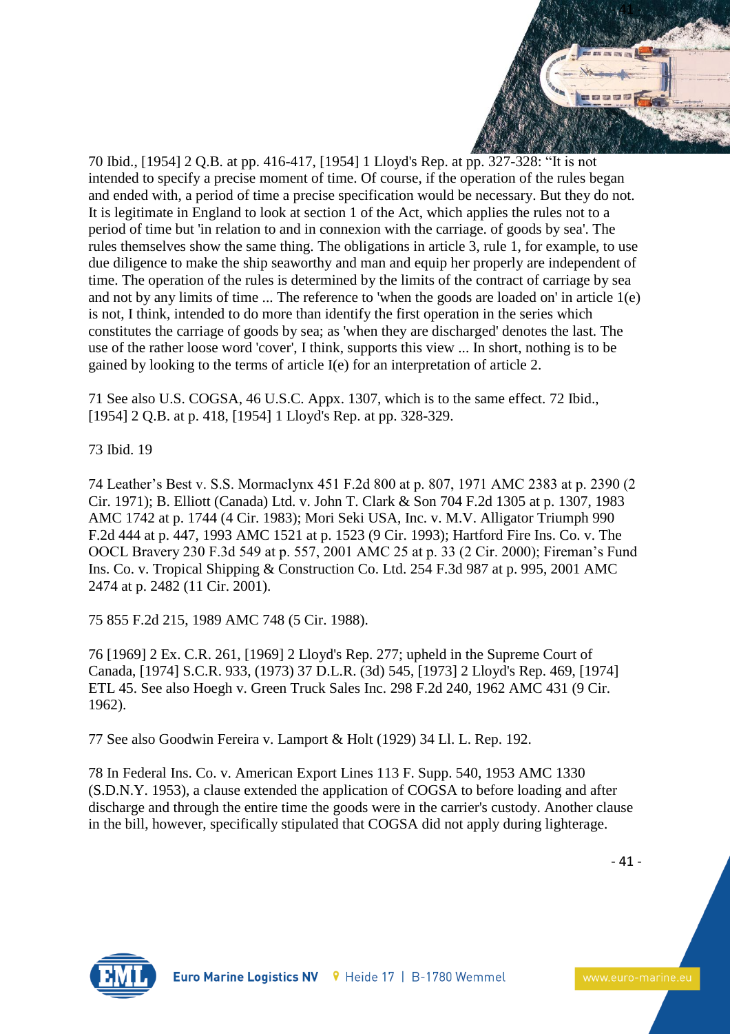70 Ibid., [1954] 2 Q.B. at pp. 416-417, [1954] 1 Lloyd's Rep. at pp. 327-328: "It is not intended to specify a precise moment of time. Of course, if the operation of the rules began and ended with, a period of time a precise specification would be necessary. But they do not. It is legitimate in England to look at section 1 of the Act, which applies the rules not to a period of time but 'in relation to and in connexion with the carriage. of goods by sea'. The rules themselves show the same thing. The obligations in article 3, rule 1, for example, to use due diligence to make the ship seaworthy and man and equip her properly are independent of time. The operation of the rules is determined by the limits of the contract of carriage by sea and not by any limits of time ... The reference to 'when the goods are loaded on' in article 1(e) is not, I think, intended to do more than identify the first operation in the series which constitutes the carriage of goods by sea; as 'when they are discharged' denotes the last. The use of the rather loose word 'cover', I think, supports this view ... In short, nothing is to be gained by looking to the terms of article I(e) for an interpretation of article 2.

71 See also U.S. COGSA, 46 U.S.C. Appx. 1307, which is to the same effect. 72 Ibid., [1954] 2 Q.B. at p. 418, [1954] 1 Lloyd's Rep. at pp. 328-329.

73 Ibid. 19

74 Leather's Best v. S.S. Mormaclynx 451 F.2d 800 at p. 807, 1971 AMC 2383 at p. 2390 (2 Cir. 1971); B. Elliott (Canada) Ltd. v. John T. Clark & Son 704 F.2d 1305 at p. 1307, 1983 AMC 1742 at p. 1744 (4 Cir. 1983); Mori Seki USA, Inc. v. M.V. Alligator Triumph 990 F.2d 444 at p. 447, 1993 AMC 1521 at p. 1523 (9 Cir. 1993); Hartford Fire Ins. Co. v. The OOCL Bravery 230 F.3d 549 at p. 557, 2001 AMC 25 at p. 33 (2 Cir. 2000); Fireman's Fund Ins. Co. v. Tropical Shipping & Construction Co. Ltd. 254 F.3d 987 at p. 995, 2001 AMC 2474 at p. 2482 (11 Cir. 2001).

75 855 F.2d 215, 1989 AMC 748 (5 Cir. 1988).

76 [1969] 2 Ex. C.R. 261, [1969] 2 Lloyd's Rep. 277; upheld in the Supreme Court of Canada, [1974] S.C.R. 933, (1973) 37 D.L.R. (3d) 545, [1973] 2 Lloyd's Rep. 469, [1974] ETL 45. See also Hoegh v. Green Truck Sales Inc. 298 F.2d 240, 1962 AMC 431 (9 Cir. 1962).

77 See also Goodwin Fereira v. Lamport & Holt (1929) 34 Ll. L. Rep. 192.

78 In Federal Ins. Co. v. American Export Lines 113 F. Supp. 540, 1953 AMC 1330 (S.D.N.Y. 1953), a clause extended the application of COGSA to before loading and after discharge and through the entire time the goods were in the carrier's custody. Another clause in the bill, however, specifically stipulated that COGSA did not apply during lighterage.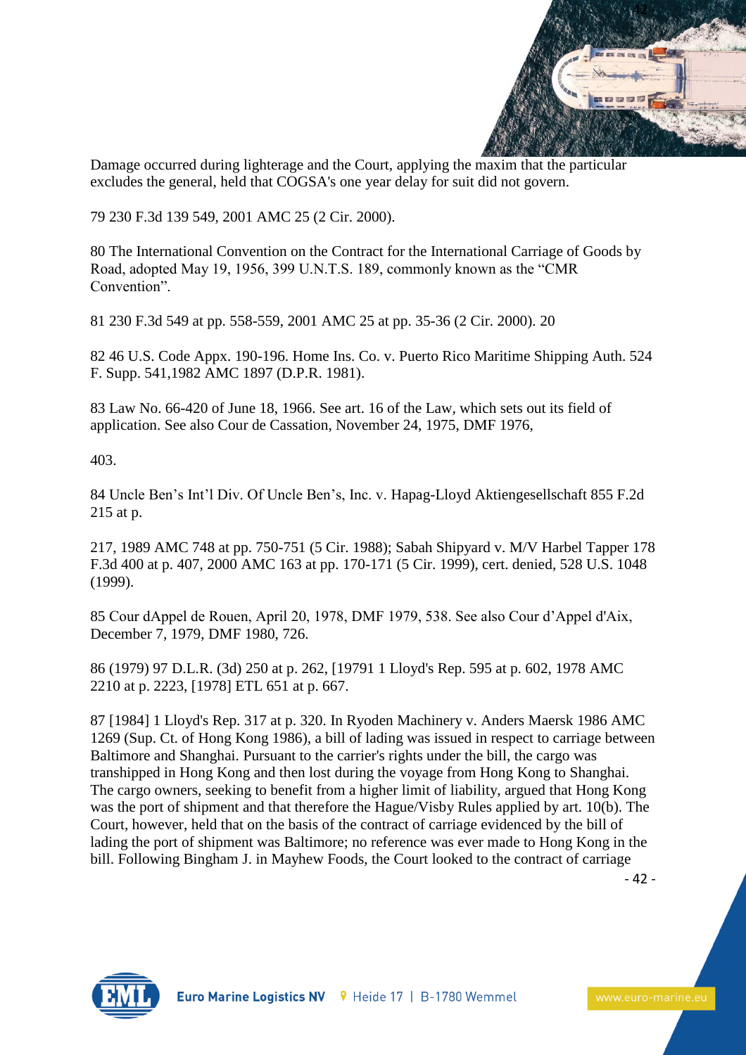Damage occurred during lighterage and the Court, applying the maxim that the particular excludes the general, held that COGSA's one year delay for suit did not govern.

79 230 F.3d 139 549, 2001 AMC 25 (2 Cir. 2000).

80 The International Convention on the Contract for the International Carriage of Goods by Road, adopted May 19, 1956, 399 U.N.T.S. 189, commonly known as the "CMR Convention".

81 230 F.3d 549 at pp. 558-559, 2001 AMC 25 at pp. 35-36 (2 Cir. 2000). 20

82 46 U.S. Code Appx. 190-196. Home Ins. Co. v. Puerto Rico Maritime Shipping Auth. 524 F. Supp. 541,1982 AMC 1897 (D.P.R. 1981).

83 Law No. 66-420 of June 18, 1966. See art. 16 of the Law, which sets out its field of application. See also Cour de Cassation, November 24, 1975, DMF 1976,

403.

84 Uncle Ben's Int'l Div. Of Uncle Ben's, Inc. v. Hapag-Lloyd Aktiengesellschaft 855 F.2d 215 at p.

217, 1989 AMC 748 at pp. 750-751 (5 Cir. 1988); Sabah Shipyard v. M/V Harbel Tapper 178 F.3d 400 at p. 407, 2000 AMC 163 at pp. 170-171 (5 Cir. 1999), cert. denied, 528 U.S. 1048 (1999).

85 Cour dAppel de Rouen, April 20, 1978, DMF 1979, 538. See also Cour d'Appel d'Aix, December 7, 1979, DMF 1980, 726.

86 (1979) 97 D.L.R. (3d) 250 at p. 262, [19791 1 Lloyd's Rep. 595 at p. 602, 1978 AMC 2210 at p. 2223, [1978] ETL 651 at p. 667.

87 [1984] 1 Lloyd's Rep. 317 at p. 320. In Ryoden Machinery v. Anders Maersk 1986 AMC 1269 (Sup. Ct. of Hong Kong 1986), a bill of lading was issued in respect to carriage between Baltimore and Shanghai. Pursuant to the carrier's rights under the bill, the cargo was transhipped in Hong Kong and then lost during the voyage from Hong Kong to Shanghai. The cargo owners, seeking to benefit from a higher limit of liability, argued that Hong Kong was the port of shipment and that therefore the Hague/Visby Rules applied by art. 10(b). The Court, however, held that on the basis of the contract of carriage evidenced by the bill of lading the port of shipment was Baltimore; no reference was ever made to Hong Kong in the bill. Following Bingham J. in Mayhew Foods, the Court looked to the contract of carriage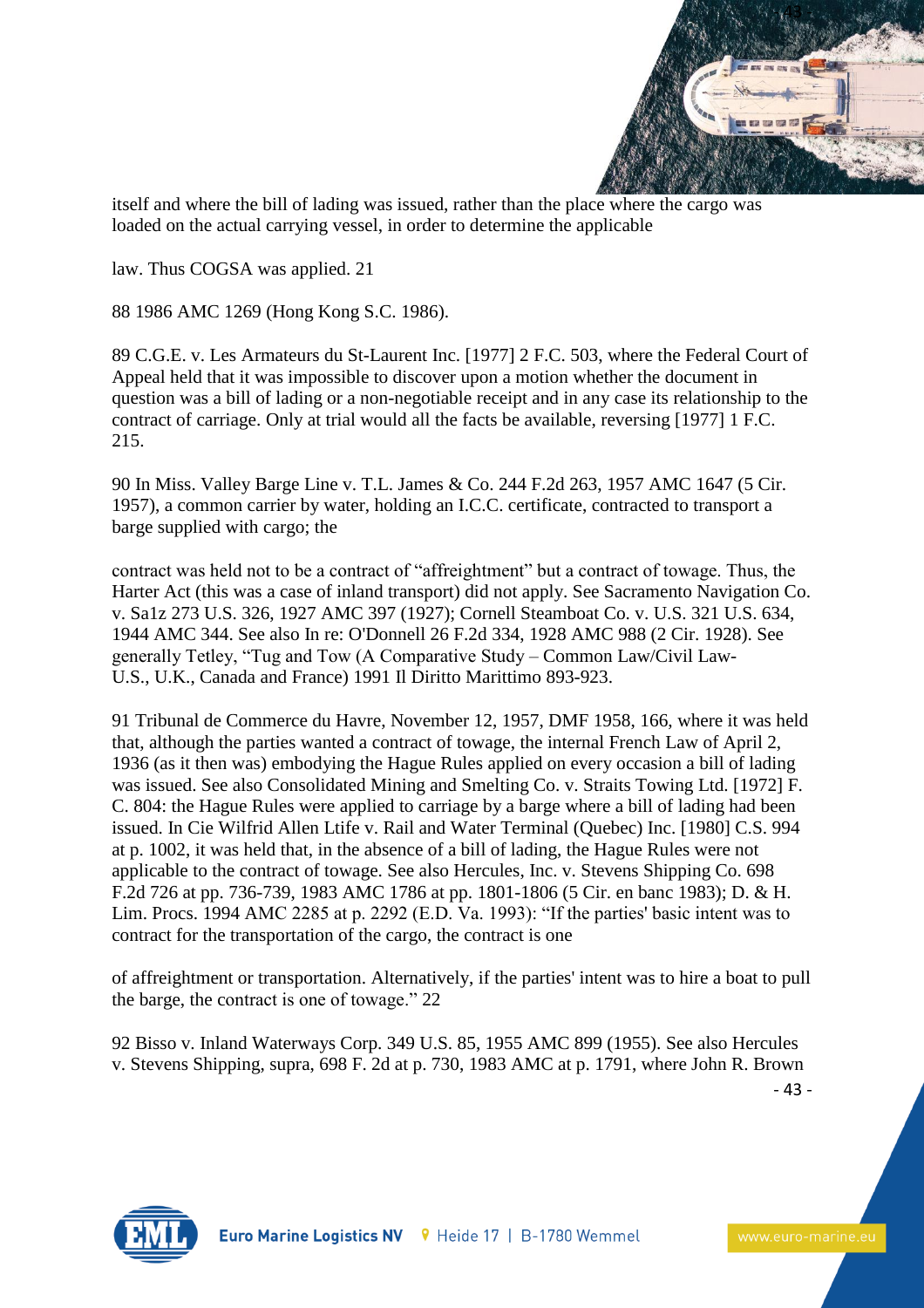itself and where the bill of lading was issued, rather than the place where the cargo was loaded on the actual carrying vessel, in order to determine the applicable

law. Thus COGSA was applied. 21

88 1986 AMC 1269 (Hong Kong S.C. 1986).

89 C.G.E. v. Les Armateurs du St-Laurent Inc. [1977] 2 F.C. 503, where the Federal Court of Appeal held that it was impossible to discover upon a motion whether the document in question was a bill of lading or a non-negotiable receipt and in any case its relationship to the contract of carriage. Only at trial would all the facts be available, reversing [1977] 1 F.C. 215.

90 In Miss. Valley Barge Line v. T.L. James & Co. 244 F.2d 263, 1957 AMC 1647 (5 Cir. 1957), a common carrier by water, holding an I.C.C. certificate, contracted to transport a barge supplied with cargo; the

contract was held not to be a contract of "affreightment" but a contract of towage. Thus, the Harter Act (this was a case of inland transport) did not apply. See Sacramento Navigation Co. v. Sa1z 273 U.S. 326, 1927 AMC 397 (1927); Cornell Steamboat Co. v. U.S. 321 U.S. 634, 1944 AMC 344. See also In re: O'Donnell 26 F.2d 334, 1928 AMC 988 (2 Cir. 1928). See generally Tetley, "Tug and Tow (A Comparative Study – Common Law/Civil Law-U.S., U.K., Canada and France) 1991 Il Diritto Marittimo 893-923.

91 Tribunal de Commerce du Havre, November 12, 1957, DMF 1958, 166, where it was held that, although the parties wanted a contract of towage, the internal French Law of April 2, 1936 (as it then was) embodying the Hague Rules applied on every occasion a bill of lading was issued. See also Consolidated Mining and Smelting Co. v. Straits Towing Ltd. [1972] F. C. 804: the Hague Rules were applied to carriage by a barge where a bill of lading had been issued. In Cie Wilfrid Allen Ltife v. Rail and Water Terminal (Quebec) Inc. [1980] C.S. 994 at p. 1002, it was held that, in the absence of a bill of lading, the Hague Rules were not applicable to the contract of towage. See also Hercules, Inc. v. Stevens Shipping Co. 698 F.2d 726 at pp. 736-739, 1983 AMC 1786 at pp. 1801-1806 (5 Cir. en banc 1983); D. & H. Lim. Procs. 1994 AMC 2285 at p. 2292 (E.D. Va. 1993): "If the parties' basic intent was to contract for the transportation of the cargo, the contract is one

of affreightment or transportation. Alternatively, if the parties' intent was to hire a boat to pull the barge, the contract is one of towage." 22

92 Bisso v. Inland Waterways Corp. 349 U.S. 85, 1955 AMC 899 (1955). See also Hercules v. Stevens Shipping, supra, 698 F. 2d at p. 730, 1983 AMC at p. 1791, where John R. Brown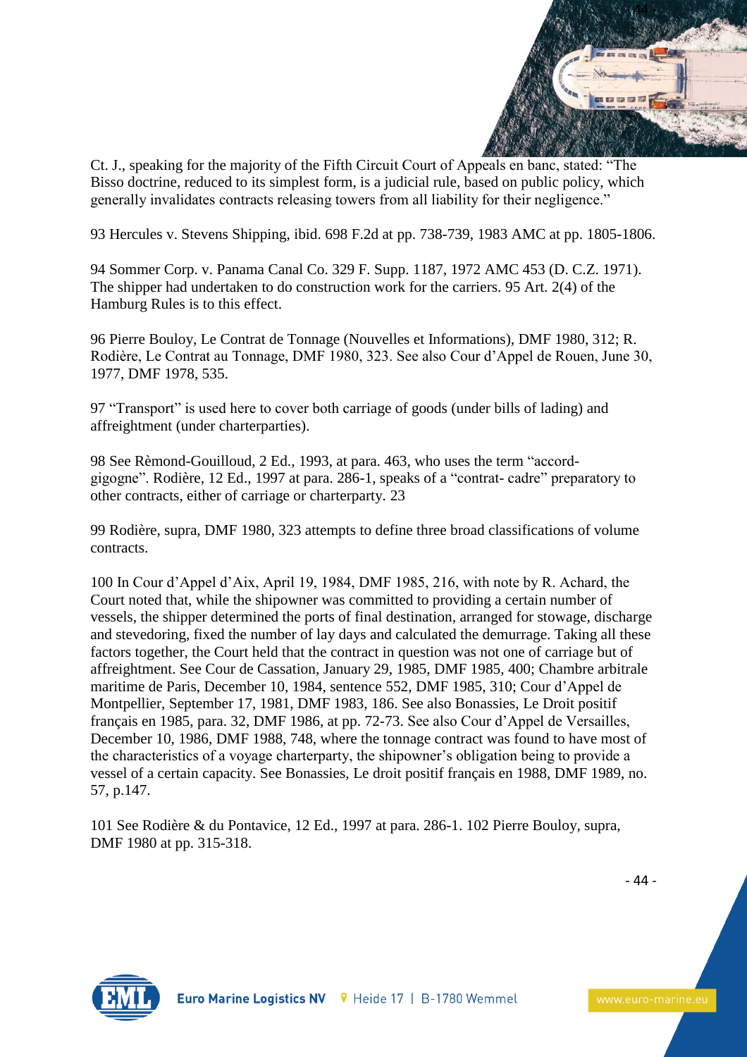Ct. J., speaking for the majority of the Fifth Circuit Court of Appeals en banc, stated: "The Bisso doctrine, reduced to its simplest form, is a judicial rule, based on public policy, which generally invalidates contracts releasing towers from all liability for their negligence."

93 Hercules v. Stevens Shipping, ibid. 698 F.2d at pp. 738-739, 1983 AMC at pp. 1805-1806.

94 Sommer Corp. v. Panama Canal Co. 329 F. Supp. 1187, 1972 AMC 453 (D. C.Z. 1971). The shipper had undertaken to do construction work for the carriers. 95 Art. 2(4) of the Hamburg Rules is to this effect.

96 Pierre Bouloy, Le Contrat de Tonnage (Nouvelles et Informations), DMF 1980, 312; R. Rodière, Le Contrat au Tonnage, DMF 1980, 323. See also Cour d'Appel de Rouen, June 30, 1977, DMF 1978, 535.

97 "Transport" is used here to cover both carriage of goods (under bills of lading) and affreightment (under charterparties).

98 See Rèmond-Gouilloud, 2 Ed., 1993, at para. 463, who uses the term "accord-gigogne". Rodière, 12 Ed., 1997 at para. 286-1, speaks of a "contrat- cadre" preparatory to other contracts, either of carriage or charterparty. 23

99 Rodière, supra, DMF 1980, 323 attempts to define three broad classifications of volume contracts.

100 In Cour d'Appel d'Aix, April 19, 1984, DMF 1985, 216, with note by R. Achard, the Court noted that, while the shipowner was committed to providing a certain number of vessels, the shipper determined the ports of final destination, arranged for stowage, discharge and stevedoring, fixed the number of lay days and calculated the demurrage. Taking all these factors together, the Court held that the contract in question was not one of carriage but of affreightment. See Cour de Cassation, January 29, 1985, DMF 1985, 400; Chambre arbitrale maritime de Paris, December 10, 1984, sentence 552, DMF 1985, 310; Cour d'Appel de Montpellier, September 17, 1981, DMF 1983, 186. See also Bonassies, Le Droit positif français en 1985, para. 32, DMF 1986, at pp. 72-73. See also Cour d'Appel de Versailles, December 10, 1986, DMF 1988, 748, where the tonnage contract was found to have most of the characteristics of a voyage charterparty, the shipowner's obligation being to provide a vessel of a certain capacity. See Bonassies, Le droit positif français en 1988, DMF 1989, no. 57, p.147.

101 See Rodière & du Pontavice, 12 Ed., 1997 at para. 286-1. 102 Pierre Bouloy, supra, DMF 1980 at pp. 315-318.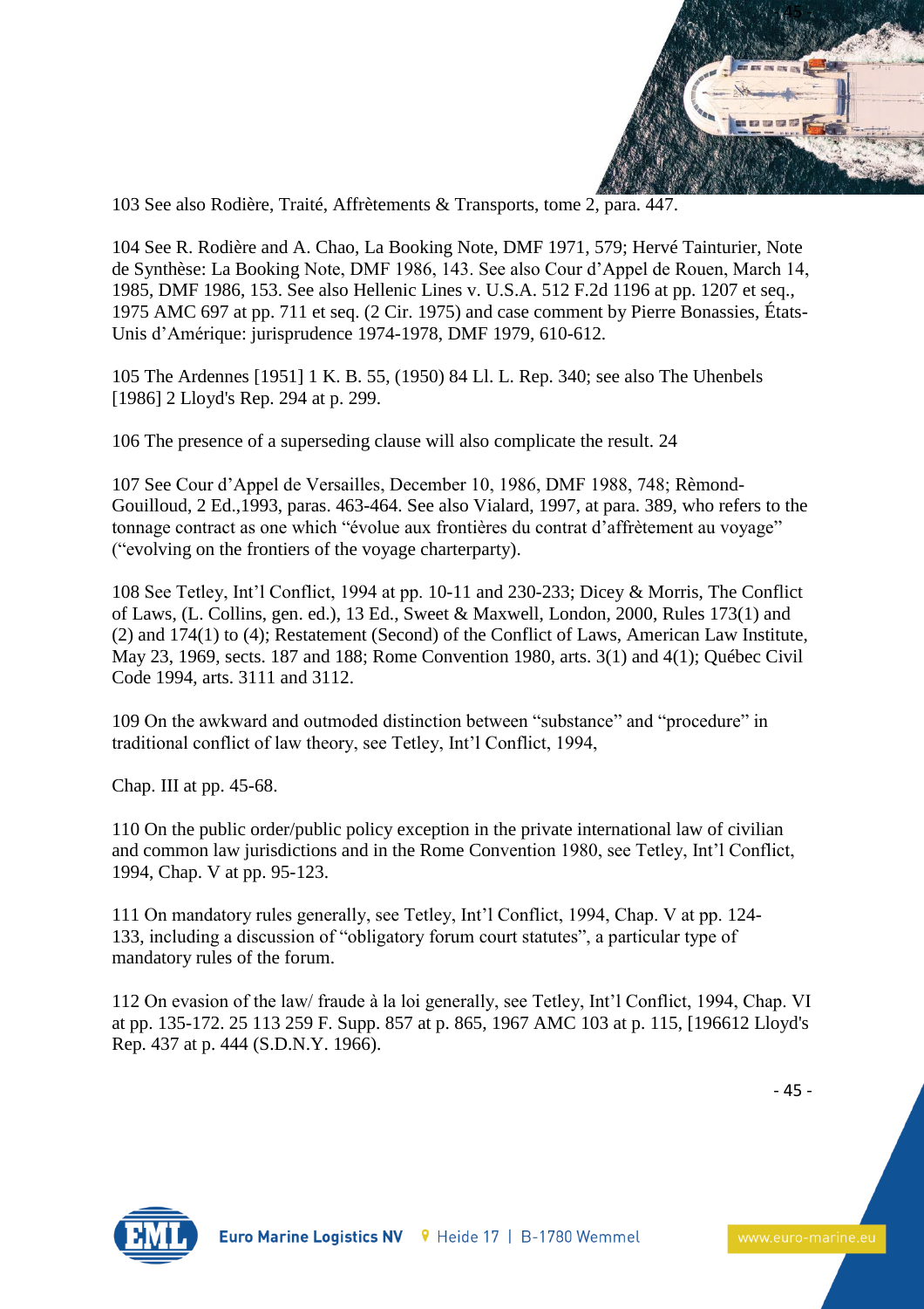103 See also Rodière, Traité, Affrètements & Transports, tome 2, para. 447.

104 See R. Rodière and A. Chao, La Booking Note, DMF 1971, 579; Hervé Tainturier, Note de Synthèse: La Booking Note, DMF 1986, 143. See also Cour d'Appel de Rouen, March 14, 1985, DMF 1986, 153. See also Hellenic Lines v. U.S.A. 512 F.2d 1196 at pp. 1207 et seq., 1975 AMC 697 at pp. 711 et seq. (2 Cir. 1975) and case comment by Pierre Bonassies, États-Unis d'Amérique: jurisprudence 1974-1978, DMF 1979, 610-612.

105 The Ardennes [1951] 1 K. B. 55, (1950) 84 Ll. L. Rep. 340; see also The Uhenbels [1986] 2 Lloyd's Rep. 294 at p. 299.

106 The presence of a superseding clause will also complicate the result. 24

107 See Cour d'Appel de Versailles, December 10, 1986, DMF 1988, 748; Rèmond-Gouilloud, 2 Ed.,1993, paras. 463-464. See also Vialard, 1997, at para. 389, who refers to the tonnage contract as one which "évolue aux frontières du contrat d'affrètement au voyage" ("evolving on the frontiers of the voyage charterparty).

108 See Tetley, Int'l Conflict, 1994 at pp. 10-11 and 230-233; Dicey & Morris, The Conflict of Laws, (L. Collins, gen. ed.), 13 Ed., Sweet & Maxwell, London, 2000, Rules 173(1) and (2) and 174(1) to (4); Restatement (Second) of the Conflict of Laws, American Law Institute, May 23, 1969, sects. 187 and 188; Rome Convention 1980, arts. 3(1) and 4(1); Québec Civil Code 1994, arts. 3111 and 3112.

109 On the awkward and outmoded distinction between "substance" and "procedure" in traditional conflict of law theory, see Tetley, Int'l Conflict, 1994,

Chap. III at pp. 45-68.

110 On the public order/public policy exception in the private international law of civilian and common law jurisdictions and in the Rome Convention 1980, see Tetley, Int'l Conflict, 1994, Chap. V at pp. 95-123.

111 On mandatory rules generally, see Tetley, Int'l Conflict, 1994, Chap. V at pp. 124-133, including a discussion of "obligatory forum court statutes", a particular type of mandatory rules of the forum.

112 On evasion of the law/ fraude à la loi generally, see Tetley, Int'l Conflict, 1994, Chap. VI at pp. 135-172. 25 113 259 F. Supp. 857 at p. 865, 1967 AMC 103 at p. 115, [196612 Lloyd's Rep. 437 at p. 444 (S.D.N.Y. 1966).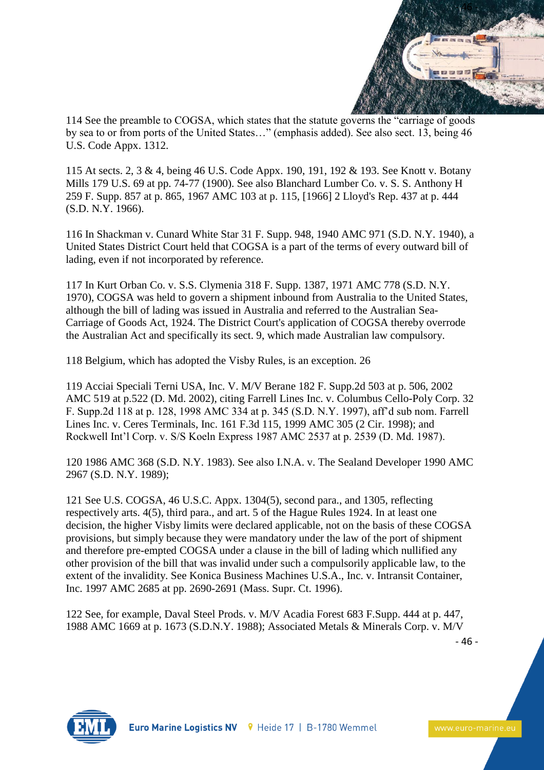114 See the preamble to COGSA, which states that the statute governs the "carriage of goods by sea to or from ports of the United States…" (emphasis added). See also sect. 13, being 46 U.S. Code Appx. 1312.

115 At sects. 2, 3 & 4, being 46 U.S. Code Appx. 190, 191, 192 & 193. See Knott v. Botany Mills 179 U.S. 69 at pp. 74-77 (1900). See also Blanchard Lumber Co. v. S. S. Anthony H 259 F. Supp. 857 at p. 865, 1967 AMC 103 at p. 115, [1966] 2 Lloyd's Rep. 437 at p. 444 (S.D. N.Y. 1966).

116 In Shackman v. Cunard White Star 31 F. Supp. 948, 1940 AMC 971 (S.D. N.Y. 1940), a United States District Court held that COGSA is a part of the terms of every outward bill of lading, even if not incorporated by reference.

117 In Kurt Orban Co. v. S.S. Clymenia 318 F. Supp. 1387, 1971 AMC 778 (S.D. N.Y. 1970), COGSA was held to govern a shipment inbound from Australia to the United States, although the bill of lading was issued in Australia and referred to the Australian Sea-Carriage of Goods Act, 1924. The District Court's application of COGSA thereby overrode the Australian Act and specifically its sect. 9, which made Australian law compulsory.

118 Belgium, which has adopted the Visby Rules, is an exception. 26

119 Acciai Speciali Terni USA, Inc. V. M/V Berane 182 F. Supp.2d 503 at p. 506, 2002 AMC 519 at p.522 (D. Md. 2002), citing Farrell Lines Inc. v. Columbus Cello-Poly Corp. 32 F. Supp.2d 118 at p. 128, 1998 AMC 334 at p. 345 (S.D. N.Y. 1997), aff'd sub nom. Farrell Lines Inc. v. Ceres Terminals, Inc. 161 F.3d 115, 1999 AMC 305 (2 Cir. 1998); and Rockwell Int'l Corp. v. S/S Koeln Express 1987 AMC 2537 at p. 2539 (D. Md. 1987).

120 1986 AMC 368 (S.D. N.Y. 1983). See also I.N.A. v. The Sealand Developer 1990 AMC 2967 (S.D. N.Y. 1989);

121 See U.S. COGSA, 46 U.S.C. Appx. 1304(5), second para., and 1305, reflecting respectively arts. 4(5), third para., and art. 5 of the Hague Rules 1924. In at least one decision, the higher Visby limits were declared applicable, not on the basis of these COGSA provisions, but simply because they were mandatory under the law of the port of shipment and therefore pre-empted COGSA under a clause in the bill of lading which nullified any other provision of the bill that was invalid under such a compulsorily applicable law, to the extent of the invalidity. See Konica Business Machines U.S.A., Inc. v. Intransit Container, Inc. 1997 AMC 2685 at pp. 2690-2691 (Mass. Supr. Ct. 1996).

122 See, for example, Daval Steel Prods. v. M/V Acadia Forest 683 F.Supp. 444 at p. 447, 1988 AMC 1669 at p. 1673 (S.D.N.Y. 1988); Associated Metals & Minerals Corp. v. M/V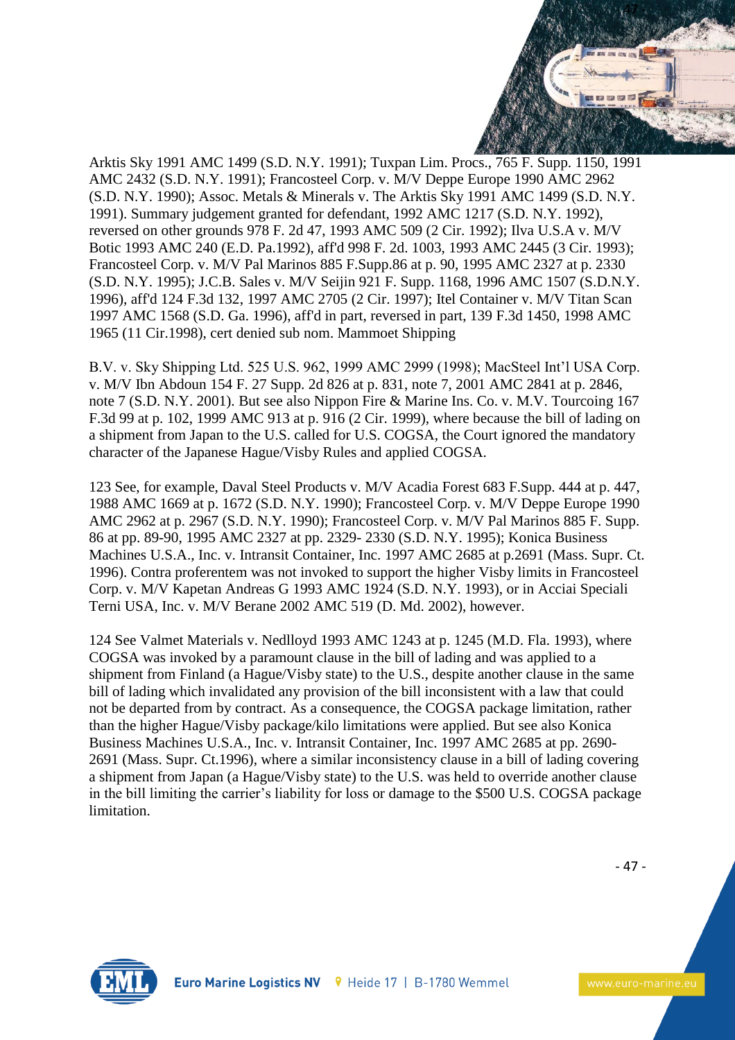Arktis Sky 1991 AMC 1499 (S.D. N.Y. 1991); Tuxpan Lim. Procs., 765 F. Supp. 1150, 1991 AMC 2432 (S.D. N.Y. 1991); Francosteel Corp. v. M/V Deppe Europe 1990 AMC 2962 (S.D. N.Y. 1990); Assoc. Metals & Minerals v. The Arktis Sky 1991 AMC 1499 (S.D. N.Y. 1991). Summary judgement granted for defendant, 1992 AMC 1217 (S.D. N.Y. 1992), reversed on other grounds 978 F. 2d 47, 1993 AMC 509 (2 Cir. 1992); Ilva U.S.A v. M/V Botic 1993 AMC 240 (E.D. Pa.1992), aff'd 998 F. 2d. 1003, 1993 AMC 2445 (3 Cir. 1993); Francosteel Corp. v. M/V Pal Marinos 885 F.Supp.86 at p. 90, 1995 AMC 2327 at p. 2330 (S.D. N.Y. 1995); J.C.B. Sales v. M/V Seijin 921 F. Supp. 1168, 1996 AMC 1507 (S.D.N.Y. 1996), aff'd 124 F.3d 132, 1997 AMC 2705 (2 Cir. 1997); Itel Container v. M/V Titan Scan 1997 AMC 1568 (S.D. Ga. 1996), aff'd in part, reversed in part, 139 F.3d 1450, 1998 AMC 1965 (11 Cir.1998), cert denied sub nom. Mammoet Shipping

B.V. v. Sky Shipping Ltd. 525 U.S. 962, 1999 AMC 2999 (1998); MacSteel Int'l USA Corp. v. M/V Ibn Abdoun 154 F. 27 Supp. 2d 826 at p. 831, note 7, 2001 AMC 2841 at p. 2846, note 7 (S.D. N.Y. 2001). But see also Nippon Fire & Marine Ins. Co. v. M.V. Tourcoing 167 F.3d 99 at p. 102, 1999 AMC 913 at p. 916 (2 Cir. 1999), where because the bill of lading on a shipment from Japan to the U.S. called for U.S. COGSA, the Court ignored the mandatory character of the Japanese Hague/Visby Rules and applied COGSA.

123 See, for example, Daval Steel Products v. M/V Acadia Forest 683 F.Supp. 444 at p. 447, 1988 AMC 1669 at p. 1672 (S.D. N.Y. 1990); Francosteel Corp. v. M/V Deppe Europe 1990 AMC 2962 at p. 2967 (S.D. N.Y. 1990); Francosteel Corp. v. M/V Pal Marinos 885 F. Supp. 86 at pp. 89-90, 1995 AMC 2327 at pp. 2329- 2330 (S.D. N.Y. 1995); Konica Business Machines U.S.A., Inc. v. Intransit Container, Inc. 1997 AMC 2685 at p.2691 (Mass. Supr. Ct. 1996). Contra proferentem was not invoked to support the higher Visby limits in Francosteel Corp. v. M/V Kapetan Andreas G 1993 AMC 1924 (S.D. N.Y. 1993), or in Acciai Speciali Terni USA, Inc. v. M/V Berane 2002 AMC 519 (D. Md. 2002), however.

124 See Valmet Materials v. Nedlloyd 1993 AMC 1243 at p. 1245 (M.D. Fla. 1993), where COGSA was invoked by a paramount clause in the bill of lading and was applied to a shipment from Finland (a Hague/Visby state) to the U.S., despite another clause in the same bill of lading which invalidated any provision of the bill inconsistent with a law that could not be departed from by contract. As a consequence, the COGSA package limitation, rather than the higher Hague/Visby package/kilo limitations were applied. But see also Konica Business Machines U.S.A., Inc. v. Intransit Container, Inc. 1997 AMC 2685 at pp. 2690-2691 (Mass. Supr. Ct.1996), where a similar inconsistency clause in a bill of lading covering a shipment from Japan (a Hague/Visby state) to the U.S. was held to override another clause in the bill limiting the carrier's liability for loss or damage to the $500 U.S. COGSA package limitation.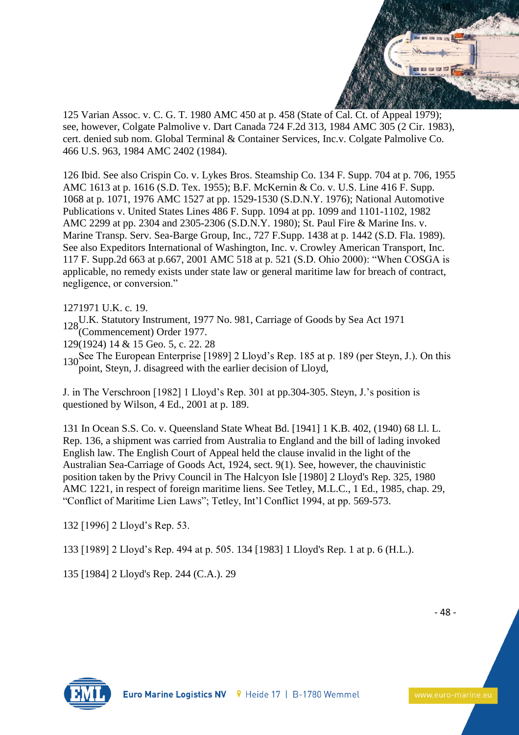125 Varian Assoc. v. C. G. T. 1980 AMC 450 at p. 458 (State of Cal. Ct. of Appeal 1979); see, however, Colgate Palmolive v. Dart Canada 724 F.2d 313, 1984 AMC 305 (2 Cir. 1983), cert. denied sub nom. Global Terminal & Container Services, Inc.v. Colgate Palmolive Co. 466 U.S. 963, 1984 AMC 2402 (1984).

126 Ibid. See also Crispin Co. v. Lykes Bros. Steamship Co. 134 F. Supp. 704 at p. 706, 1955 AMC 1613 at p. 1616 (S.D. Tex. 1955); B.F. McKernin & Co. v. U.S. Line 416 F. Supp. 1068 at p. 1071, 1976 AMC 1527 at pp. 1529-1530 (S.D.N.Y. 1976); National Automotive Publications v. United States Lines 486 F. Supp. 1094 at pp. 1099 and 1101-1102, 1982 AMC 2299 at pp. 2304 and 2305-2306 (S.D.N.Y. 1980); St. Paul Fire & Marine Ins. v. Marine Transp. Serv. Sea-Barge Group, Inc., 727 F.Supp. 1438 at p. 1442 (S.D. Fla. 1989). See also Expeditors International of Washington, Inc. v. Crowley American Transport, Inc. 117 F. Supp.2d 663 at p.667, 2001 AMC 518 at p. 521 (S.D. Ohio 2000): "When COSGA is applicable, no remedy exists under state law or general maritime law for breach of contract, negligence, or conversion."

127 1971 U.K. c. 19.

128 U.K. Statutory Instrument, 1977 No. 981, Carriage of Goods by Sea Act 1971 (Commencement) Order 1977.

129 (1924) 14 & 15 Geo. 5, c. 22. 28

130 See The European Enterprise [1989] 2 Lloyd's Rep. 185 at p. 189 (per Steyn, J.). On this point, Steyn, J. disagreed with the earlier decision of Lloyd,

J. in The Verschroon [1982] 1 Lloyd's Rep. 301 at pp.304-305. Steyn, J.'s position is questioned by Wilson, 4 Ed., 2001 at p. 189.

131 In Ocean S.S. Co. v. Queensland State Wheat Bd. [1941] 1 K.B. 402, (1940) 68 Ll. L. Rep. 136, a shipment was carried from Australia to England and the bill of lading invoked English law. The English Court of Appeal held the clause invalid in the light of the Australian Sea-Carriage of Goods Act, 1924, sect. 9(1). See, however, the chauvinistic position taken by the Privy Council in The Halcyon Isle [1980] 2 Lloyd's Rep. 325, 1980 AMC 1221, in respect of foreign maritime liens. See Tetley, M.L.C., 1 Ed., 1985, chap. 29, "Conflict of Maritime Lien Laws"; Tetley, Int'l Conflict 1994, at pp. 569-573.

132 [1996] 2 Lloyd's Rep. 53.

133 [1989] 2 Lloyd's Rep. 494 at p. 505. 134 [1983] 1 Lloyd's Rep. 1 at p. 6 (H.L.).

135 [1984] 2 Lloyd's Rep. 244 (C.A.). 29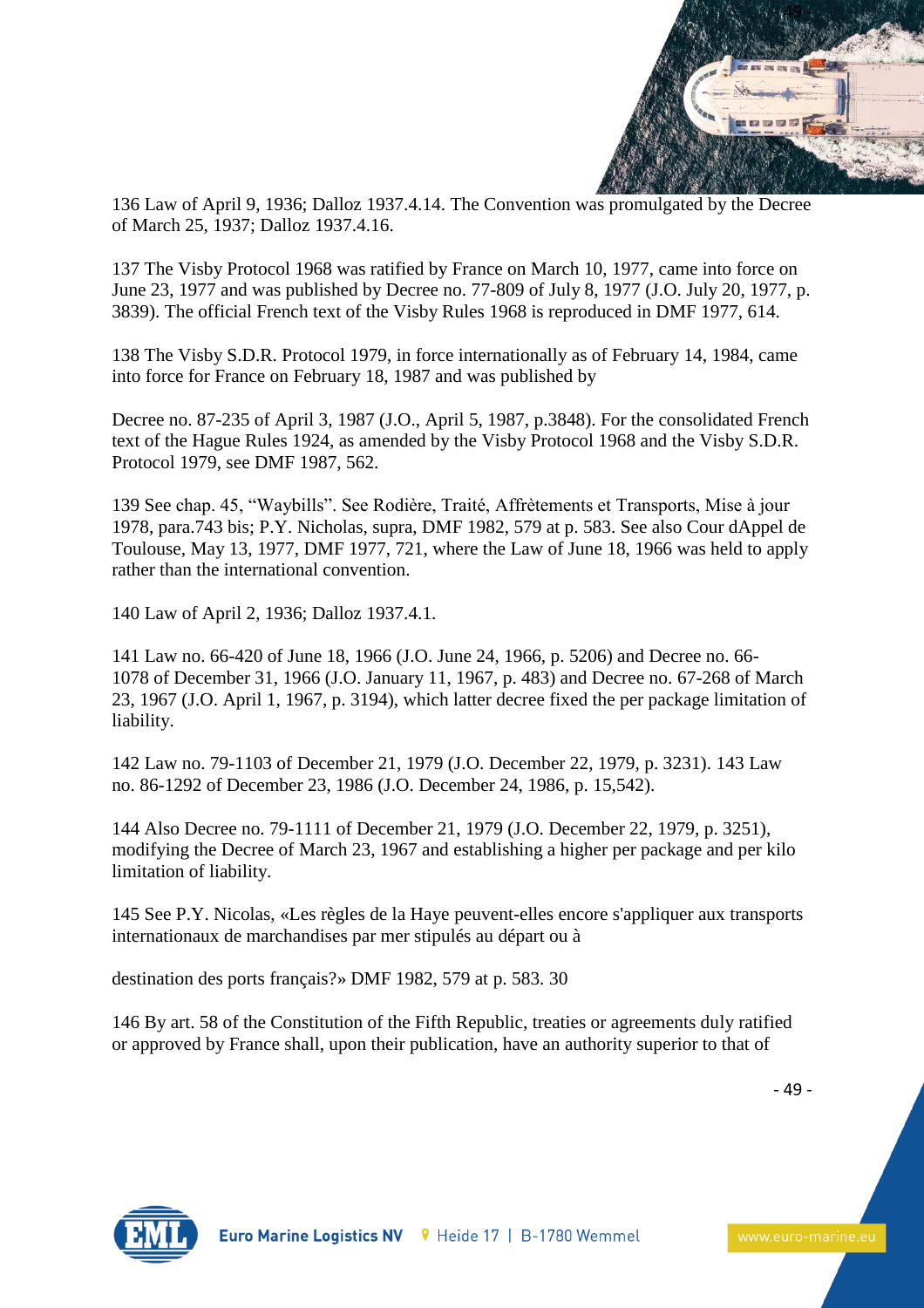136 Law of April 9, 1936; Dalloz 1937.4.14. The Convention was promulgated by the Decree of March 25, 1937; Dalloz 1937.4.16.

137 The Visby Protocol 1968 was ratified by France on March 10, 1977, came into force on June 23, 1977 and was published by Decree no. 77-809 of July 8, 1977 (J.O. July 20, 1977, p. 3839). The official French text of the Visby Rules 1968 is reproduced in DMF 1977, 614.

138 The Visby S.D.R. Protocol 1979, in force internationally as of February 14, 1984, came into force for France on February 18, 1987 and was published by

Decree no. 87-235 of April 3, 1987 (J.O., April 5, 1987, p.3848). For the consolidated French text of the Hague Rules 1924, as amended by the Visby Protocol 1968 and the Visby S.D.R. Protocol 1979, see DMF 1987, 562.

139 See chap. 45, "Waybills". See Rodière, Traité, Affrètements et Transports, Mise à jour 1978, para.743 bis; P.Y. Nicholas, supra, DMF 1982, 579 at p. 583. See also Cour dAppel de Toulouse, May 13, 1977, DMF 1977, 721, where the Law of June 18, 1966 was held to apply rather than the international convention.

140 Law of April 2, 1936; Dalloz 1937.4.1.

141 Law no. 66-420 of June 18, 1966 (J.O. June 24, 1966, p. 5206) and Decree no. 66-1078 of December 31, 1966 (J.O. January 11, 1967, p. 483) and Decree no. 67-268 of March 23, 1967 (J.O. April 1, 1967, p. 3194), which latter decree fixed the per package limitation of liability.

142 Law no. 79-1103 of December 21, 1979 (J.O. December 22, 1979, p. 3231). 143 Law no. 86-1292 of December 23, 1986 (J.O. December 24, 1986, p. 15,542).

144 Also Decree no. 79-1111 of December 21, 1979 (J.O. December 22, 1979, p. 3251), modifying the Decree of March 23, 1967 and establishing a higher per package and per kilo limitation of liability.

145 See P.Y. Nicolas, «Les règles de la Haye peuvent-elles encore s'appliquer aux transports internationaux de marchandises par mer stipulés au départ ou à

destination des ports français?» DMF 1982, 579 at p. 583. 30

146 By art. 58 of the Constitution of the Fifth Republic, treaties or agreements duly ratified or approved by France shall, upon their publication, have an authority superior to that of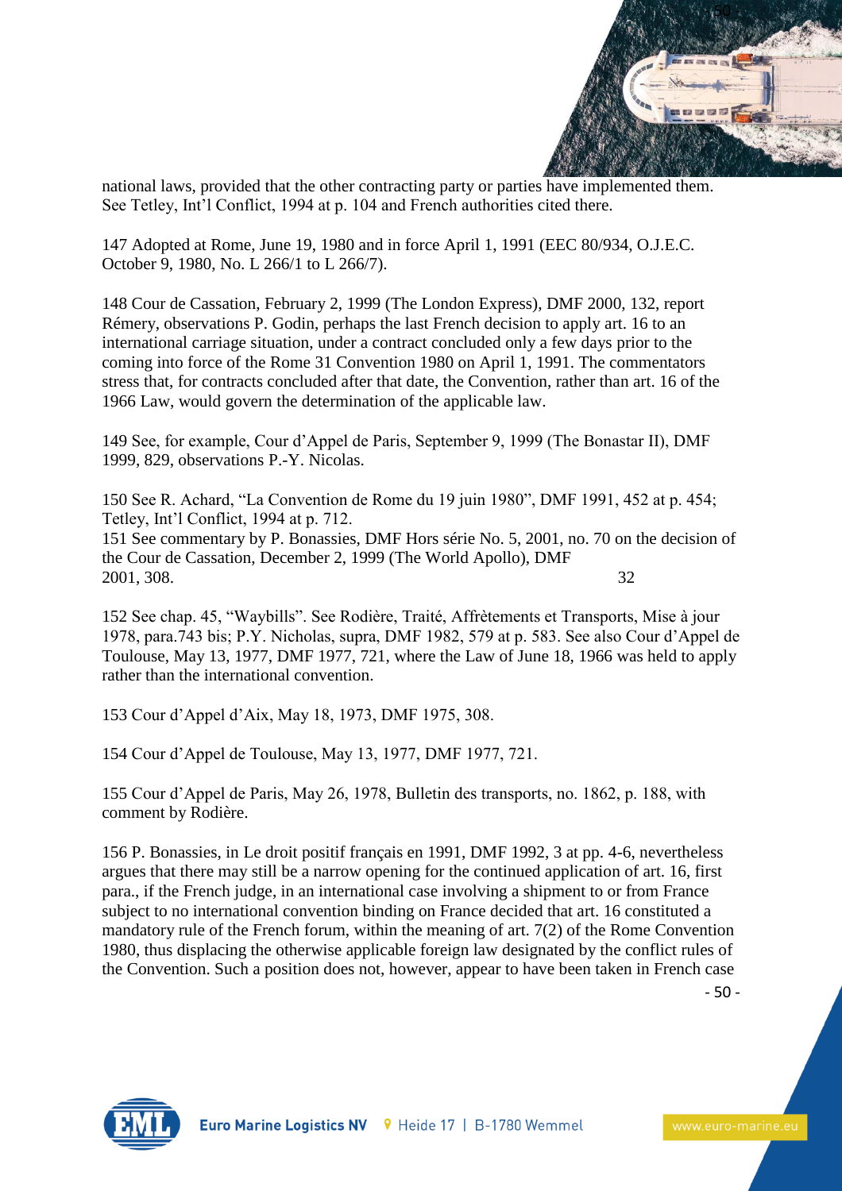national laws, provided that the other contracting party or parties have implemented them. See Tetley, Int'l Conflict, 1994 at p. 104 and French authorities cited there.

147 Adopted at Rome, June 19, 1980 and in force April 1, 1991 (EEC 80/934, O.J.E.C. October 9, 1980, No. L 266/1 to L 266/7).

148 Cour de Cassation, February 2, 1999 (The London Express), DMF 2000, 132, report Rémery, observations P. Godin, perhaps the last French decision to apply art. 16 to an international carriage situation, under a contract concluded only a few days prior to the coming into force of the Rome 31 Convention 1980 on April 1, 1991. The commentators stress that, for contracts concluded after that date, the Convention, rather than art. 16 of the 1966 Law, would govern the determination of the applicable law.

149 See, for example, Cour d'Appel de Paris, September 9, 1999 (The Bonastar II), DMF 1999, 829, observations P.-Y. Nicolas.

150 See R. Achard, "La Convention de Rome du 19 juin 1980", DMF 1991, 452 at p. 454; Tetley, Int'l Conflict, 1994 at p. 712.
151 See commentary by P. Bonassies, DMF Hors série No. 5, 2001, no. 70 on the decision of the Cour de Cassation, December 2, 1999 (The World Apollo), DMF 2001, 308. 32

152 See chap. 45, "Waybills". See Rodière, Traité, Affrètements et Transports, Mise à jour 1978, para.743 bis; P.Y. Nicholas, supra, DMF 1982, 579 at p. 583. See also Cour d'Appel de Toulouse, May 13, 1977, DMF 1977, 721, where the Law of June 18, 1966 was held to apply rather than the international convention.

153 Cour d'Appel d'Aix, May 18, 1973, DMF 1975, 308.

154 Cour d'Appel de Toulouse, May 13, 1977, DMF 1977, 721.

155 Cour d'Appel de Paris, May 26, 1978, Bulletin des transports, no. 1862, p. 188, with comment by Rodière.

156 P. Bonassies, in Le droit positif français en 1991, DMF 1992, 3 at pp. 4-6, nevertheless argues that there may still be a narrow opening for the continued application of art. 16, first para., if the French judge, in an international case involving a shipment to or from France subject to no international convention binding on France decided that art. 16 constituted a mandatory rule of the French forum, within the meaning of art. 7(2) of the Rome Convention 1980, thus displacing the otherwise applicable foreign law designated by the conflict rules of the Convention. Such a position does not, however, appear to have been taken in French case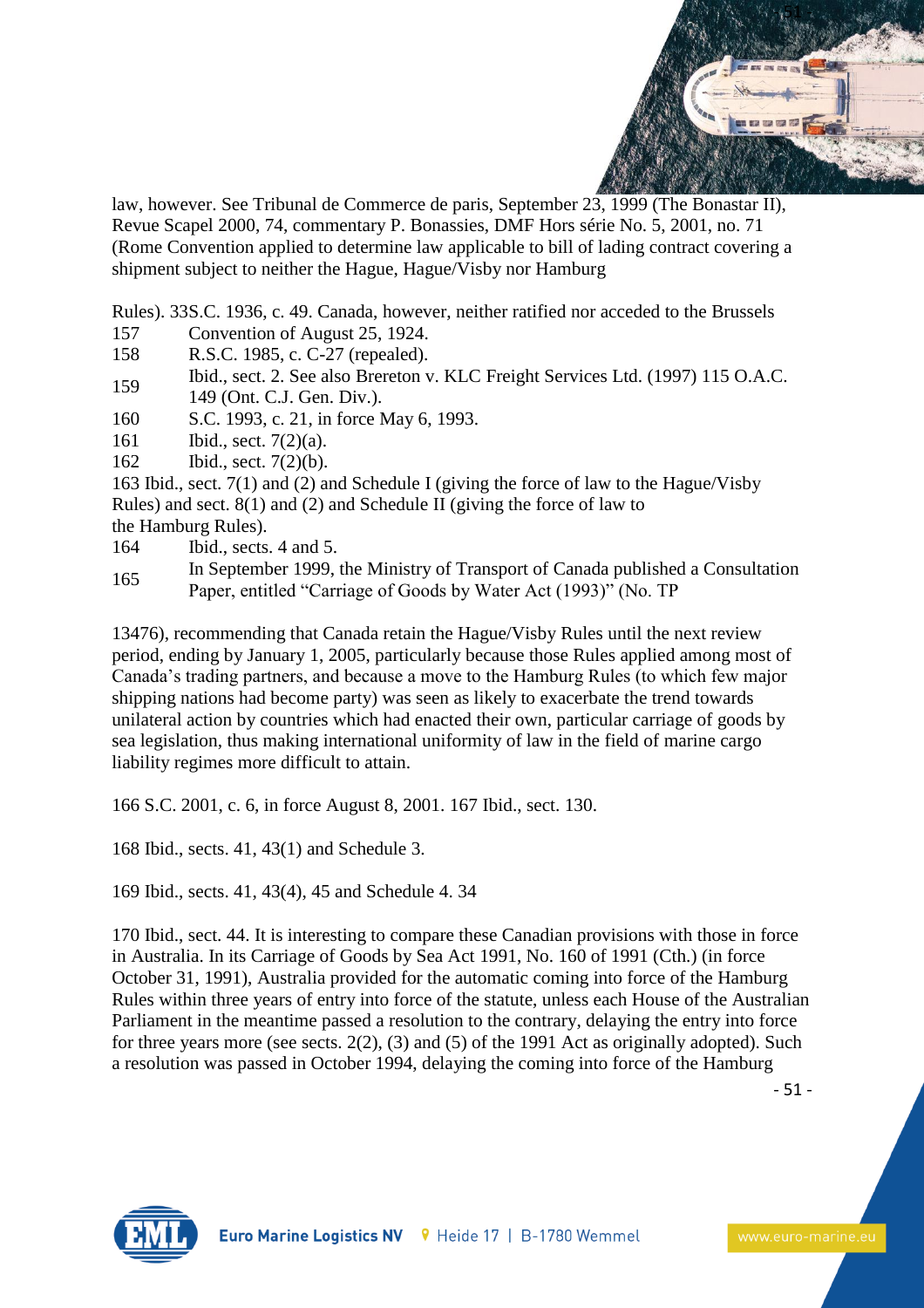law, however. See Tribunal de Commerce de paris, September 23, 1999 (The Bonastar II), Revue Scapel 2000, 74, commentary P. Bonassies, DMF Hors série No. 5, 2001, no. 71 (Rome Convention applied to determine law applicable to bill of lading contract covering a shipment subject to neither the Hague, Hague/Visby nor Hamburg

Rules). 33S.C. 1936, c. 49. Canada, however, neither ratified nor acceded to the Brussels

157 Convention of August 25, 1924.

158 R.S.C. 1985, c. C-27 (repealed).

159 Ibid., sect. 2. See also Brereton v. KLC Freight Services Ltd. (1997) 115 O.A.C. 149 (Ont. C.J. Gen. Div.).

160 S.C. 1993, c. 21, in force May 6, 1993.

161 Ibid., sect. 7(2)(a).

162 Ibid., sect. 7(2)(b).

163 Ibid., sect. 7(1) and (2) and Schedule I (giving the force of law to the Hague/Visby Rules) and sect. 8(1) and (2) and Schedule II (giving the force of law to the Hamburg Rules).

164 Ibid., sects. 4 and 5.

165 In September 1999, the Ministry of Transport of Canada published a Consultation Paper, entitled "Carriage of Goods by Water Act (1993)" (No. TP

13476), recommending that Canada retain the Hague/Visby Rules until the next review period, ending by January 1, 2005, particularly because those Rules applied among most of Canada's trading partners, and because a move to the Hamburg Rules (to which few major shipping nations had become party) was seen as likely to exacerbate the trend towards unilateral action by countries which had enacted their own, particular carriage of goods by sea legislation, thus making international uniformity of law in the field of marine cargo liability regimes more difficult to attain.

166 S.C. 2001, c. 6, in force August 8, 2001. 167 Ibid., sect. 130.

168 Ibid., sects. 41, 43(1) and Schedule 3.

169 Ibid., sects. 41, 43(4), 45 and Schedule 4. 34

170 Ibid., sect. 44. It is interesting to compare these Canadian provisions with those in force in Australia. In its Carriage of Goods by Sea Act 1991, No. 160 of 1991 (Cth.) (in force October 31, 1991), Australia provided for the automatic coming into force of the Hamburg Rules within three years of entry into force of the statute, unless each House of the Australian Parliament in the meantime passed a resolution to the contrary, delaying the entry into force for three years more (see sects. 2(2), (3) and (5) of the 1991 Act as originally adopted). Such a resolution was passed in October 1994, delaying the coming into force of the Hamburg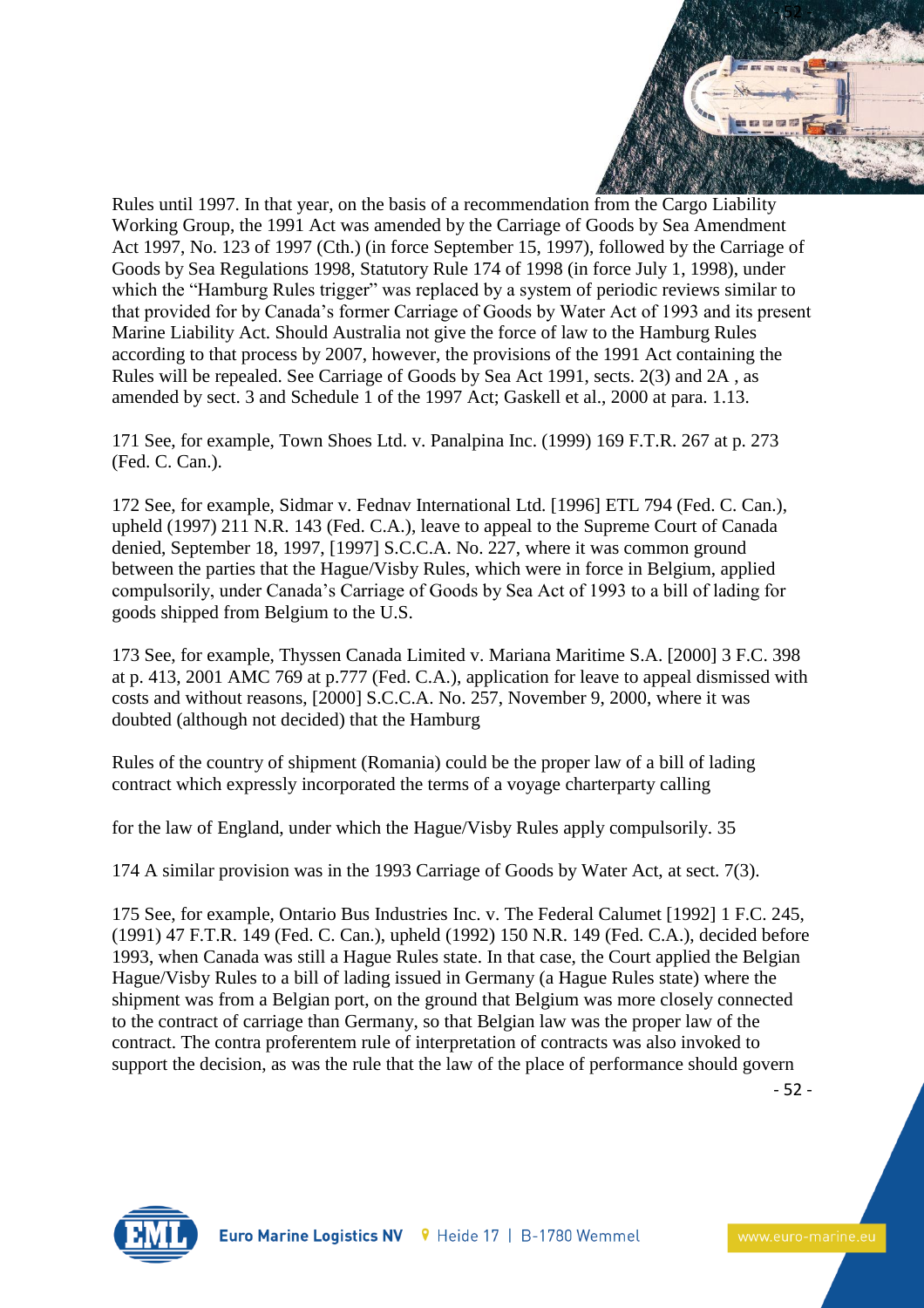Rules until 1997. In that year, on the basis of a recommendation from the Cargo Liability Working Group, the 1991 Act was amended by the Carriage of Goods by Sea Amendment Act 1997, No. 123 of 1997 (Cth.) (in force September 15, 1997), followed by the Carriage of Goods by Sea Regulations 1998, Statutory Rule 174 of 1998 (in force July 1, 1998), under which the "Hamburg Rules trigger" was replaced by a system of periodic reviews similar to that provided for by Canada's former Carriage of Goods by Water Act of 1993 and its present Marine Liability Act. Should Australia not give the force of law to the Hamburg Rules according to that process by 2007, however, the provisions of the 1991 Act containing the Rules will be repealed. See Carriage of Goods by Sea Act 1991, sects. 2(3) and 2A , as amended by sect. 3 and Schedule 1 of the 1997 Act; Gaskell et al., 2000 at para. 1.13.

171 See, for example, Town Shoes Ltd. v. Panalpina Inc. (1999) 169 F.T.R. 267 at p. 273 (Fed. C. Can.).

172 See, for example, Sidmar v. Fednav International Ltd. [1996] ETL 794 (Fed. C. Can.), upheld (1997) 211 N.R. 143 (Fed. C.A.), leave to appeal to the Supreme Court of Canada denied, September 18, 1997, [1997] S.C.C.A. No. 227, where it was common ground between the parties that the Hague/Visby Rules, which were in force in Belgium, applied compulsorily, under Canada's Carriage of Goods by Sea Act of 1993 to a bill of lading for goods shipped from Belgium to the U.S.

173 See, for example, Thyssen Canada Limited v. Mariana Maritime S.A. [2000] 3 F.C. 398 at p. 413, 2001 AMC 769 at p.777 (Fed. C.A.), application for leave to appeal dismissed with costs and without reasons, [2000] S.C.C.A. No. 257, November 9, 2000, where it was doubted (although not decided) that the Hamburg

Rules of the country of shipment (Romania) could be the proper law of a bill of lading contract which expressly incorporated the terms of a voyage charterparty calling

for the law of England, under which the Hague/Visby Rules apply compulsorily. 35

174 A similar provision was in the 1993 Carriage of Goods by Water Act, at sect. 7(3).

175 See, for example, Ontario Bus Industries Inc. v. The Federal Calumet [1992] 1 F.C. 245, (1991) 47 F.T.R. 149 (Fed. C. Can.), upheld (1992) 150 N.R. 149 (Fed. C.A.), decided before 1993, when Canada was still a Hague Rules state. In that case, the Court applied the Belgian Hague/Visby Rules to a bill of lading issued in Germany (a Hague Rules state) where the shipment was from a Belgian port, on the ground that Belgium was more closely connected to the contract of carriage than Germany, so that Belgian law was the proper law of the contract. The contra proferentem rule of interpretation of contracts was also invoked to support the decision, as was the rule that the law of the place of performance should govern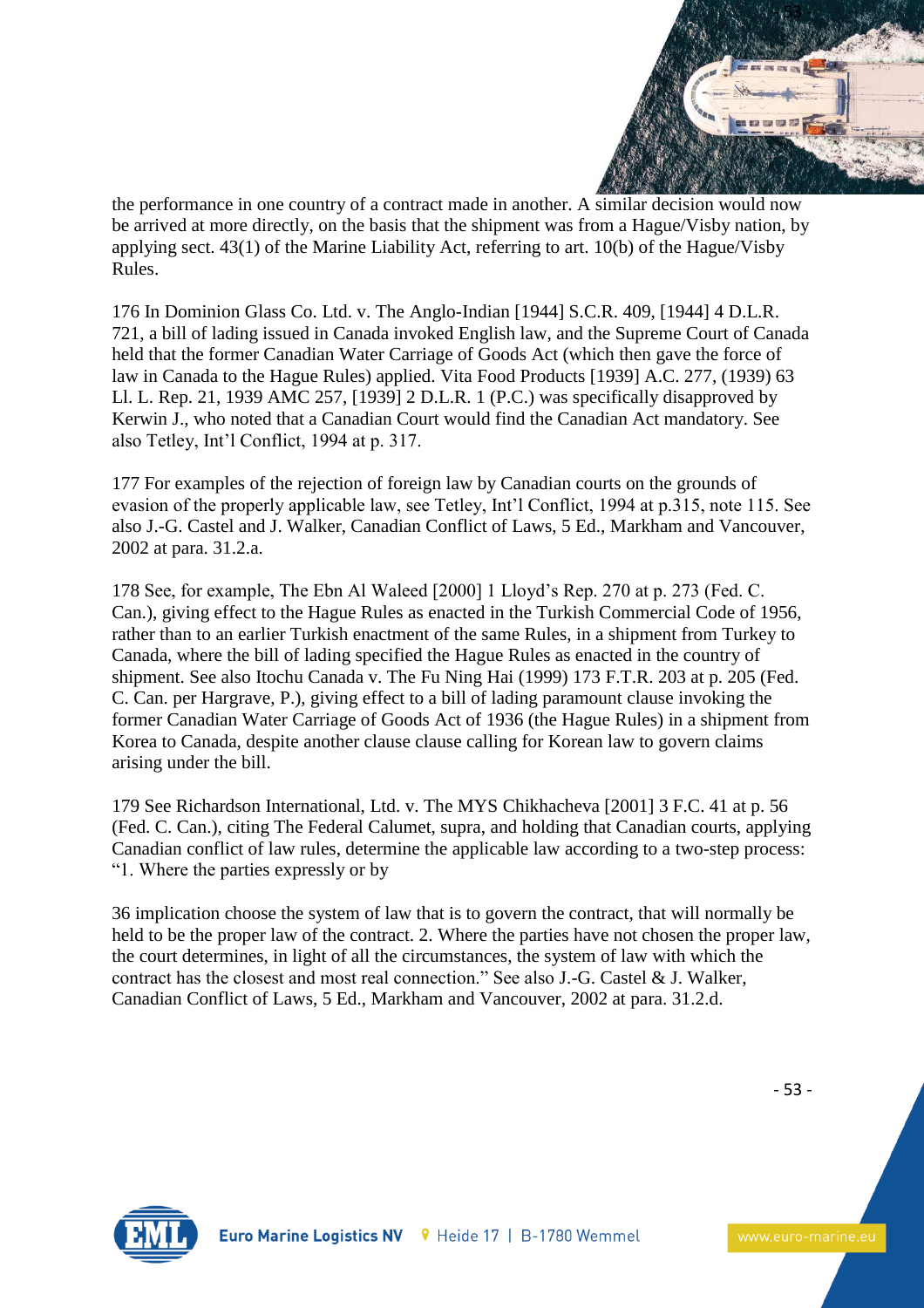the performance in one country of a contract made in another. A similar decision would now be arrived at more directly, on the basis that the shipment was from a Hague/Visby nation, by applying sect. 43(1) of the Marine Liability Act, referring to art. 10(b) of the Hague/Visby Rules.

176 In Dominion Glass Co. Ltd. v. The Anglo-Indian [1944] S.C.R. 409, [1944] 4 D.L.R. 721, a bill of lading issued in Canada invoked English law, and the Supreme Court of Canada held that the former Canadian Water Carriage of Goods Act (which then gave the force of law in Canada to the Hague Rules) applied. Vita Food Products [1939] A.C. 277, (1939) 63 Ll. L. Rep. 21, 1939 AMC 257, [1939] 2 D.L.R. 1 (P.C.) was specifically disapproved by Kerwin J., who noted that a Canadian Court would find the Canadian Act mandatory. See also Tetley, Int'l Conflict, 1994 at p. 317.

177 For examples of the rejection of foreign law by Canadian courts on the grounds of evasion of the properly applicable law, see Tetley, Int'l Conflict, 1994 at p.315, note 115. See also J.-G. Castel and J. Walker, Canadian Conflict of Laws, 5 Ed., Markham and Vancouver, 2002 at para. 31.2.a.

178 See, for example, The Ebn Al Waleed [2000] 1 Lloyd's Rep. 270 at p. 273 (Fed. C. Can.), giving effect to the Hague Rules as enacted in the Turkish Commercial Code of 1956, rather than to an earlier Turkish enactment of the same Rules, in a shipment from Turkey to Canada, where the bill of lading specified the Hague Rules as enacted in the country of shipment. See also Itochu Canada v. The Fu Ning Hai (1999) 173 F.T.R. 203 at p. 205 (Fed. C. Can. per Hargrave, P.), giving effect to a bill of lading paramount clause invoking the former Canadian Water Carriage of Goods Act of 1936 (the Hague Rules) in a shipment from Korea to Canada, despite another clause clause calling for Korean law to govern claims arising under the bill.

179 See Richardson International, Ltd. v. The MYS Chikhacheva [2001] 3 F.C. 41 at p. 56 (Fed. C. Can.), citing The Federal Calumet, supra, and holding that Canadian courts, applying Canadian conflict of law rules, determine the applicable law according to a two-step process: "1. Where the parties expressly or by

36 implication choose the system of law that is to govern the contract, that will normally be held to be the proper law of the contract. 2. Where the parties have not chosen the proper law, the court determines, in light of all the circumstances, the system of law with which the contract has the closest and most real connection." See also J.-G. Castel & J. Walker, Canadian Conflict of Laws, 5 Ed., Markham and Vancouver, 2002 at para. 31.2.d.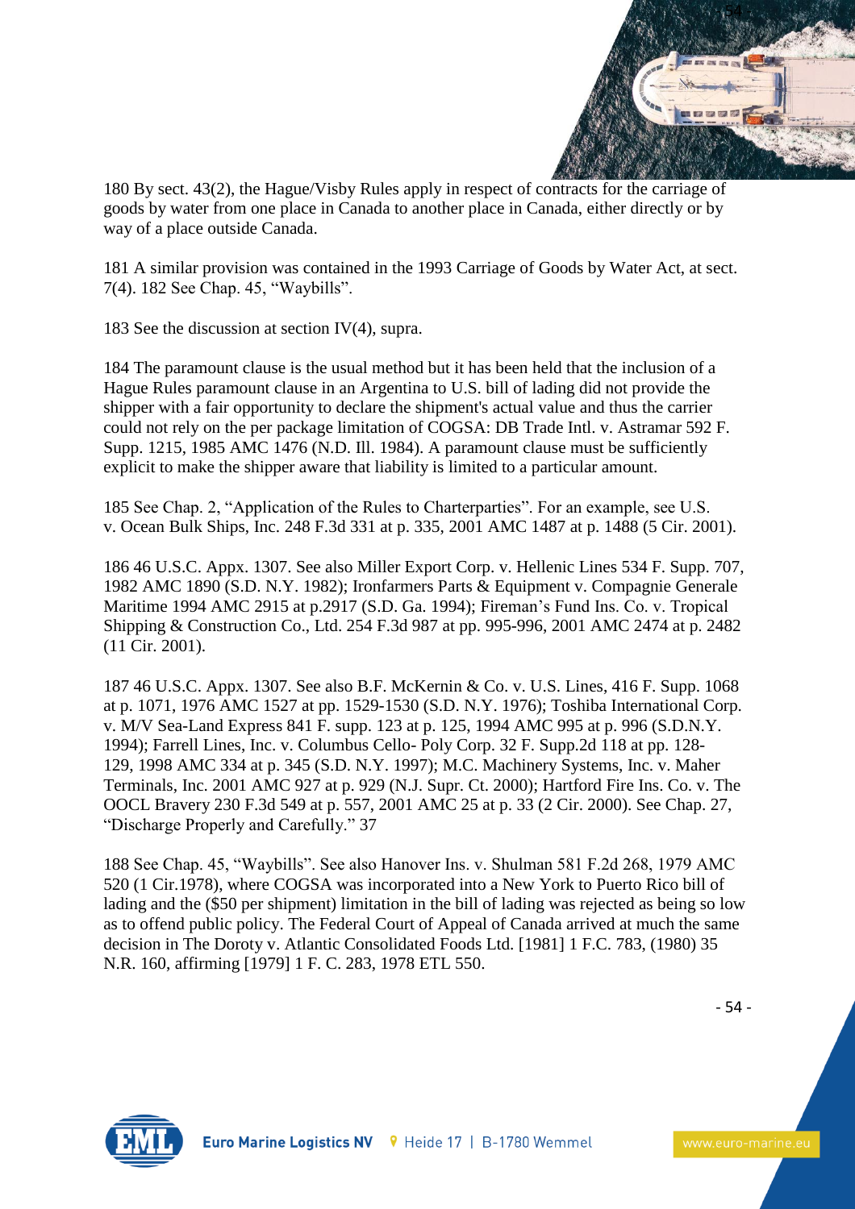180 By sect. 43(2), the Hague/Visby Rules apply in respect of contracts for the carriage of goods by water from one place in Canada to another place in Canada, either directly or by way of a place outside Canada.

181 A similar provision was contained in the 1993 Carriage of Goods by Water Act, at sect. 7(4). 182 See Chap. 45, "Waybills".

183 See the discussion at section IV(4), supra.

184 The paramount clause is the usual method but it has been held that the inclusion of a Hague Rules paramount clause in an Argentina to U.S. bill of lading did not provide the shipper with a fair opportunity to declare the shipment's actual value and thus the carrier could not rely on the per package limitation of COGSA: DB Trade Intl. v. Astramar 592 F. Supp. 1215, 1985 AMC 1476 (N.D. Ill. 1984). A paramount clause must be sufficiently explicit to make the shipper aware that liability is limited to a particular amount.

185 See Chap. 2, "Application of the Rules to Charterparties". For an example, see U.S. v. Ocean Bulk Ships, Inc. 248 F.3d 331 at p. 335, 2001 AMC 1487 at p. 1488 (5 Cir. 2001).

186 46 U.S.C. Appx. 1307. See also Miller Export Corp. v. Hellenic Lines 534 F. Supp. 707, 1982 AMC 1890 (S.D. N.Y. 1982); Ironfarmers Parts & Equipment v. Compagnie Generale Maritime 1994 AMC 2915 at p.2917 (S.D. Ga. 1994); Fireman's Fund Ins. Co. v. Tropical Shipping & Construction Co., Ltd. 254 F.3d 987 at pp. 995-996, 2001 AMC 2474 at p. 2482 (11 Cir. 2001).

187 46 U.S.C. Appx. 1307. See also B.F. McKernin & Co. v. U.S. Lines, 416 F. Supp. 1068 at p. 1071, 1976 AMC 1527 at pp. 1529-1530 (S.D. N.Y. 1976); Toshiba International Corp. v. M/V Sea-Land Express 841 F. supp. 123 at p. 125, 1994 AMC 995 at p. 996 (S.D.N.Y. 1994); Farrell Lines, Inc. v. Columbus Cello- Poly Corp. 32 F. Supp.2d 118 at pp. 128-129, 1998 AMC 334 at p. 345 (S.D. N.Y. 1997); M.C. Machinery Systems, Inc. v. Maher Terminals, Inc. 2001 AMC 927 at p. 929 (N.J. Supr. Ct. 2000); Hartford Fire Ins. Co. v. The OOCL Bravery 230 F.3d 549 at p. 557, 2001 AMC 25 at p. 33 (2 Cir. 2000). See Chap. 27, "Discharge Properly and Carefully." 37

188 See Chap. 45, "Waybills". See also Hanover Ins. v. Shulman 581 F.2d 268, 1979 AMC 520 (1 Cir.1978), where COGSA was incorporated into a New York to Puerto Rico bill of lading and the ($50 per shipment) limitation in the bill of lading was rejected as being so low as to offend public policy. The Federal Court of Appeal of Canada arrived at much the same decision in The Doroty v. Atlantic Consolidated Foods Ltd. [1981] 1 F.C. 783, (1980) 35 N.R. 160, affirming [1979] 1 F. C. 283, 1978 ETL 550.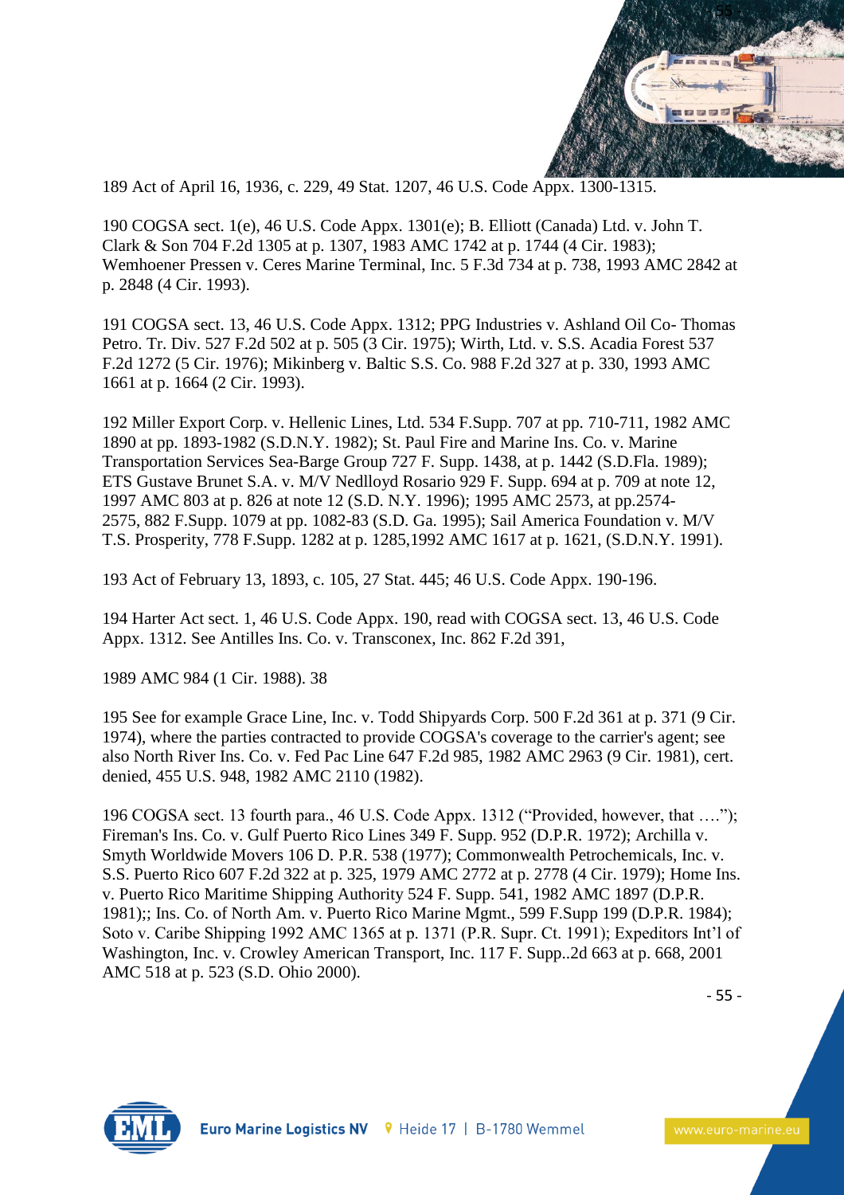189 Act of April 16, 1936, c. 229, 49 Stat. 1207, 46 U.S. Code Appx. 1300-1315.

190 COGSA sect. 1(e), 46 U.S. Code Appx. 1301(e); B. Elliott (Canada) Ltd. v. John T. Clark & Son 704 F.2d 1305 at p. 1307, 1983 AMC 1742 at p. 1744 (4 Cir. 1983); Wemhoener Pressen v. Ceres Marine Terminal, Inc. 5 F.3d 734 at p. 738, 1993 AMC 2842 at p. 2848 (4 Cir. 1993).

191 COGSA sect. 13, 46 U.S. Code Appx. 1312; PPG Industries v. Ashland Oil Co- Thomas Petro. Tr. Div. 527 F.2d 502 at p. 505 (3 Cir. 1975); Wirth, Ltd. v. S.S. Acadia Forest 537 F.2d 1272 (5 Cir. 1976); Mikinberg v. Baltic S.S. Co. 988 F.2d 327 at p. 330, 1993 AMC 1661 at p. 1664 (2 Cir. 1993).

192 Miller Export Corp. v. Hellenic Lines, Ltd. 534 F.Supp. 707 at pp. 710-711, 1982 AMC 1890 at pp. 1893-1982 (S.D.N.Y. 1982); St. Paul Fire and Marine Ins. Co. v. Marine Transportation Services Sea-Barge Group 727 F. Supp. 1438, at p. 1442 (S.D.Fla. 1989); ETS Gustave Brunet S.A. v. M/V Nedlloyd Rosario 929 F. Supp. 694 at p. 709 at note 12, 1997 AMC 803 at p. 826 at note 12 (S.D. N.Y. 1996); 1995 AMC 2573, at pp.2574-2575, 882 F.Supp. 1079 at pp. 1082-83 (S.D. Ga. 1995); Sail America Foundation v. M/V T.S. Prosperity, 778 F.Supp. 1282 at p. 1285,1992 AMC 1617 at p. 1621, (S.D.N.Y. 1991).

193 Act of February 13, 1893, c. 105, 27 Stat. 445; 46 U.S. Code Appx. 190-196.

194 Harter Act sect. 1, 46 U.S. Code Appx. 190, read with COGSA sect. 13, 46 U.S. Code Appx. 1312. See Antilles Ins. Co. v. Transconex, Inc. 862 F.2d 391,

1989 AMC 984 (1 Cir. 1988). 38

195 See for example Grace Line, Inc. v. Todd Shipyards Corp. 500 F.2d 361 at p. 371 (9 Cir. 1974), where the parties contracted to provide COGSA's coverage to the carrier's agent; see also North River Ins. Co. v. Fed Pac Line 647 F.2d 985, 1982 AMC 2963 (9 Cir. 1981), cert. denied, 455 U.S. 948, 1982 AMC 2110 (1982).

196 COGSA sect. 13 fourth para., 46 U.S. Code Appx. 1312 ("Provided, however, that …."); Fireman's Ins. Co. v. Gulf Puerto Rico Lines 349 F. Supp. 952 (D.P.R. 1972); Archilla v. Smyth Worldwide Movers 106 D. P.R. 538 (1977); Commonwealth Petrochemicals, Inc. v. S.S. Puerto Rico 607 F.2d 322 at p. 325, 1979 AMC 2772 at p. 2778 (4 Cir. 1979); Home Ins. v. Puerto Rico Maritime Shipping Authority 524 F. Supp. 541, 1982 AMC 1897 (D.P.R. 1981);; Ins. Co. of North Am. v. Puerto Rico Marine Mgmt., 599 F.Supp 199 (D.P.R. 1984); Soto v. Caribe Shipping 1992 AMC 1365 at p. 1371 (P.R. Supr. Ct. 1991); Expeditors Int'l of Washington, Inc. v. Crowley American Transport, Inc. 117 F. Supp..2d 663 at p. 668, 2001 AMC 518 at p. 523 (S.D. Ohio 2000).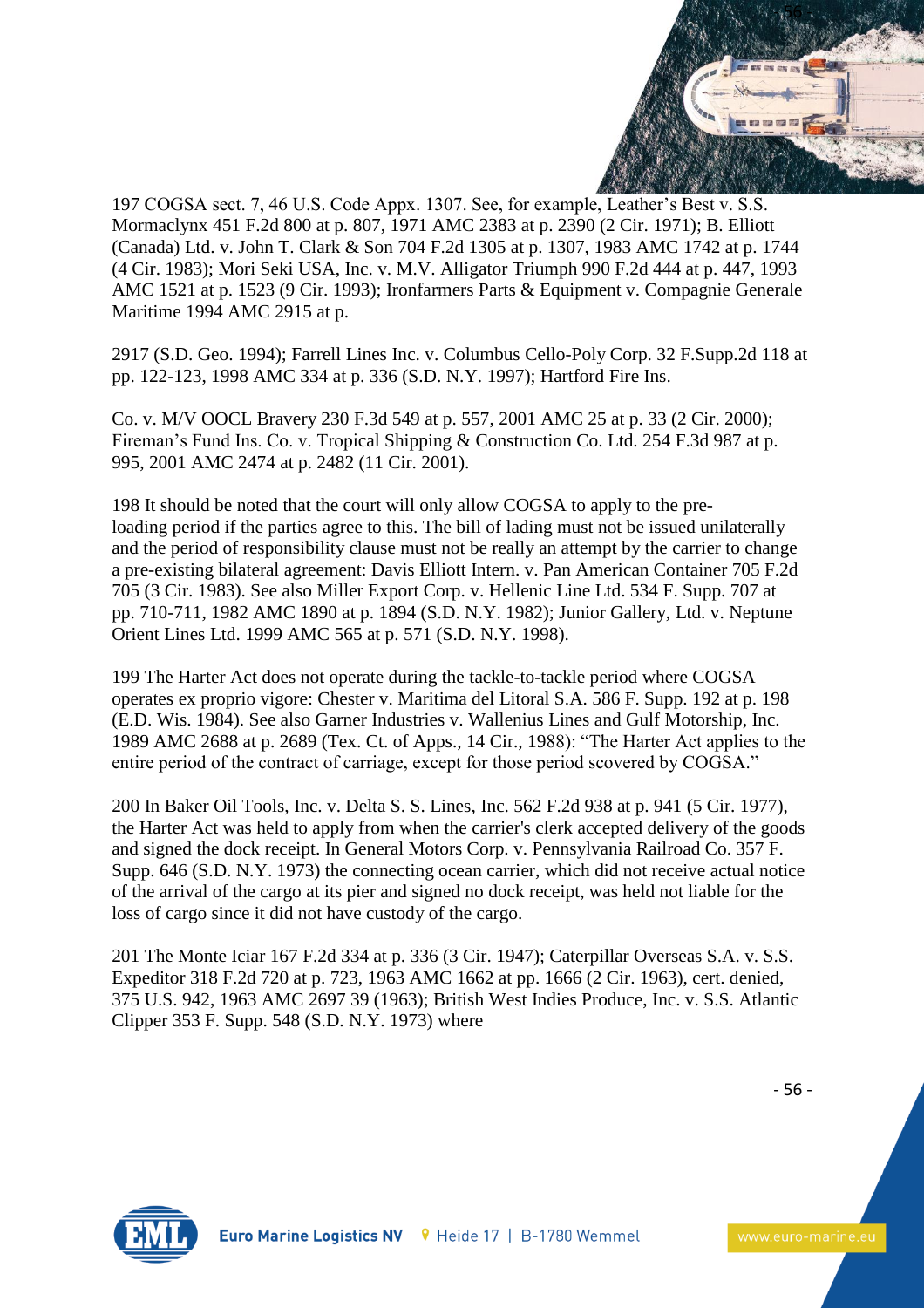197 COGSA sect. 7, 46 U.S. Code Appx. 1307. See, for example, Leather's Best v. S.S. Mormaclynx 451 F.2d 800 at p. 807, 1971 AMC 2383 at p. 2390 (2 Cir. 1971); B. Elliott (Canada) Ltd. v. John T. Clark & Son 704 F.2d 1305 at p. 1307, 1983 AMC 1742 at p. 1744 (4 Cir. 1983); Mori Seki USA, Inc. v. M.V. Alligator Triumph 990 F.2d 444 at p. 447, 1993 AMC 1521 at p. 1523 (9 Cir. 1993); Ironfarmers Parts & Equipment v. Compagnie Generale Maritime 1994 AMC 2915 at p.

2917 (S.D. Geo. 1994); Farrell Lines Inc. v. Columbus Cello-Poly Corp. 32 F.Supp.2d 118 at pp. 122-123, 1998 AMC 334 at p. 336 (S.D. N.Y. 1997); Hartford Fire Ins.

Co. v. M/V OOCL Bravery 230 F.3d 549 at p. 557, 2001 AMC 25 at p. 33 (2 Cir. 2000); Fireman's Fund Ins. Co. v. Tropical Shipping & Construction Co. Ltd. 254 F.3d 987 at p. 995, 2001 AMC 2474 at p. 2482 (11 Cir. 2001).

198 It should be noted that the court will only allow COGSA to apply to the pre-loading period if the parties agree to this. The bill of lading must not be issued unilaterally and the period of responsibility clause must not be really an attempt by the carrier to change a pre-existing bilateral agreement: Davis Elliott Intern. v. Pan American Container 705 F.2d 705 (3 Cir. 1983). See also Miller Export Corp. v. Hellenic Line Ltd. 534 F. Supp. 707 at pp. 710-711, 1982 AMC 1890 at p. 1894 (S.D. N.Y. 1982); Junior Gallery, Ltd. v. Neptune Orient Lines Ltd. 1999 AMC 565 at p. 571 (S.D. N.Y. 1998).

199 The Harter Act does not operate during the tackle-to-tackle period where COGSA operates ex proprio vigore: Chester v. Maritima del Litoral S.A. 586 F. Supp. 192 at p. 198 (E.D. Wis. 1984). See also Garner Industries v. Wallenius Lines and Gulf Motorship, Inc. 1989 AMC 2688 at p. 2689 (Tex. Ct. of Apps., 14 Cir., 1988): "The Harter Act applies to the entire period of the contract of carriage, except for those period scovered by COGSA."

200 In Baker Oil Tools, Inc. v. Delta S. S. Lines, Inc. 562 F.2d 938 at p. 941 (5 Cir. 1977), the Harter Act was held to apply from when the carrier's clerk accepted delivery of the goods and signed the dock receipt. In General Motors Corp. v. Pennsylvania Railroad Co. 357 F. Supp. 646 (S.D. N.Y. 1973) the connecting ocean carrier, which did not receive actual notice of the arrival of the cargo at its pier and signed no dock receipt, was held not liable for the loss of cargo since it did not have custody of the cargo.

201 The Monte Iciar 167 F.2d 334 at p. 336 (3 Cir. 1947); Caterpillar Overseas S.A. v. S.S. Expeditor 318 F.2d 720 at p. 723, 1963 AMC 1662 at pp. 1666 (2 Cir. 1963), cert. denied, 375 U.S. 942, 1963 AMC 2697 39 (1963); British West Indies Produce, Inc. v. S.S. Atlantic Clipper 353 F. Supp. 548 (S.D. N.Y. 1973) where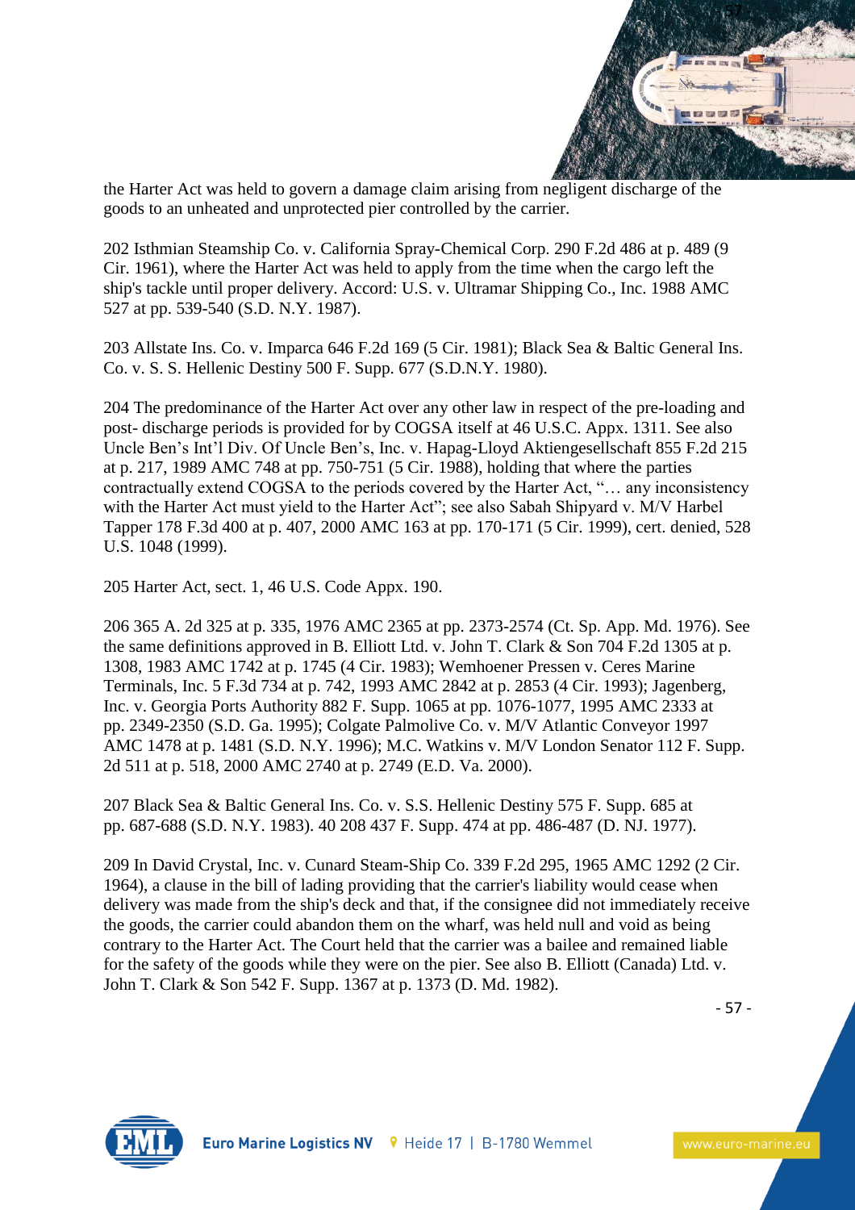the Harter Act was held to govern a damage claim arising from negligent discharge of the goods to an unheated and unprotected pier controlled by the carrier.

202 Isthmian Steamship Co. v. California Spray-Chemical Corp. 290 F.2d 486 at p. 489 (9 Cir. 1961), where the Harter Act was held to apply from the time when the cargo left the ship's tackle until proper delivery. Accord: U.S. v. Ultramar Shipping Co., Inc. 1988 AMC 527 at pp. 539-540 (S.D. N.Y. 1987).

203 Allstate Ins. Co. v. Imparca 646 F.2d 169 (5 Cir. 1981); Black Sea & Baltic General Ins. Co. v. S. S. Hellenic Destiny 500 F. Supp. 677 (S.D.N.Y. 1980).

204 The predominance of the Harter Act over any other law in respect of the pre-loading and post- discharge periods is provided for by COGSA itself at 46 U.S.C. Appx. 1311. See also Uncle Ben's Int'l Div. Of Uncle Ben's, Inc. v. Hapag-Lloyd Aktiengesellschaft 855 F.2d 215 at p. 217, 1989 AMC 748 at pp. 750-751 (5 Cir. 1988), holding that where the parties contractually extend COGSA to the periods covered by the Harter Act, "… any inconsistency with the Harter Act must yield to the Harter Act"; see also Sabah Shipyard v. M/V Harbel Tapper 178 F.3d 400 at p. 407, 2000 AMC 163 at pp. 170-171 (5 Cir. 1999), cert. denied, 528 U.S. 1048 (1999).

205 Harter Act, sect. 1, 46 U.S. Code Appx. 190.

206 365 A. 2d 325 at p. 335, 1976 AMC 2365 at pp. 2373-2574 (Ct. Sp. App. Md. 1976). See the same definitions approved in B. Elliott Ltd. v. John T. Clark & Son 704 F.2d 1305 at p. 1308, 1983 AMC 1742 at p. 1745 (4 Cir. 1983); Wemhoener Pressen v. Ceres Marine Terminals, Inc. 5 F.3d 734 at p. 742, 1993 AMC 2842 at p. 2853 (4 Cir. 1993); Jagenberg, Inc. v. Georgia Ports Authority 882 F. Supp. 1065 at pp. 1076-1077, 1995 AMC 2333 at pp. 2349-2350 (S.D. Ga. 1995); Colgate Palmolive Co. v. M/V Atlantic Conveyor 1997 AMC 1478 at p. 1481 (S.D. N.Y. 1996); M.C. Watkins v. M/V London Senator 112 F. Supp. 2d 511 at p. 518, 2000 AMC 2740 at p. 2749 (E.D. Va. 2000).

207 Black Sea & Baltic General Ins. Co. v. S.S. Hellenic Destiny 575 F. Supp. 685 at pp. 687-688 (S.D. N.Y. 1983). 40 208 437 F. Supp. 474 at pp. 486-487 (D. NJ. 1977).

209 In David Crystal, Inc. v. Cunard Steam-Ship Co. 339 F.2d 295, 1965 AMC 1292 (2 Cir. 1964), a clause in the bill of lading providing that the carrier's liability would cease when delivery was made from the ship's deck and that, if the consignee did not immediately receive the goods, the carrier could abandon them on the wharf, was held null and void as being contrary to the Harter Act. The Court held that the carrier was a bailee and remained liable for the safety of the goods while they were on the pier. See also B. Elliott (Canada) Ltd. v. John T. Clark & Son 542 F. Supp. 1367 at p. 1373 (D. Md. 1982).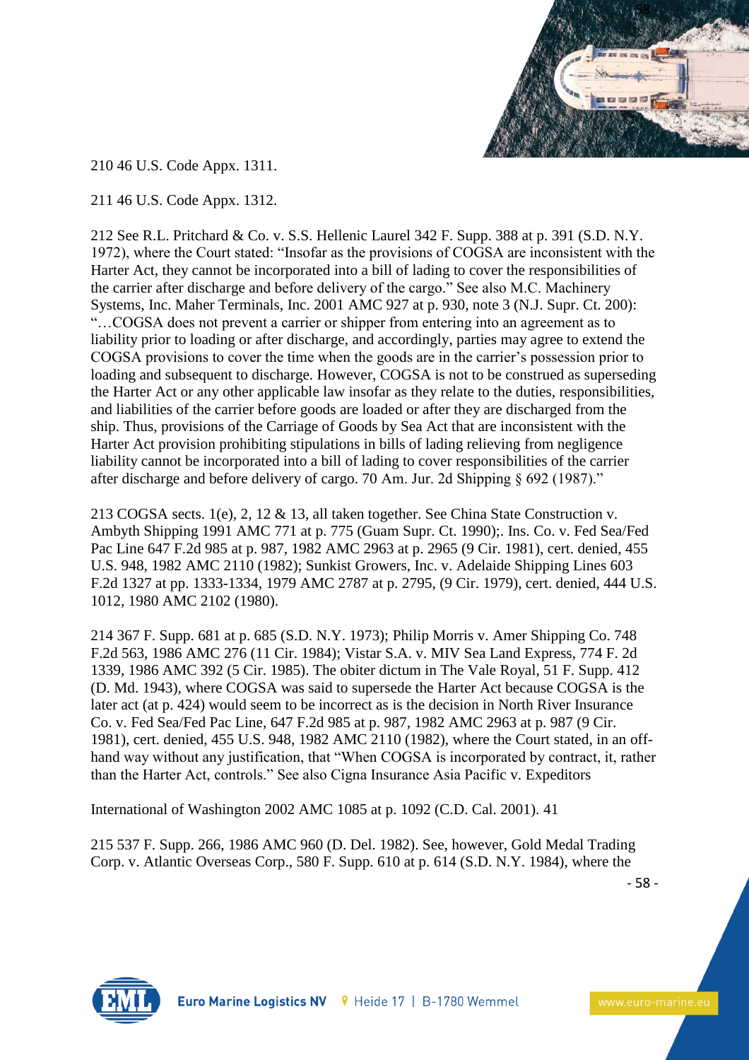210 46 U.S. Code Appx. 1311.

211 46 U.S. Code Appx. 1312.

212 See R.L. Pritchard & Co. v. S.S. Hellenic Laurel 342 F. Supp. 388 at p. 391 (S.D. N.Y. 1972), where the Court stated: "Insofar as the provisions of COGSA are inconsistent with the Harter Act, they cannot be incorporated into a bill of lading to cover the responsibilities of the carrier after discharge and before delivery of the cargo." See also M.C. Machinery Systems, Inc. Maher Terminals, Inc. 2001 AMC 927 at p. 930, note 3 (N.J. Supr. Ct. 200): "…COGSA does not prevent a carrier or shipper from entering into an agreement as to liability prior to loading or after discharge, and accordingly, parties may agree to extend the COGSA provisions to cover the time when the goods are in the carrier's possession prior to loading and subsequent to discharge. However, COGSA is not to be construed as superseding the Harter Act or any other applicable law insofar as they relate to the duties, responsibilities, and liabilities of the carrier before goods are loaded or after they are discharged from the ship. Thus, provisions of the Carriage of Goods by Sea Act that are inconsistent with the Harter Act provision prohibiting stipulations in bills of lading relieving from negligence liability cannot be incorporated into a bill of lading to cover responsibilities of the carrier after discharge and before delivery of cargo. 70 Am. Jur. 2d Shipping § 692 (1987)."

213 COGSA sects. 1(e), 2, 12 & 13, all taken together. See China State Construction v. Ambyth Shipping 1991 AMC 771 at p. 775 (Guam Supr. Ct. 1990);. Ins. Co. v. Fed Sea/Fed Pac Line 647 F.2d 985 at p. 987, 1982 AMC 2963 at p. 2965 (9 Cir. 1981), cert. denied, 455 U.S. 948, 1982 AMC 2110 (1982); Sunkist Growers, Inc. v. Adelaide Shipping Lines 603 F.2d 1327 at pp. 1333-1334, 1979 AMC 2787 at p. 2795, (9 Cir. 1979), cert. denied, 444 U.S. 1012, 1980 AMC 2102 (1980).

214 367 F. Supp. 681 at p. 685 (S.D. N.Y. 1973); Philip Morris v. Amer Shipping Co. 748 F.2d 563, 1986 AMC 276 (11 Cir. 1984); Vistar S.A. v. MIV Sea Land Express, 774 F. 2d 1339, 1986 AMC 392 (5 Cir. 1985). The obiter dictum in The Vale Royal, 51 F. Supp. 412 (D. Md. 1943), where COGSA was said to supersede the Harter Act because COGSA is the later act (at p. 424) would seem to be incorrect as is the decision in North River Insurance Co. v. Fed Sea/Fed Pac Line, 647 F.2d 985 at p. 987, 1982 AMC 2963 at p. 987 (9 Cir. 1981), cert. denied, 455 U.S. 948, 1982 AMC 2110 (1982), where the Court stated, in an off-hand way without any justification, that "When COGSA is incorporated by contract, it, rather than the Harter Act, controls." See also Cigna Insurance Asia Pacific v. Expeditors

International of Washington 2002 AMC 1085 at p. 1092 (C.D. Cal. 2001). 41

215 537 F. Supp. 266, 1986 AMC 960 (D. Del. 1982). See, however, Gold Medal Trading Corp. v. Atlantic Overseas Corp., 580 F. Supp. 610 at p. 614 (S.D. N.Y. 1984), where the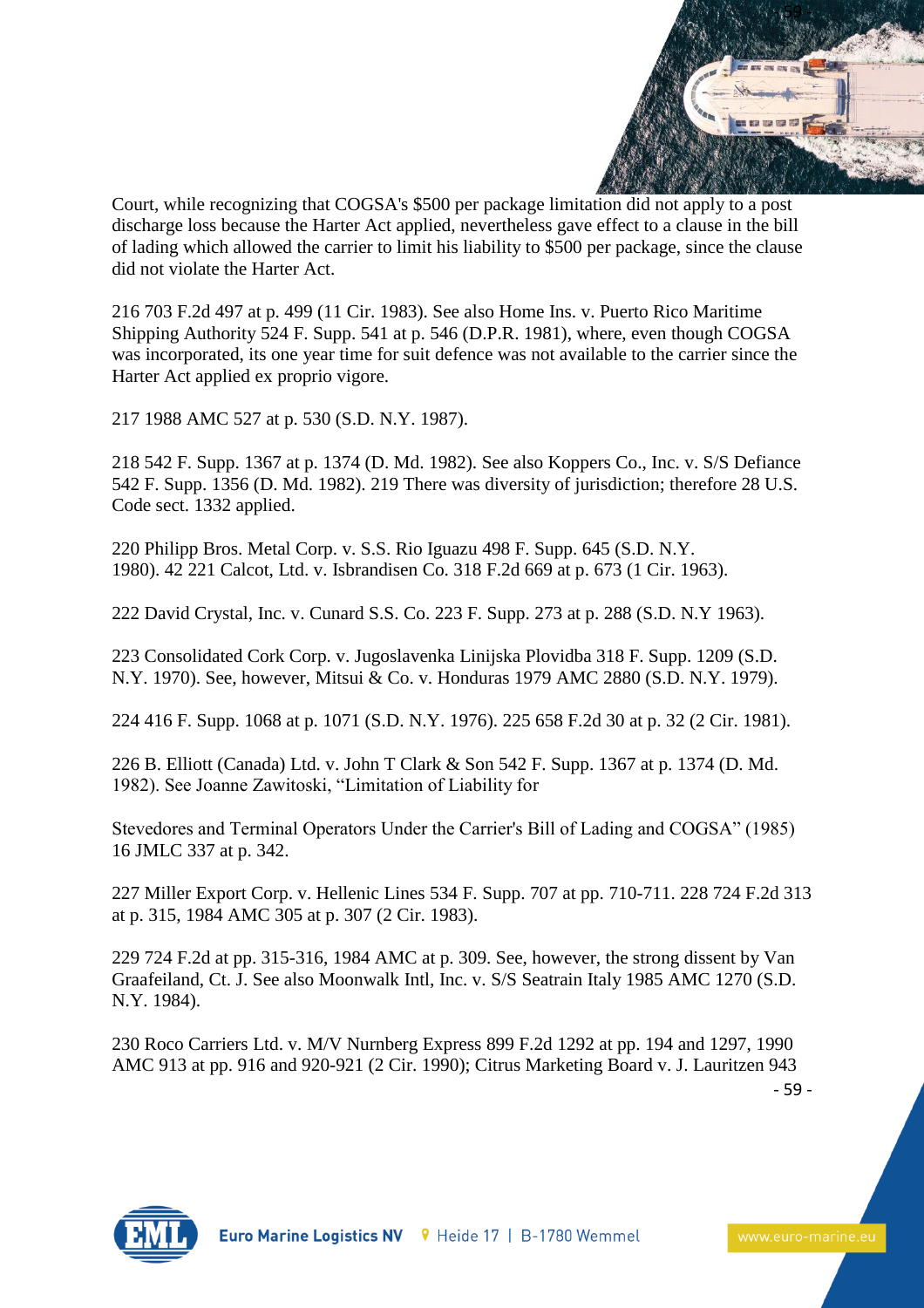Court, while recognizing that COGSA's $500 per package limitation did not apply to a post discharge loss because the Harter Act applied, nevertheless gave effect to a clause in the bill of lading which allowed the carrier to limit his liability to $500 per package, since the clause did not violate the Harter Act.

216 703 F.2d 497 at p. 499 (11 Cir. 1983). See also Home Ins. v. Puerto Rico Maritime Shipping Authority 524 F. Supp. 541 at p. 546 (D.P.R. 1981), where, even though COGSA was incorporated, its one year time for suit defence was not available to the carrier since the Harter Act applied ex proprio vigore.

217 1988 AMC 527 at p. 530 (S.D. N.Y. 1987).

218 542 F. Supp. 1367 at p. 1374 (D. Md. 1982). See also Koppers Co., Inc. v. S/S Defiance 542 F. Supp. 1356 (D. Md. 1982). 219 There was diversity of jurisdiction; therefore 28 U.S. Code sect. 1332 applied.

220 Philipp Bros. Metal Corp. v. S.S. Rio Iguazu 498 F. Supp. 645 (S.D. N.Y. 1980). 42 221 Calcot, Ltd. v. Isbrandisen Co. 318 F.2d 669 at p. 673 (1 Cir. 1963).

222 David Crystal, Inc. v. Cunard S.S. Co. 223 F. Supp. 273 at p. 288 (S.D. N.Y 1963).

223 Consolidated Cork Corp. v. Jugoslavenka Linijska Plovidba 318 F. Supp. 1209 (S.D. N.Y. 1970). See, however, Mitsui & Co. v. Honduras 1979 AMC 2880 (S.D. N.Y. 1979).

224 416 F. Supp. 1068 at p. 1071 (S.D. N.Y. 1976). 225 658 F.2d 30 at p. 32 (2 Cir. 1981).

226 B. Elliott (Canada) Ltd. v. John T Clark & Son 542 F. Supp. 1367 at p. 1374 (D. Md. 1982). See Joanne Zawitoski, "Limitation of Liability for

Stevedores and Terminal Operators Under the Carrier's Bill of Lading and COGSA" (1985) 16 JMLC 337 at p. 342.

227 Miller Export Corp. v. Hellenic Lines 534 F. Supp. 707 at pp. 710-711. 228 724 F.2d 313 at p. 315, 1984 AMC 305 at p. 307 (2 Cir. 1983).

229 724 F.2d at pp. 315-316, 1984 AMC at p. 309. See, however, the strong dissent by Van Graafeiland, Ct. J. See also Moonwalk Intl, Inc. v. S/S Seatrain Italy 1985 AMC 1270 (S.D. N.Y. 1984).

230 Roco Carriers Ltd. v. M/V Nurnberg Express 899 F.2d 1292 at pp. 194 and 1297, 1990 AMC 913 at pp. 916 and 920-921 (2 Cir. 1990); Citrus Marketing Board v. J. Lauritzen 943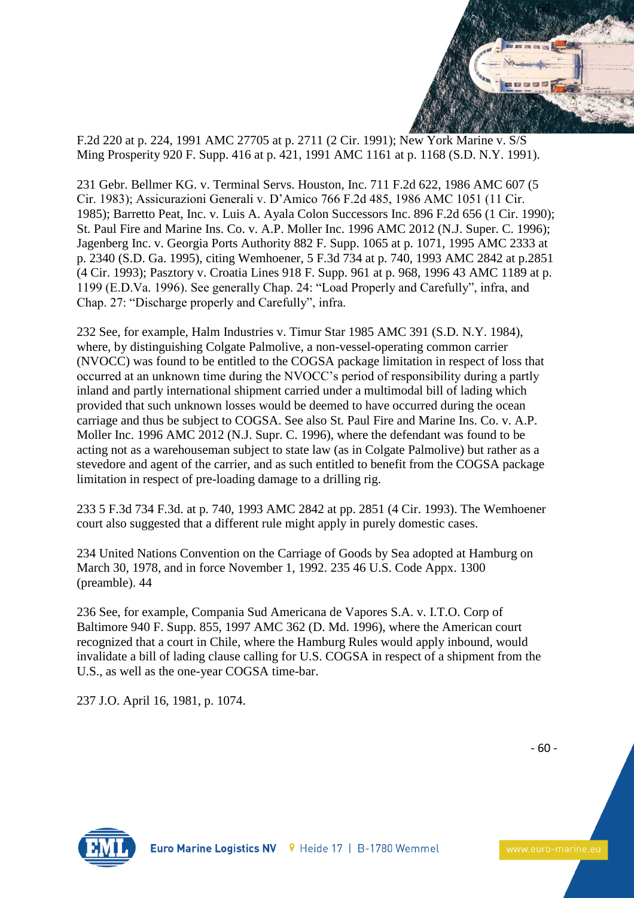F.2d 220 at p. 224, 1991 AMC 27705 at p. 2711 (2 Cir. 1991); New York Marine v. S/S Ming Prosperity 920 F. Supp. 416 at p. 421, 1991 AMC 1161 at p. 1168 (S.D. N.Y. 1991).

231 Gebr. Bellmer KG. v. Terminal Servs. Houston, Inc. 711 F.2d 622, 1986 AMC 607 (5 Cir. 1983); Assicurazioni Generali v. D'Amico 766 F.2d 485, 1986 AMC 1051 (11 Cir. 1985); Barretto Peat, Inc. v. Luis A. Ayala Colon Successors Inc. 896 F.2d 656 (1 Cir. 1990); St. Paul Fire and Marine Ins. Co. v. A.P. Moller Inc. 1996 AMC 2012 (N.J. Super. C. 1996); Jagenberg Inc. v. Georgia Ports Authority 882 F. Supp. 1065 at p. 1071, 1995 AMC 2333 at p. 2340 (S.D. Ga. 1995), citing Wemhoener, 5 F.3d 734 at p. 740, 1993 AMC 2842 at p.2851 (4 Cir. 1993); Pasztory v. Croatia Lines 918 F. Supp. 961 at p. 968, 1996 43 AMC 1189 at p. 1199 (E.D.Va. 1996). See generally Chap. 24: "Load Properly and Carefully", infra, and Chap. 27: "Discharge properly and Carefully", infra.

232 See, for example, Halm Industries v. Timur Star 1985 AMC 391 (S.D. N.Y. 1984), where, by distinguishing Colgate Palmolive, a non-vessel-operating common carrier (NVOCC) was found to be entitled to the COGSA package limitation in respect of loss that occurred at an unknown time during the NVOCC's period of responsibility during a partly inland and partly international shipment carried under a multimodal bill of lading which provided that such unknown losses would be deemed to have occurred during the ocean carriage and thus be subject to COGSA. See also St. Paul Fire and Marine Ins. Co. v. A.P. Moller Inc. 1996 AMC 2012 (N.J. Supr. C. 1996), where the defendant was found to be acting not as a warehouseman subject to state law (as in Colgate Palmolive) but rather as a stevedore and agent of the carrier, and as such entitled to benefit from the COGSA package limitation in respect of pre-loading damage to a drilling rig.

233 5 F.3d 734 F.3d. at p. 740, 1993 AMC 2842 at pp. 2851 (4 Cir. 1993). The Wemhoener court also suggested that a different rule might apply in purely domestic cases.

234 United Nations Convention on the Carriage of Goods by Sea adopted at Hamburg on March 30, 1978, and in force November 1, 1992. 235 46 U.S. Code Appx. 1300 (preamble). 44

236 See, for example, Compania Sud Americana de Vapores S.A. v. I.T.O. Corp of Baltimore 940 F. Supp. 855, 1997 AMC 362 (D. Md. 1996), where the American court recognized that a court in Chile, where the Hamburg Rules would apply inbound, would invalidate a bill of lading clause calling for U.S. COGSA in respect of a shipment from the U.S., as well as the one-year COGSA time-bar.

237 J.O. April 16, 1981, p. 1074.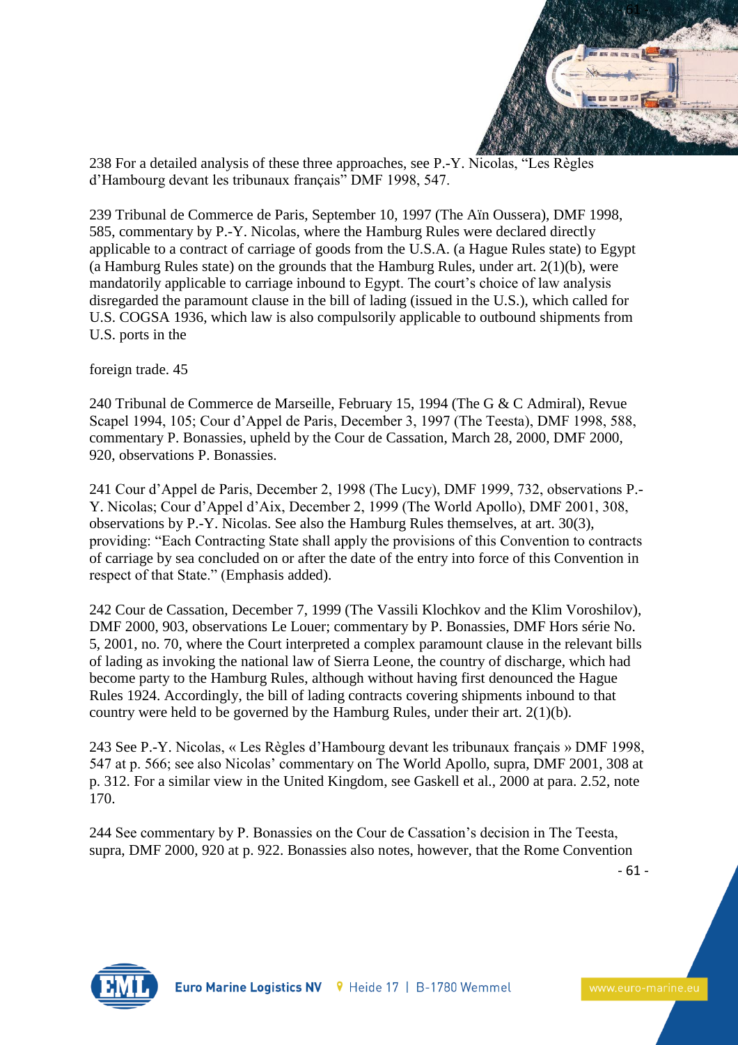238 For a detailed analysis of these three approaches, see P.-Y. Nicolas, "Les Règles d'Hambourg devant les tribunaux français" DMF 1998, 547.

239 Tribunal de Commerce de Paris, September 10, 1997 (The Aïn Oussera), DMF 1998, 585, commentary by P.-Y. Nicolas, where the Hamburg Rules were declared directly applicable to a contract of carriage of goods from the U.S.A. (a Hague Rules state) to Egypt (a Hamburg Rules state) on the grounds that the Hamburg Rules, under art. 2(1)(b), were mandatorily applicable to carriage inbound to Egypt. The court's choice of law analysis disregarded the paramount clause in the bill of lading (issued in the U.S.), which called for U.S. COGSA 1936, which law is also compulsorily applicable to outbound shipments from U.S. ports in the

foreign trade. 45

240 Tribunal de Commerce de Marseille, February 15, 1994 (The G & C Admiral), Revue Scapel 1994, 105; Cour d'Appel de Paris, December 3, 1997 (The Teesta), DMF 1998, 588, commentary P. Bonassies, upheld by the Cour de Cassation, March 28, 2000, DMF 2000, 920, observations P. Bonassies.

241 Cour d'Appel de Paris, December 2, 1998 (The Lucy), DMF 1999, 732, observations P.-Y. Nicolas; Cour d'Appel d'Aix, December 2, 1999 (The World Apollo), DMF 2001, 308, observations by P.-Y. Nicolas. See also the Hamburg Rules themselves, at art. 30(3), providing: "Each Contracting State shall apply the provisions of this Convention to contracts of carriage by sea concluded on or after the date of the entry into force of this Convention in respect of that State." (Emphasis added).

242 Cour de Cassation, December 7, 1999 (The Vassili Klochkov and the Klim Voroshilov), DMF 2000, 903, observations Le Louer; commentary by P. Bonassies, DMF Hors série No. 5, 2001, no. 70, where the Court interpreted a complex paramount clause in the relevant bills of lading as invoking the national law of Sierra Leone, the country of discharge, which had become party to the Hamburg Rules, although without having first denounced the Hague Rules 1924. Accordingly, the bill of lading contracts covering shipments inbound to that country were held to be governed by the Hamburg Rules, under their art. 2(1)(b).

243 See P.-Y. Nicolas, « Les Règles d'Hambourg devant les tribunaux français » DMF 1998, 547 at p. 566; see also Nicolas' commentary on The World Apollo, supra, DMF 2001, 308 at p. 312. For a similar view in the United Kingdom, see Gaskell et al., 2000 at para. 2.52, note 170.

244 See commentary by P. Bonassies on the Cour de Cassation's decision in The Teesta, supra, DMF 2000, 920 at p. 922. Bonassies also notes, however, that the Rome Convention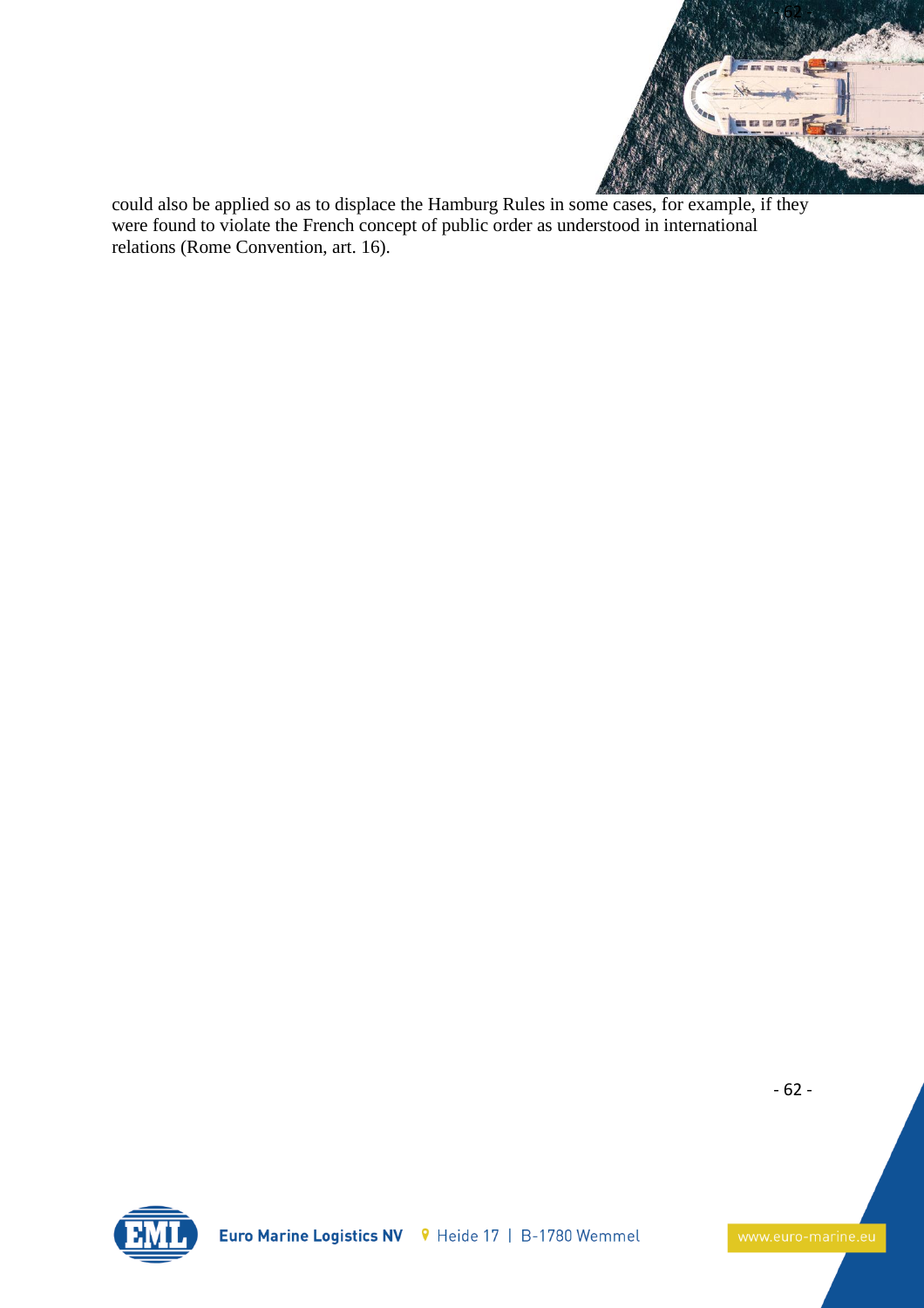could also be applied so as to displace the Hamburg Rules in some cases, for example, if they were found to violate the French concept of public order as understood in international relations (Rome Convention, art. 16).